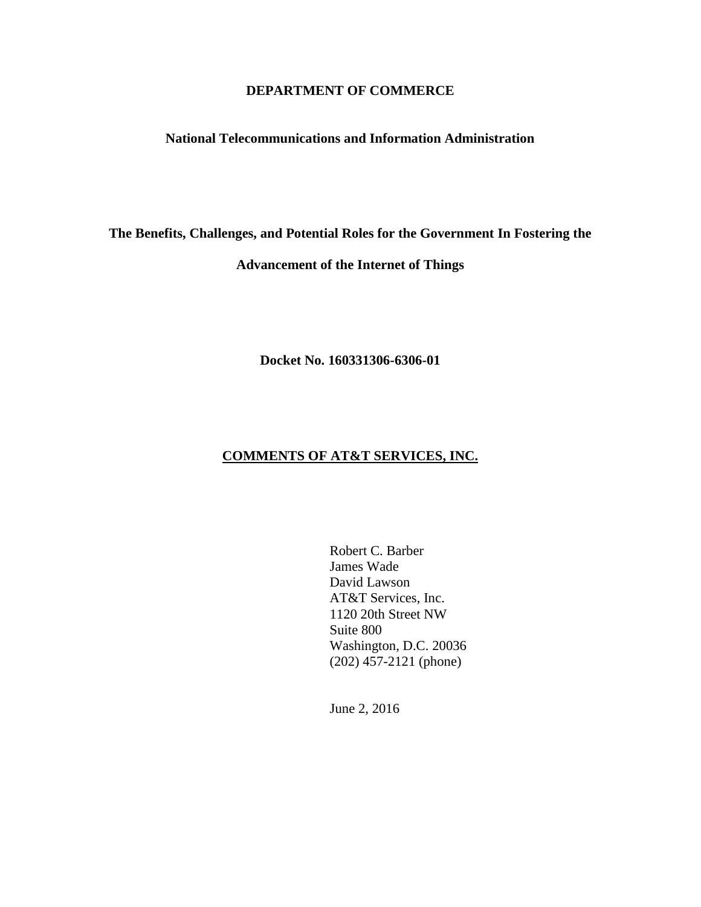**DEPARTMENT OF COMMERCE**

**National Telecommunications and Information Administration**

**The Benefits, Challenges, and Potential Roles for the Government In Fostering the Advancement of the Internet of Things**

**Docket No. 160331306-6306-01**

**COMMENTS OF AT&T SERVICES, INC.**

Robert C. Barber
James Wade
David Lawson
AT&T Services, Inc.
1120 20th Street NW
Suite 800
Washington, D.C. 20036
(202) 457-2121 (phone)

June 2, 2016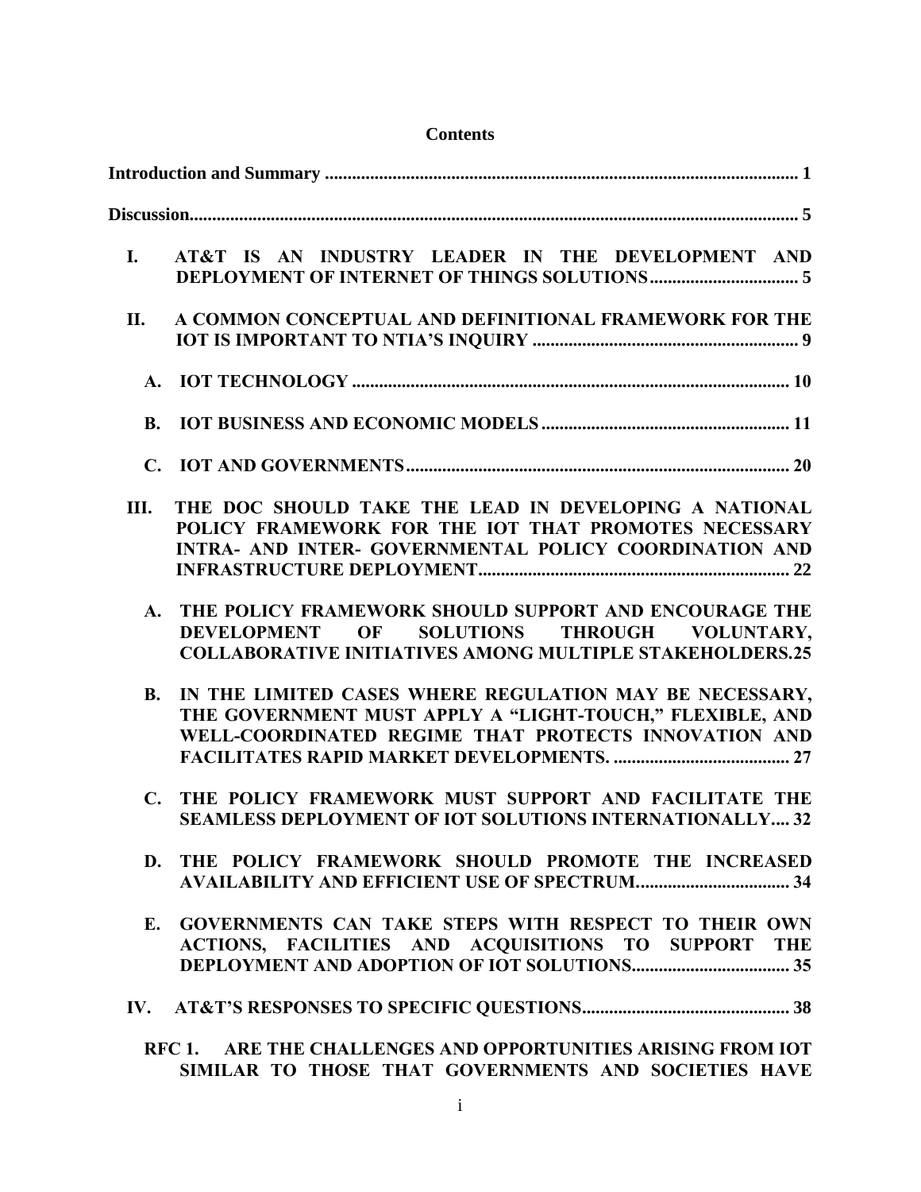**Contents**

**Introduction and Summary** ............................................................................................................ 1

**Discussion** ......................................................................................................................................... 5

**I. AT&T IS AN INDUSTRY LEADER IN THE DEVELOPMENT AND DEPLOYMENT OF INTERNET OF THINGS SOLUTIONS** ................................ 5

**II. A COMMON CONCEPTUAL AND DEFINITIONAL FRAMEWORK FOR THE IOT IS IMPORTANT TO NTIA'S INQUIRY** ........................................................... 9

- **A. IOT TECHNOLOGY** ................................................................................................ 10
- **B. IOT BUSINESS AND ECONOMIC MODELS** ...................................................... 11
- **C. IOT AND GOVERNMENTS** .................................................................................... 20

**III. THE DOC SHOULD TAKE THE LEAD IN DEVELOPING A NATIONAL POLICY FRAMEWORK FOR THE IOT THAT PROMOTES NECESSARY INTRA- AND INTER- GOVERNMENTAL POLICY COORDINATION AND INFRASTRUCTURE DEPLOYMENT** .................................................................... 22

- **A. THE POLICY FRAMEWORK SHOULD SUPPORT AND ENCOURAGE THE DEVELOPMENT OF SOLUTIONS THROUGH VOLUNTARY, COLLABORATIVE INITIATIVES AMONG MULTIPLE STAKEHOLDERS.** 25
- **B. IN THE LIMITED CASES WHERE REGULATION MAY BE NECESSARY, THE GOVERNMENT MUST APPLY A "LIGHT-TOUCH," FLEXIBLE, AND WELL-COORDINATED REGIME THAT PROTECTS INNOVATION AND FACILITATES RAPID MARKET DEVELOPMENTS.** ....................................... 27
- **C. THE POLICY FRAMEWORK MUST SUPPORT AND FACILITATE THE SEAMLESS DEPLOYMENT OF IOT SOLUTIONS INTERNATIONALLY** .... 32
- **D. THE POLICY FRAMEWORK SHOULD PROMOTE THE INCREASED AVAILABILITY AND EFFICIENT USE OF SPECTRUM.** ................................. 34
- **E. GOVERNMENTS CAN TAKE STEPS WITH RESPECT TO THEIR OWN ACTIONS, FACILITIES AND ACQUISITIONS TO SUPPORT THE DEPLOYMENT AND ADOPTION OF IOT SOLUTIONS.** .................................. 35

**IV. AT&T'S RESPONSES TO SPECIFIC QUESTIONS** .............................................. 38

- **RFC 1. ARE THE CHALLENGES AND OPPORTUNITIES ARISING FROM IOT SIMILAR TO THOSE THAT GOVERNMENTS AND SOCIETIES HAVE**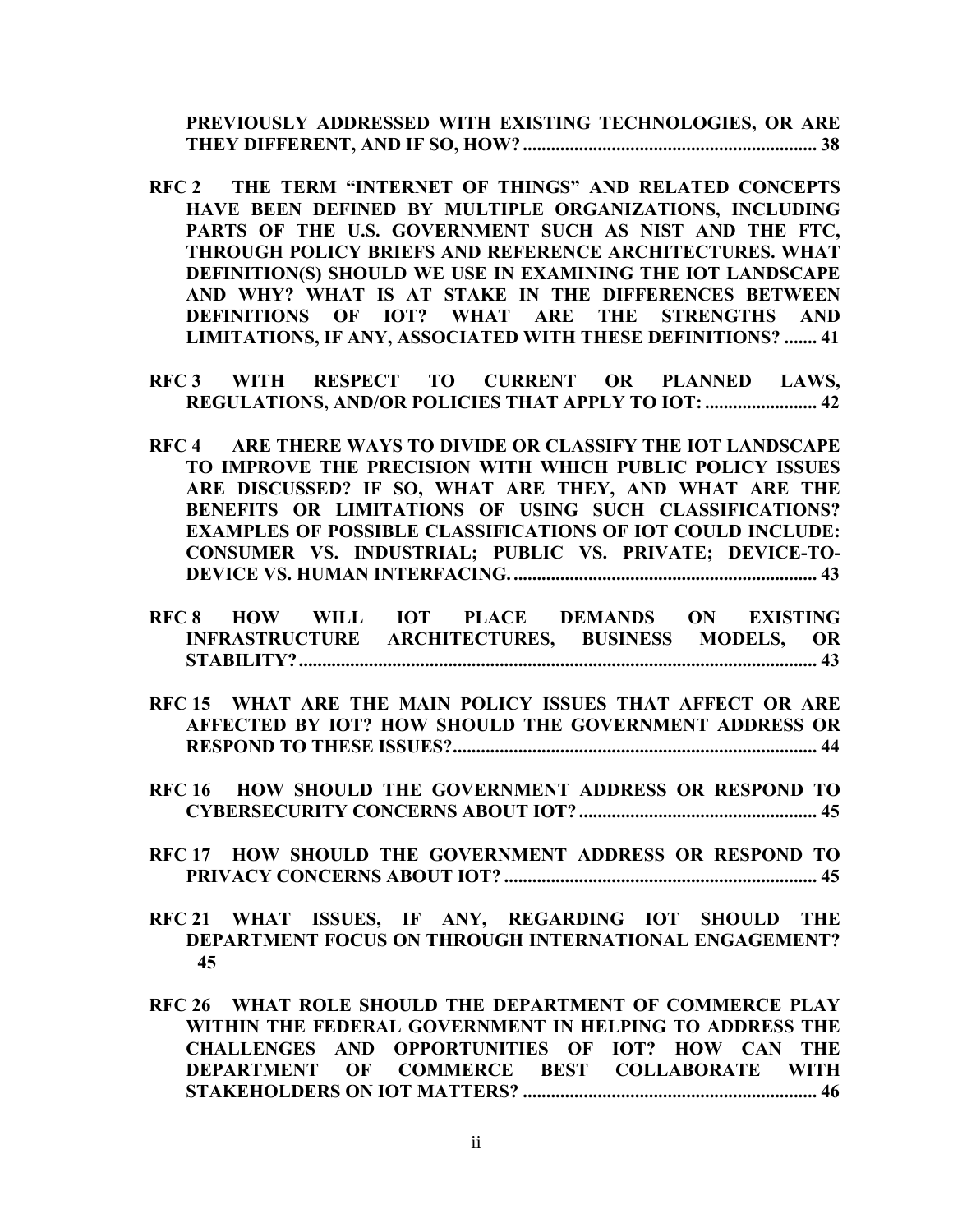**PREVIOUSLY ADDRESSED WITH EXISTING TECHNOLOGIES, OR ARE THEY DIFFERENT, AND IF SO, HOW? ....................................................................... 38**

**RFC 2 THE TERM "INTERNET OF THINGS" AND RELATED CONCEPTS HAVE BEEN DEFINED BY MULTIPLE ORGANIZATIONS, INCLUDING PARTS OF THE U.S. GOVERNMENT SUCH AS NIST AND THE FTC, THROUGH POLICY BRIEFS AND REFERENCE ARCHITECTURES. WHAT DEFINITION(S) SHOULD WE USE IN EXAMINING THE IOT LANDSCAPE AND WHY? WHAT IS AT STAKE IN THE DIFFERENCES BETWEEN DEFINITIONS OF IOT? WHAT ARE THE STRENGTHS AND LIMITATIONS, IF ANY, ASSOCIATED WITH THESE DEFINITIONS? ....... 41**

**RFC 3 WITH RESPECT TO CURRENT OR PLANNED LAWS, REGULATIONS, AND/OR POLICIES THAT APPLY TO IOT: ........................ 42**

**RFC 4 ARE THERE WAYS TO DIVIDE OR CLASSIFY THE IOT LANDSCAPE TO IMPROVE THE PRECISION WITH WHICH PUBLIC POLICY ISSUES ARE DISCUSSED? IF SO, WHAT ARE THEY, AND WHAT ARE THE BENEFITS OR LIMITATIONS OF USING SUCH CLASSIFICATIONS? EXAMPLES OF POSSIBLE CLASSIFICATIONS OF IOT COULD INCLUDE: CONSUMER VS. INDUSTRIAL; PUBLIC VS. PRIVATE; DEVICE-TO-DEVICE VS. HUMAN INTERFACING. ................................................................ 43**

**RFC 8 HOW WILL IOT PLACE DEMANDS ON EXISTING INFRASTRUCTURE ARCHITECTURES, BUSINESS MODELS, OR STABILITY? .............................................................................................................. 43**

**RFC 15 WHAT ARE THE MAIN POLICY ISSUES THAT AFFECT OR ARE AFFECTED BY IOT? HOW SHOULD THE GOVERNMENT ADDRESS OR RESPOND TO THESE ISSUES? ............................................................................ 44**

**RFC 16 HOW SHOULD THE GOVERNMENT ADDRESS OR RESPOND TO CYBERSECURITY CONCERNS ABOUT IOT? .................................................. 45**

**RFC 17 HOW SHOULD THE GOVERNMENT ADDRESS OR RESPOND TO PRIVACY CONCERNS ABOUT IOT? .................................................................. 45**

**RFC 21 WHAT ISSUES, IF ANY, REGARDING IOT SHOULD THE DEPARTMENT FOCUS ON THROUGH INTERNATIONAL ENGAGEMENT? 45**

**RFC 26 WHAT ROLE SHOULD THE DEPARTMENT OF COMMERCE PLAY WITHIN THE FEDERAL GOVERNMENT IN HELPING TO ADDRESS THE CHALLENGES AND OPPORTUNITIES OF IOT? HOW CAN THE DEPARTMENT OF COMMERCE BEST COLLABORATE WITH STAKEHOLDERS ON IOT MATTERS? .............................................................. 46**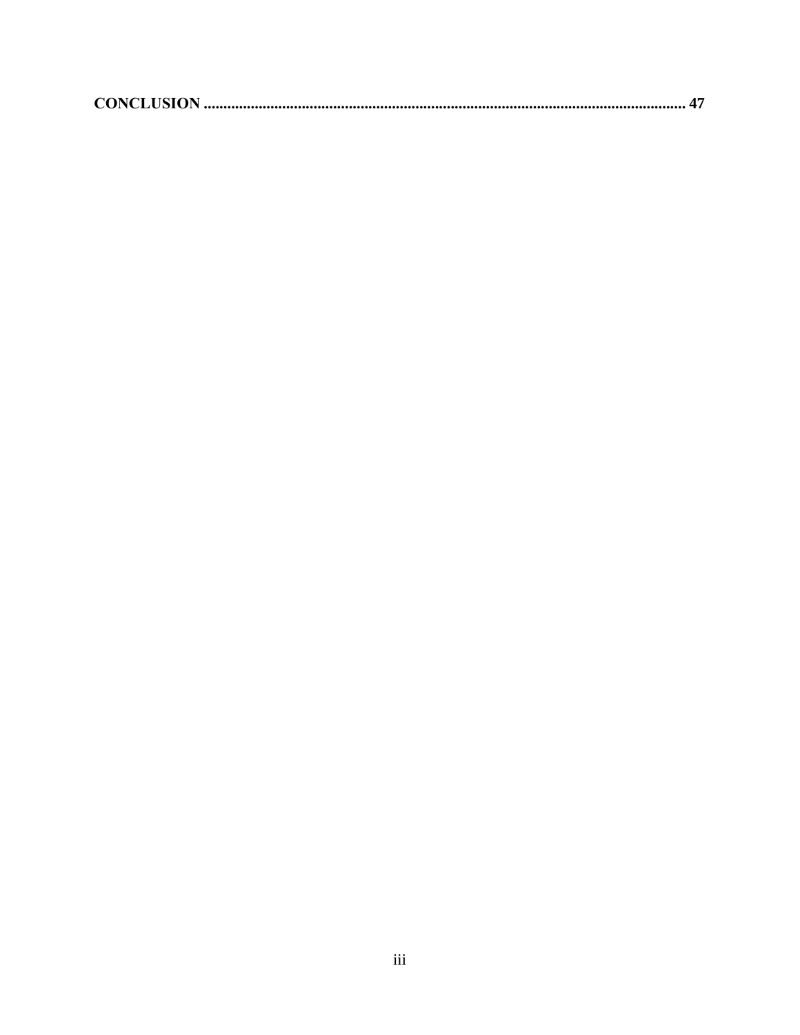**CONCLUSION ......................................................................................................................... 47**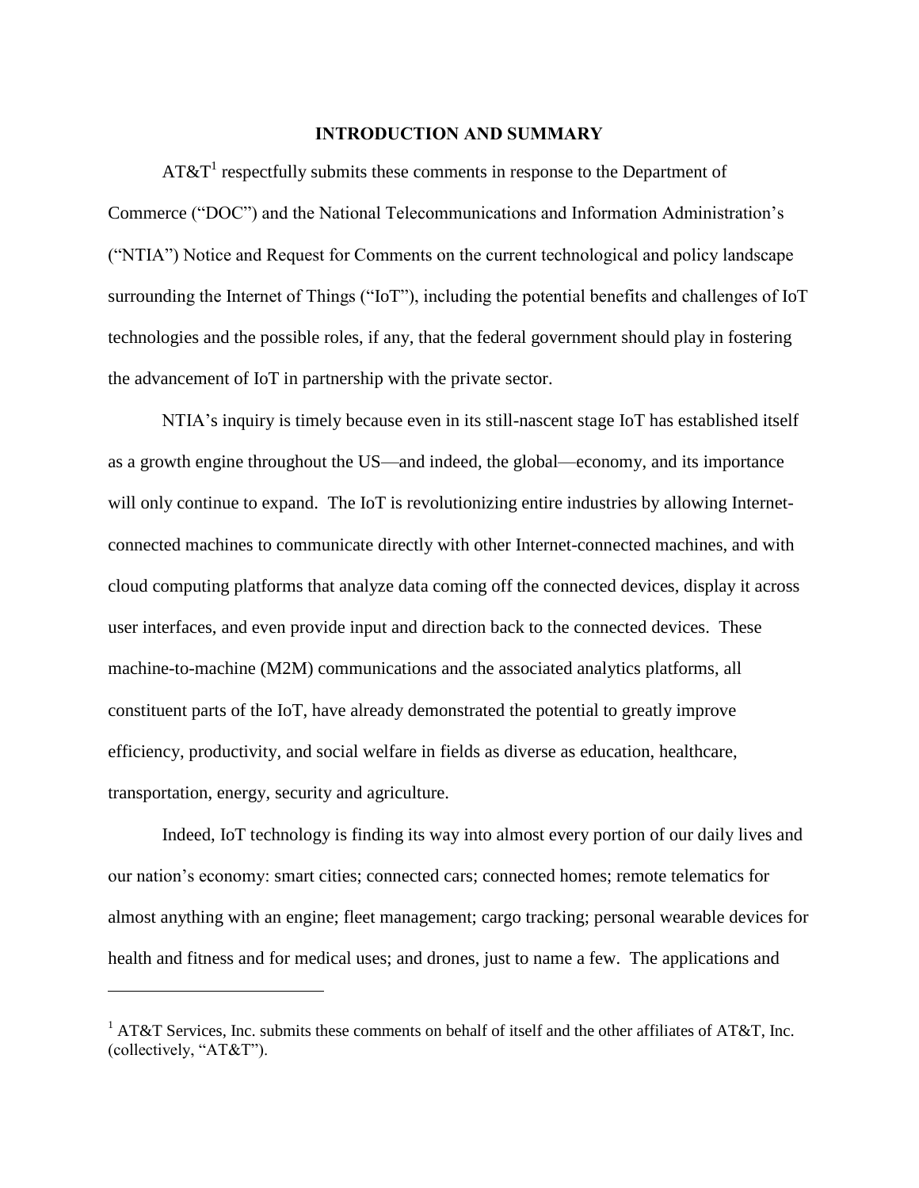## INTRODUCTION AND SUMMARY

AT&T[1] respectfully submits these comments in response to the Department of Commerce ("DOC") and the National Telecommunications and Information Administration's ("NTIA") Notice and Request for Comments on the current technological and policy landscape surrounding the Internet of Things ("IoT"), including the potential benefits and challenges of IoT technologies and the possible roles, if any, that the federal government should play in fostering the advancement of IoT in partnership with the private sector.

NTIA's inquiry is timely because even in its still-nascent stage IoT has established itself as a growth engine throughout the US—and indeed, the global—economy, and its importance will only continue to expand. The IoT is revolutionizing entire industries by allowing Internet-connected machines to communicate directly with other Internet-connected machines, and with cloud computing platforms that analyze data coming off the connected devices, display it across user interfaces, and even provide input and direction back to the connected devices. These machine-to-machine (M2M) communications and the associated analytics platforms, all constituent parts of the IoT, have already demonstrated the potential to greatly improve efficiency, productivity, and social welfare in fields as diverse as education, healthcare, transportation, energy, security and agriculture.

Indeed, IoT technology is finding its way into almost every portion of our daily lives and our nation's economy: smart cities; connected cars; connected homes; remote telematics for almost anything with an engine; fleet management; cargo tracking; personal wearable devices for health and fitness and for medical uses; and drones, just to name a few. The applications and

---

[1] AT&T Services, Inc. submits these comments on behalf of itself and the other affiliates of AT&T, Inc. (collectively, "AT&T").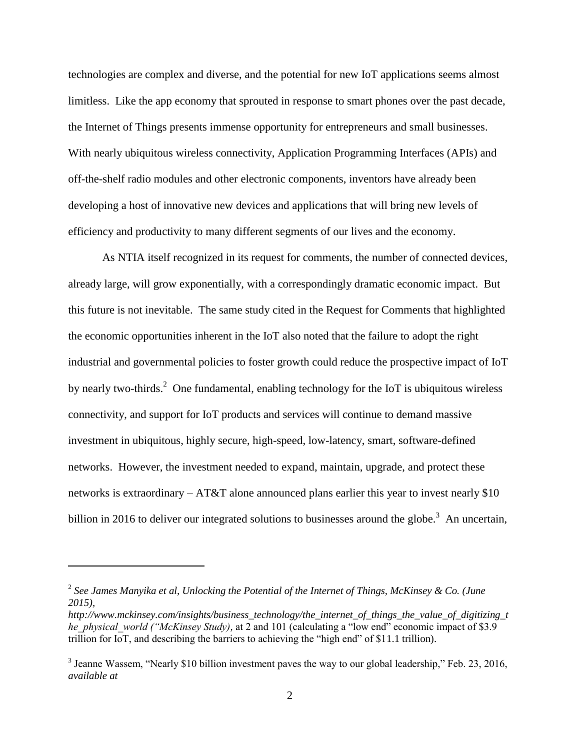technologies are complex and diverse, and the potential for new IoT applications seems almost limitless. Like the app economy that sprouted in response to smart phones over the past decade, the Internet of Things presents immense opportunity for entrepreneurs and small businesses. With nearly ubiquitous wireless connectivity, Application Programming Interfaces (APIs) and off-the-shelf radio modules and other electronic components, inventors have already been developing a host of innovative new devices and applications that will bring new levels of efficiency and productivity to many different segments of our lives and the economy.

As NTIA itself recognized in its request for comments, the number of connected devices, already large, will grow exponentially, with a correspondingly dramatic economic impact. But this future is not inevitable. The same study cited in the Request for Comments that highlighted the economic opportunities inherent in the IoT also noted that the failure to adopt the right industrial and governmental policies to foster growth could reduce the prospective impact of IoT by nearly two-thirds.[2] One fundamental, enabling technology for the IoT is ubiquitous wireless connectivity, and support for IoT products and services will continue to demand massive investment in ubiquitous, highly secure, high-speed, low-latency, smart, software-defined networks. However, the investment needed to expand, maintain, upgrade, and protect these networks is extraordinary – AT&T alone announced plans earlier this year to invest nearly $10 billion in 2016 to deliver our integrated solutions to businesses around the globe.[3] An uncertain,

---

[2] *See James Manyika et al, Unlocking the Potential of the Internet of Things, McKinsey & Co. (June 2015), http://www.mckinsey.com/insights/business_technology/the_internet_of_things_the_value_of_digitizing_the_physical_world ("McKinsey Study)*, at 2 and 101 (calculating a "low end" economic impact of $3.9 trillion for IoT, and describing the barriers to achieving the "high end" of $11.1 trillion).

[3] Jeanne Wassem, "Nearly $10 billion investment paves the way to our global leadership," Feb. 23, 2016, *available at*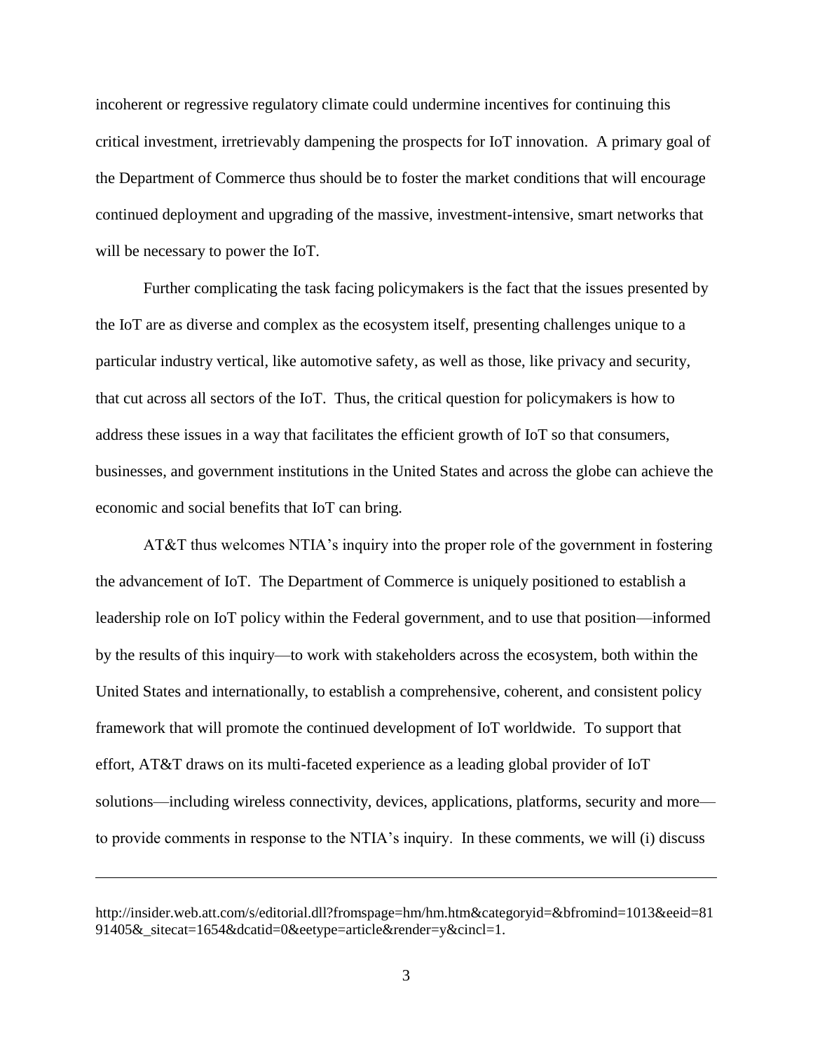incoherent or regressive regulatory climate could undermine incentives for continuing this critical investment, irretrievably dampening the prospects for IoT innovation. A primary goal of the Department of Commerce thus should be to foster the market conditions that will encourage continued deployment and upgrading of the massive, investment-intensive, smart networks that will be necessary to power the IoT.

Further complicating the task facing policymakers is the fact that the issues presented by the IoT are as diverse and complex as the ecosystem itself, presenting challenges unique to a particular industry vertical, like automotive safety, as well as those, like privacy and security, that cut across all sectors of the IoT. Thus, the critical question for policymakers is how to address these issues in a way that facilitates the efficient growth of IoT so that consumers, businesses, and government institutions in the United States and across the globe can achieve the economic and social benefits that IoT can bring.

AT&T thus welcomes NTIA's inquiry into the proper role of the government in fostering the advancement of IoT. The Department of Commerce is uniquely positioned to establish a leadership role on IoT policy within the Federal government, and to use that position—informed by the results of this inquiry—to work with stakeholders across the ecosystem, both within the United States and internationally, to establish a comprehensive, coherent, and consistent policy framework that will promote the continued development of IoT worldwide. To support that effort, AT&T draws on its multi-faceted experience as a leading global provider of IoT solutions—including wireless connectivity, devices, applications, platforms, security and more—to provide comments in response to the NTIA's inquiry. In these comments, we will (i) discuss

---

http://insider.web.att.com/s/editorial.dll?fromspage=hm/hm.htm&categoryid=&bfromind=1013&eeid=8191405&_sitecat=1654&dcatid=0&eetype=article&render=y&cincl=1.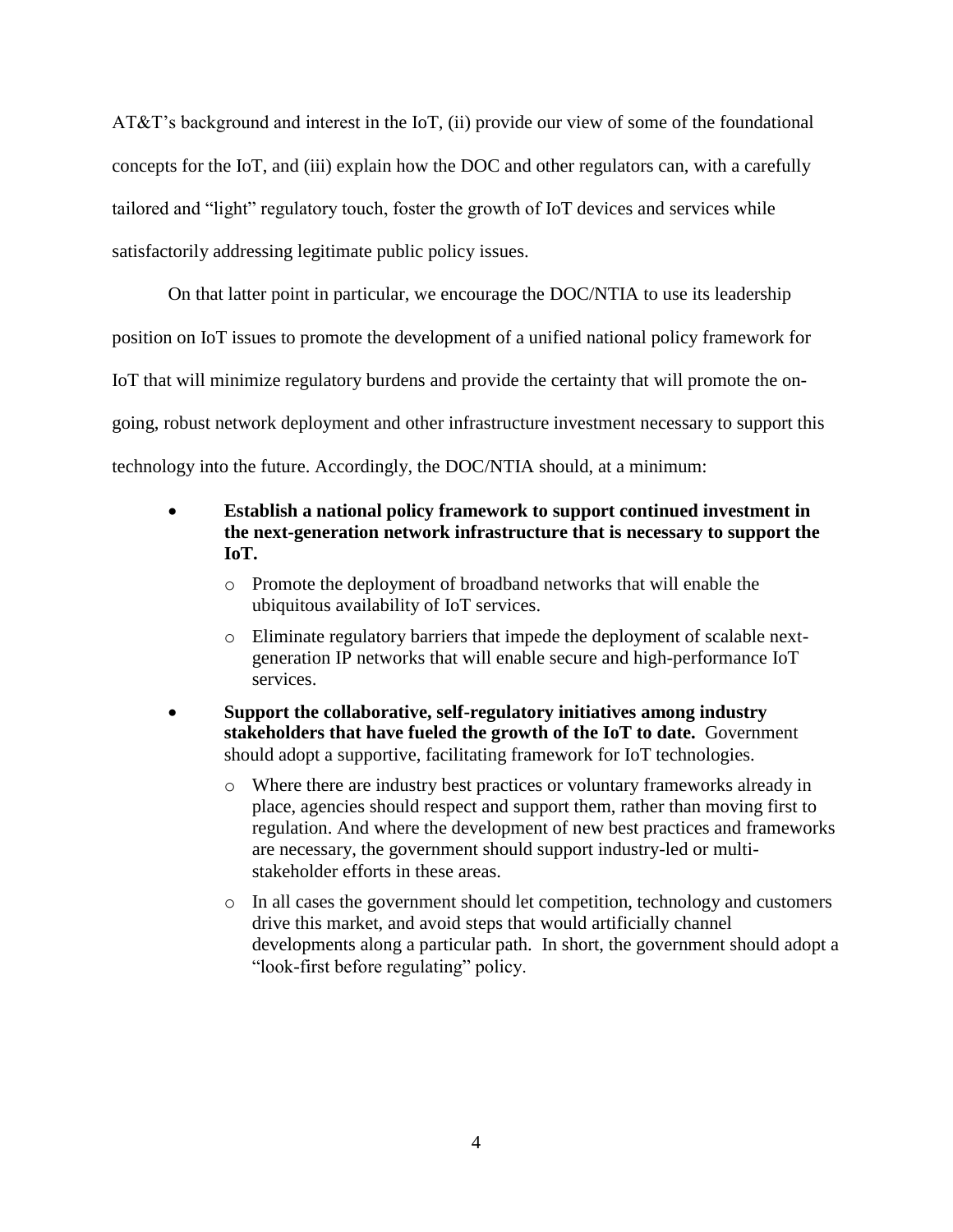AT&T's background and interest in the IoT, (ii) provide our view of some of the foundational concepts for the IoT, and (iii) explain how the DOC and other regulators can, with a carefully tailored and "light" regulatory touch, foster the growth of IoT devices and services while satisfactorily addressing legitimate public policy issues.

On that latter point in particular, we encourage the DOC/NTIA to use its leadership position on IoT issues to promote the development of a unified national policy framework for IoT that will minimize regulatory burdens and provide the certainty that will promote the on-going, robust network deployment and other infrastructure investment necessary to support this technology into the future. Accordingly, the DOC/NTIA should, at a minimum:

- **Establish a national policy framework to support continued investment in the next-generation network infrastructure that is necessary to support the IoT.**
  - Promote the deployment of broadband networks that will enable the ubiquitous availability of IoT services.
  - Eliminate regulatory barriers that impede the deployment of scalable next-generation IP networks that will enable secure and high-performance IoT services.
- **Support the collaborative, self-regulatory initiatives among industry stakeholders that have fueled the growth of the IoT to date.** Government should adopt a supportive, facilitating framework for IoT technologies.
  - Where there are industry best practices or voluntary frameworks already in place, agencies should respect and support them, rather than moving first to regulation. And where the development of new best practices and frameworks are necessary, the government should support industry-led or multi-stakeholder efforts in these areas.
  - In all cases the government should let competition, technology and customers drive this market, and avoid steps that would artificially channel developments along a particular path. In short, the government should adopt a "look-first before regulating" policy.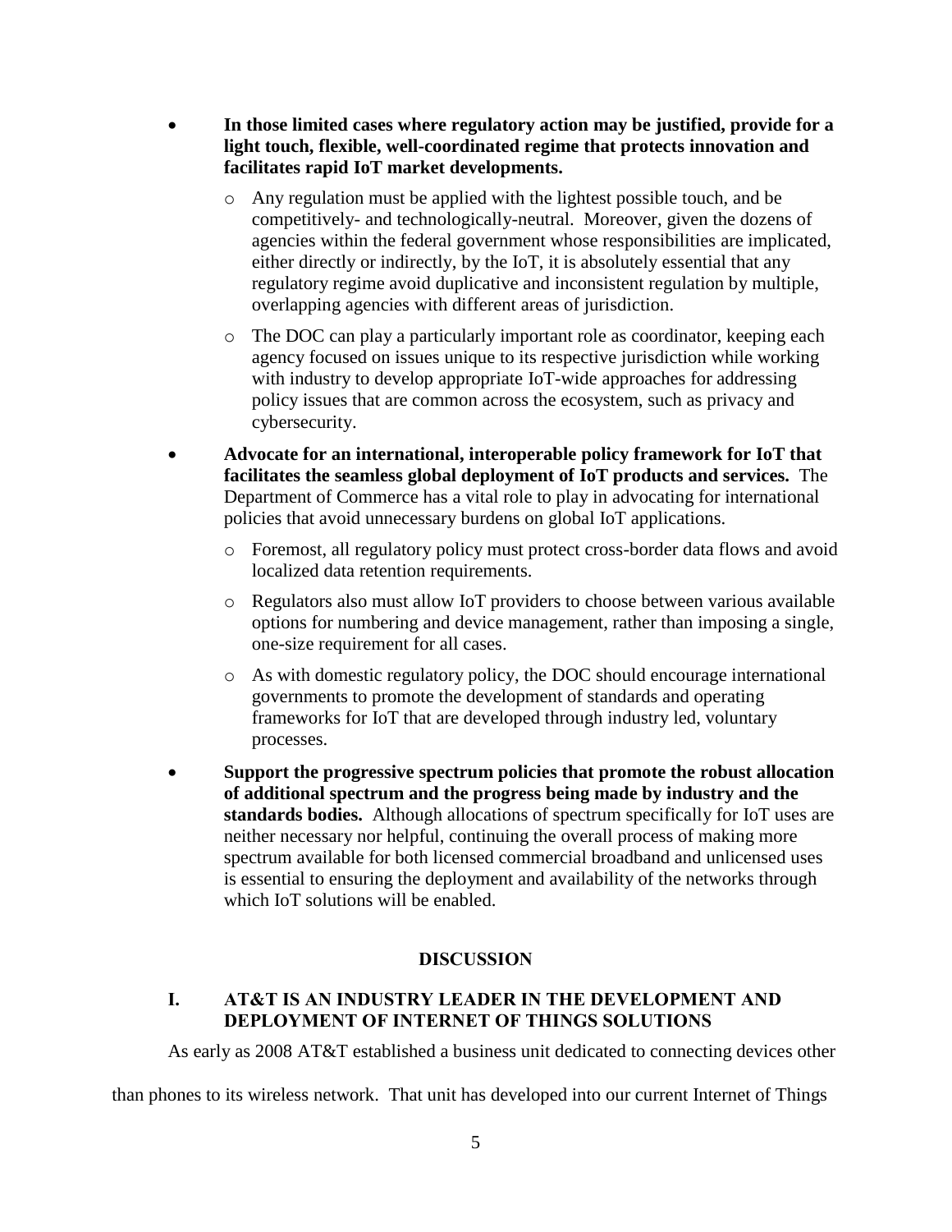- **In those limited cases where regulatory action may be justified, provide for a light touch, flexible, well-coordinated regime that protects innovation and facilitates rapid IoT market developments.**
  - Any regulation must be applied with the lightest possible touch, and be competitively- and technologically-neutral. Moreover, given the dozens of agencies within the federal government whose responsibilities are implicated, either directly or indirectly, by the IoT, it is absolutely essential that any regulatory regime avoid duplicative and inconsistent regulation by multiple, overlapping agencies with different areas of jurisdiction.
  - The DOC can play a particularly important role as coordinator, keeping each agency focused on issues unique to its respective jurisdiction while working with industry to develop appropriate IoT-wide approaches for addressing policy issues that are common across the ecosystem, such as privacy and cybersecurity.
- **Advocate for an international, interoperable policy framework for IoT that facilitates the seamless global deployment of IoT products and services.** The Department of Commerce has a vital role to play in advocating for international policies that avoid unnecessary burdens on global IoT applications.
  - Foremost, all regulatory policy must protect cross-border data flows and avoid localized data retention requirements.
  - Regulators also must allow IoT providers to choose between various available options for numbering and device management, rather than imposing a single, one-size requirement for all cases.
  - As with domestic regulatory policy, the DOC should encourage international governments to promote the development of standards and operating frameworks for IoT that are developed through industry led, voluntary processes.
- **Support the progressive spectrum policies that promote the robust allocation of additional spectrum and the progress being made by industry and the standards bodies.** Although allocations of spectrum specifically for IoT uses are neither necessary nor helpful, continuing the overall process of making more spectrum available for both licensed commercial broadband and unlicensed uses is essential to ensuring the deployment and availability of the networks through which IoT solutions will be enabled.

## DISCUSSION

### I. AT&T IS AN INDUSTRY LEADER IN THE DEVELOPMENT AND DEPLOYMENT OF INTERNET OF THINGS SOLUTIONS

As early as 2008 AT&T established a business unit dedicated to connecting devices other than phones to its wireless network. That unit has developed into our current Internet of Things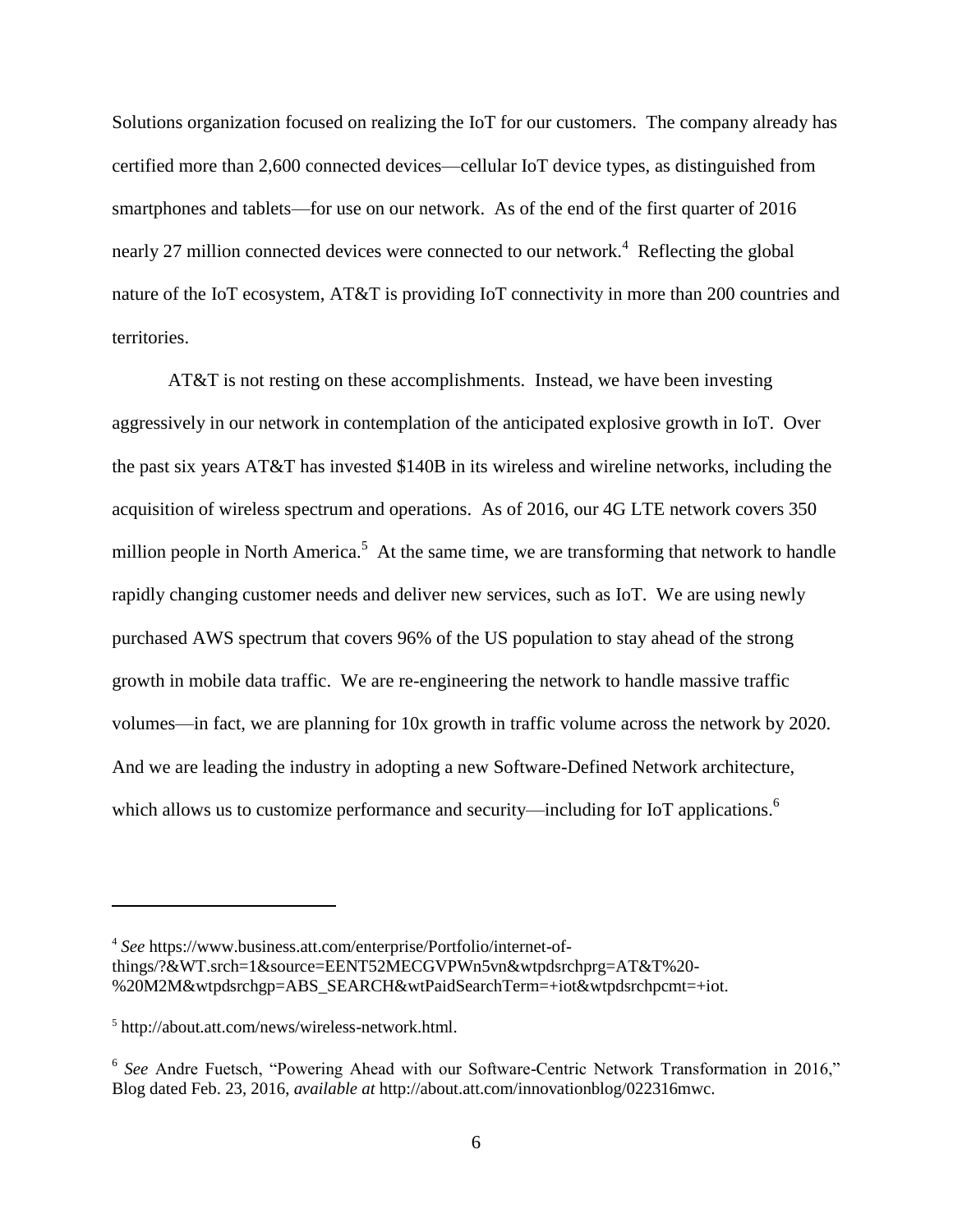Solutions organization focused on realizing the IoT for our customers. The company already has certified more than 2,600 connected devices—cellular IoT device types, as distinguished from smartphones and tablets—for use on our network. As of the end of the first quarter of 2016 nearly 27 million connected devices were connected to our network.[4] Reflecting the global nature of the IoT ecosystem, AT&T is providing IoT connectivity in more than 200 countries and territories.

AT&T is not resting on these accomplishments. Instead, we have been investing aggressively in our network in contemplation of the anticipated explosive growth in IoT. Over the past six years AT&T has invested $140B in its wireless and wireline networks, including the acquisition of wireless spectrum and operations. As of 2016, our 4G LTE network covers 350 million people in North America.[5] At the same time, we are transforming that network to handle rapidly changing customer needs and deliver new services, such as IoT. We are using newly purchased AWS spectrum that covers 96% of the US population to stay ahead of the strong growth in mobile data traffic. We are re-engineering the network to handle massive traffic volumes—in fact, we are planning for 10x growth in traffic volume across the network by 2020. And we are leading the industry in adopting a new Software-Defined Network architecture, which allows us to customize performance and security—including for IoT applications.[6]

---

[4] *See* https://www.business.att.com/enterprise/Portfolio/internet-of-things/?&WT.srch=1&source=EENT52MECGVPWn5vn&wtpdsrchprg=AT&T%20-%20M2M&wtpdsrchgp=ABS_SEARCH&wtPaidSearchTerm=+iot&wtpdsrchpcmt=+iot.

[5] http://about.att.com/news/wireless-network.html.

[6] *See* Andre Fuetsch, "Powering Ahead with our Software-Centric Network Transformation in 2016," Blog dated Feb. 23, 2016, *available at* http://about.att.com/innovationblog/022316mwc.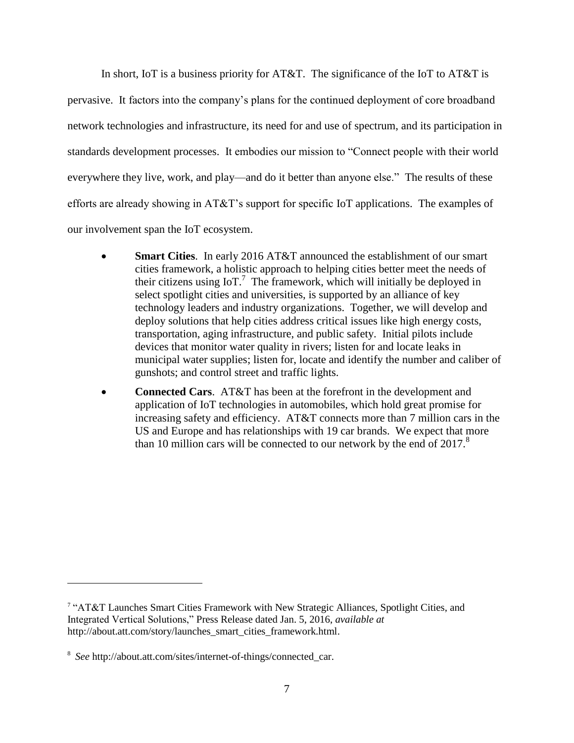In short, IoT is a business priority for AT&T. The significance of the IoT to AT&T is pervasive. It factors into the company's plans for the continued deployment of core broadband network technologies and infrastructure, its need for and use of spectrum, and its participation in standards development processes. It embodies our mission to "Connect people with their world everywhere they live, work, and play—and do it better than anyone else." The results of these efforts are already showing in AT&T's support for specific IoT applications. The examples of our involvement span the IoT ecosystem.

- **Smart Cities**. In early 2016 AT&T announced the establishment of our smart cities framework, a holistic approach to helping cities better meet the needs of their citizens using IoT.[7] The framework, which will initially be deployed in select spotlight cities and universities, is supported by an alliance of key technology leaders and industry organizations. Together, we will develop and deploy solutions that help cities address critical issues like high energy costs, transportation, aging infrastructure, and public safety. Initial pilots include devices that monitor water quality in rivers; listen for and locate leaks in municipal water supplies; listen for, locate and identify the number and caliber of gunshots; and control street and traffic lights.
- **Connected Cars**. AT&T has been at the forefront in the development and application of IoT technologies in automobiles, which hold great promise for increasing safety and efficiency. AT&T connects more than 7 million cars in the US and Europe and has relationships with 19 car brands. We expect that more than 10 million cars will be connected to our network by the end of 2017.[8]

---

[7] "AT&T Launches Smart Cities Framework with New Strategic Alliances, Spotlight Cities, and Integrated Vertical Solutions," Press Release dated Jan. 5, 2016, *available at* http://about.att.com/story/launches_smart_cities_framework.html.

[8] *See* http://about.att.com/sites/internet-of-things/connected_car.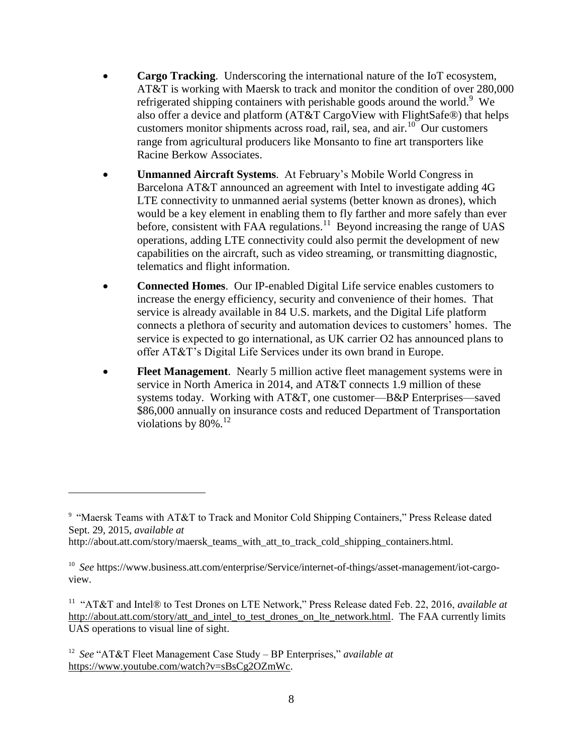- **Cargo Tracking**. Underscoring the international nature of the IoT ecosystem, AT&T is working with Maersk to track and monitor the condition of over 280,000 refrigerated shipping containers with perishable goods around the world.[9] We also offer a device and platform (AT&T CargoView with FlightSafe®) that helps customers monitor shipments across road, rail, sea, and air.[10] Our customers range from agricultural producers like Monsanto to fine art transporters like Racine Berkow Associates.
- **Unmanned Aircraft Systems**. At February's Mobile World Congress in Barcelona AT&T announced an agreement with Intel to investigate adding 4G LTE connectivity to unmanned aerial systems (better known as drones), which would be a key element in enabling them to fly farther and more safely than ever before, consistent with FAA regulations.[11] Beyond increasing the range of UAS operations, adding LTE connectivity could also permit the development of new capabilities on the aircraft, such as video streaming, or transmitting diagnostic, telematics and flight information.
- **Connected Homes**. Our IP-enabled Digital Life service enables customers to increase the energy efficiency, security and convenience of their homes. That service is already available in 84 U.S. markets, and the Digital Life platform connects a plethora of security and automation devices to customers' homes. The service is expected to go international, as UK carrier O2 has announced plans to offer AT&T's Digital Life Services under its own brand in Europe.
- **Fleet Management**. Nearly 5 million active fleet management systems were in service in North America in 2014, and AT&T connects 1.9 million of these systems today. Working with AT&T, one customer—B&P Enterprises—saved $86,000 annually on insurance costs and reduced Department of Transportation violations by 80%.[12]

---

[9] "Maersk Teams with AT&T to Track and Monitor Cold Shipping Containers," Press Release dated Sept. 29, 2015, *available at* http://about.att.com/story/maersk_teams_with_att_to_track_cold_shipping_containers.html.

[10] *See* https://www.business.att.com/enterprise/Service/internet-of-things/asset-management/iot-cargo-view.

[11] "AT&T and Intel® to Test Drones on LTE Network," Press Release dated Feb. 22, 2016, *available at* http://about.att.com/story/att_and_intel_to_test_drones_on_lte_network.html. The FAA currently limits UAS operations to visual line of sight.

[12] *See* "AT&T Fleet Management Case Study – BP Enterprises," *available at* https://www.youtube.com/watch?v=sBsCg2OZmWc.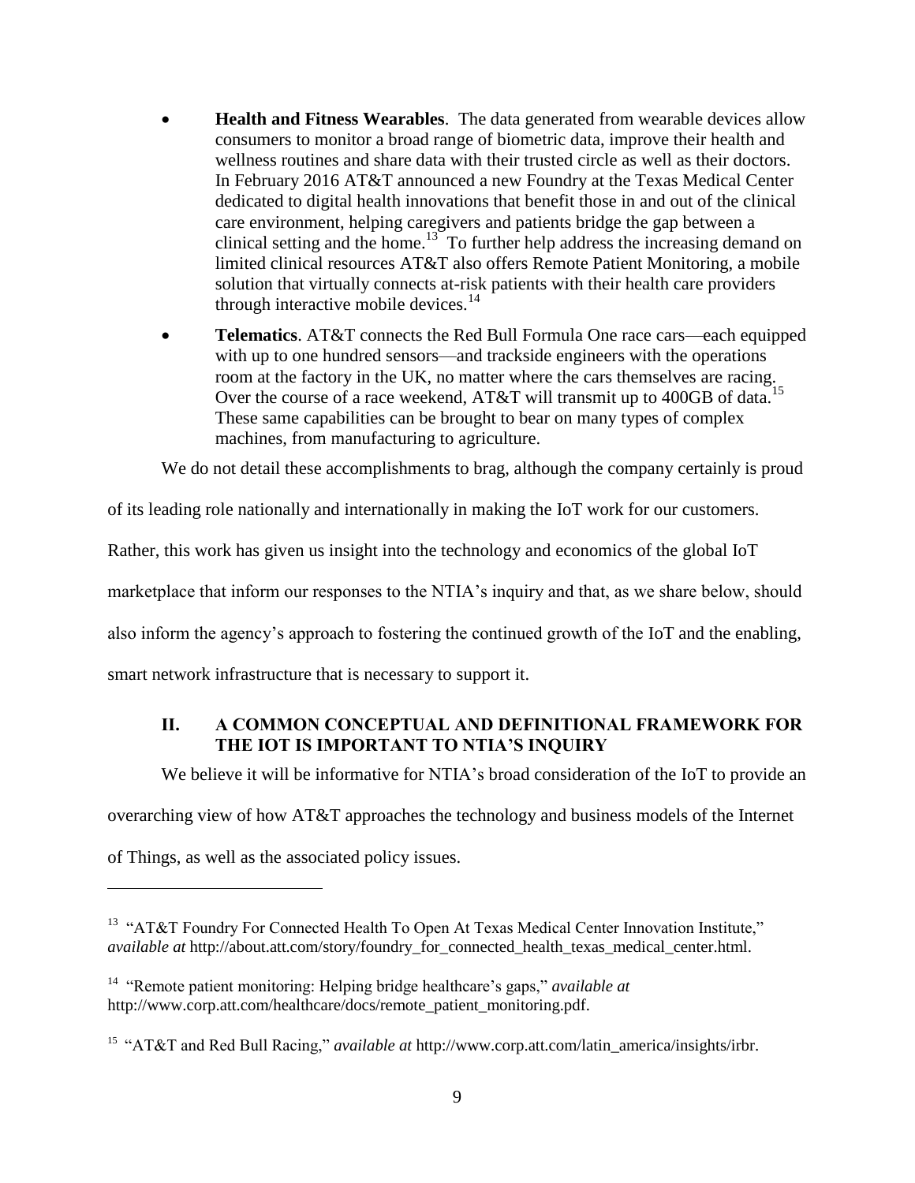- **Health and Fitness Wearables**. The data generated from wearable devices allow consumers to monitor a broad range of biometric data, improve their health and wellness routines and share data with their trusted circle as well as their doctors. In February 2016 AT&T announced a new Foundry at the Texas Medical Center dedicated to digital health innovations that benefit those in and out of the clinical care environment, helping caregivers and patients bridge the gap between a clinical setting and the home.[13] To further help address the increasing demand on limited clinical resources AT&T also offers Remote Patient Monitoring, a mobile solution that virtually connects at-risk patients with their health care providers through interactive mobile devices.[14]

- **Telematics**. AT&T connects the Red Bull Formula One race cars—each equipped with up to one hundred sensors—and trackside engineers with the operations room at the factory in the UK, no matter where the cars themselves are racing. Over the course of a race weekend, AT&T will transmit up to 400GB of data.[15] These same capabilities can be brought to bear on many types of complex machines, from manufacturing to agriculture.

We do not detail these accomplishments to brag, although the company certainly is proud of its leading role nationally and internationally in making the IoT work for our customers. Rather, this work has given us insight into the technology and economics of the global IoT marketplace that inform our responses to the NTIA's inquiry and that, as we share below, should also inform the agency's approach to fostering the continued growth of the IoT and the enabling, smart network infrastructure that is necessary to support it.

## II. A COMMON CONCEPTUAL AND DEFINITIONAL FRAMEWORK FOR THE IOT IS IMPORTANT TO NTIA'S INQUIRY

We believe it will be informative for NTIA's broad consideration of the IoT to provide an overarching view of how AT&T approaches the technology and business models of the Internet of Things, as well as the associated policy issues.

---

[13] "AT&T Foundry For Connected Health To Open At Texas Medical Center Innovation Institute," *available at* http://about.att.com/story/foundry_for_connected_health_texas_medical_center.html.

[14] "Remote patient monitoring: Helping bridge healthcare's gaps," *available at* http://www.corp.att.com/healthcare/docs/remote_patient_monitoring.pdf.

[15] "AT&T and Red Bull Racing," *available at* http://www.corp.att.com/latin_america/insights/irbr.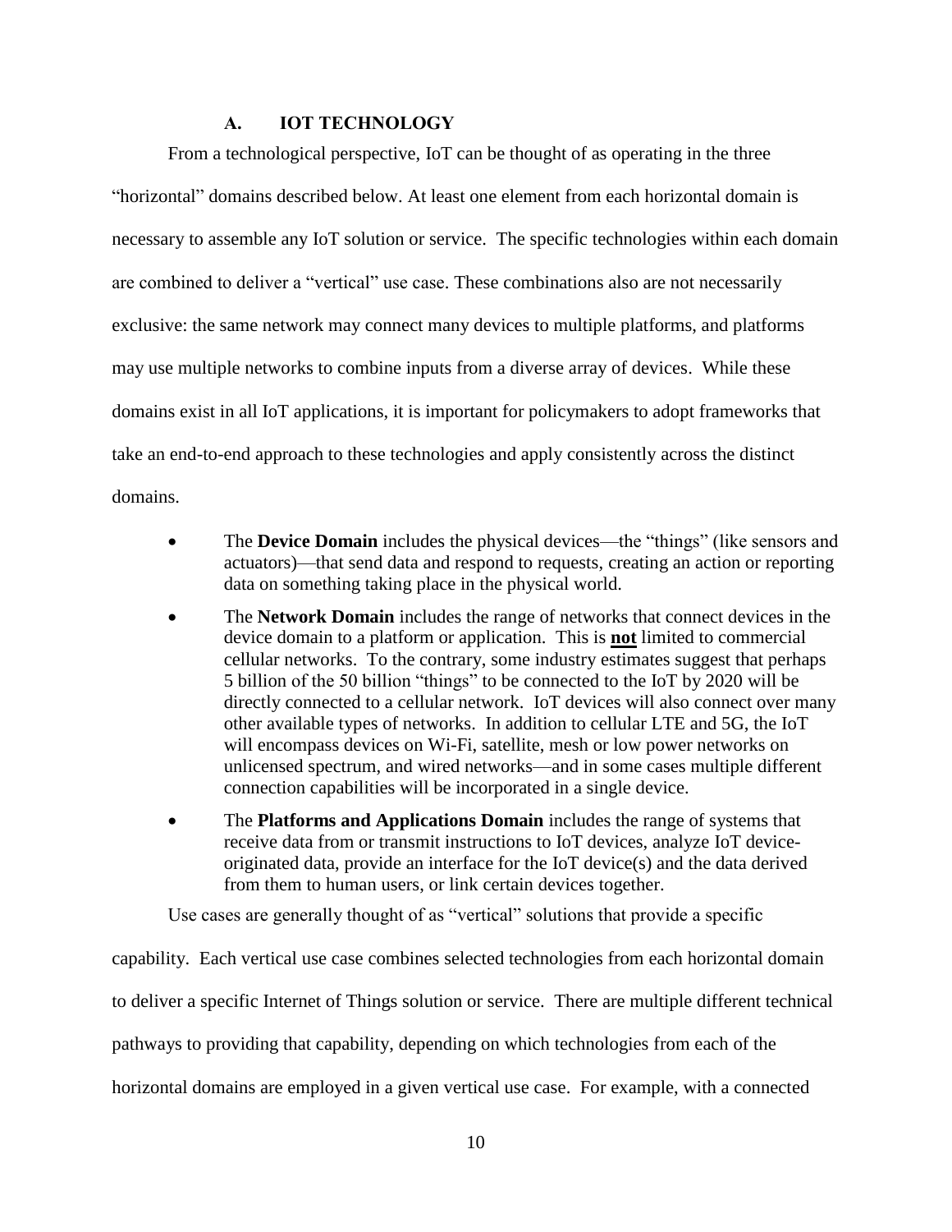### A. IOT TECHNOLOGY

From a technological perspective, IoT can be thought of as operating in the three "horizontal" domains described below. At least one element from each horizontal domain is necessary to assemble any IoT solution or service. The specific technologies within each domain are combined to deliver a "vertical" use case. These combinations also are not necessarily exclusive: the same network may connect many devices to multiple platforms, and platforms may use multiple networks to combine inputs from a diverse array of devices. While these domains exist in all IoT applications, it is important for policymakers to adopt frameworks that take an end-to-end approach to these technologies and apply consistently across the distinct domains.

- The **Device Domain** includes the physical devices—the "things" (like sensors and actuators)—that send data and respond to requests, creating an action or reporting data on something taking place in the physical world.
- The **Network Domain** includes the range of networks that connect devices in the device domain to a platform or application. This is **not** limited to commercial cellular networks. To the contrary, some industry estimates suggest that perhaps 5 billion of the 50 billion "things" to be connected to the IoT by 2020 will be directly connected to a cellular network. IoT devices will also connect over many other available types of networks. In addition to cellular LTE and 5G, the IoT will encompass devices on Wi-Fi, satellite, mesh or low power networks on unlicensed spectrum, and wired networks—and in some cases multiple different connection capabilities will be incorporated in a single device.
- The **Platforms and Applications Domain** includes the range of systems that receive data from or transmit instructions to IoT devices, analyze IoT device-originated data, provide an interface for the IoT device(s) and the data derived from them to human users, or link certain devices together.

Use cases are generally thought of as "vertical" solutions that provide a specific capability. Each vertical use case combines selected technologies from each horizontal domain to deliver a specific Internet of Things solution or service. There are multiple different technical pathways to providing that capability, depending on which technologies from each of the horizontal domains are employed in a given vertical use case. For example, with a connected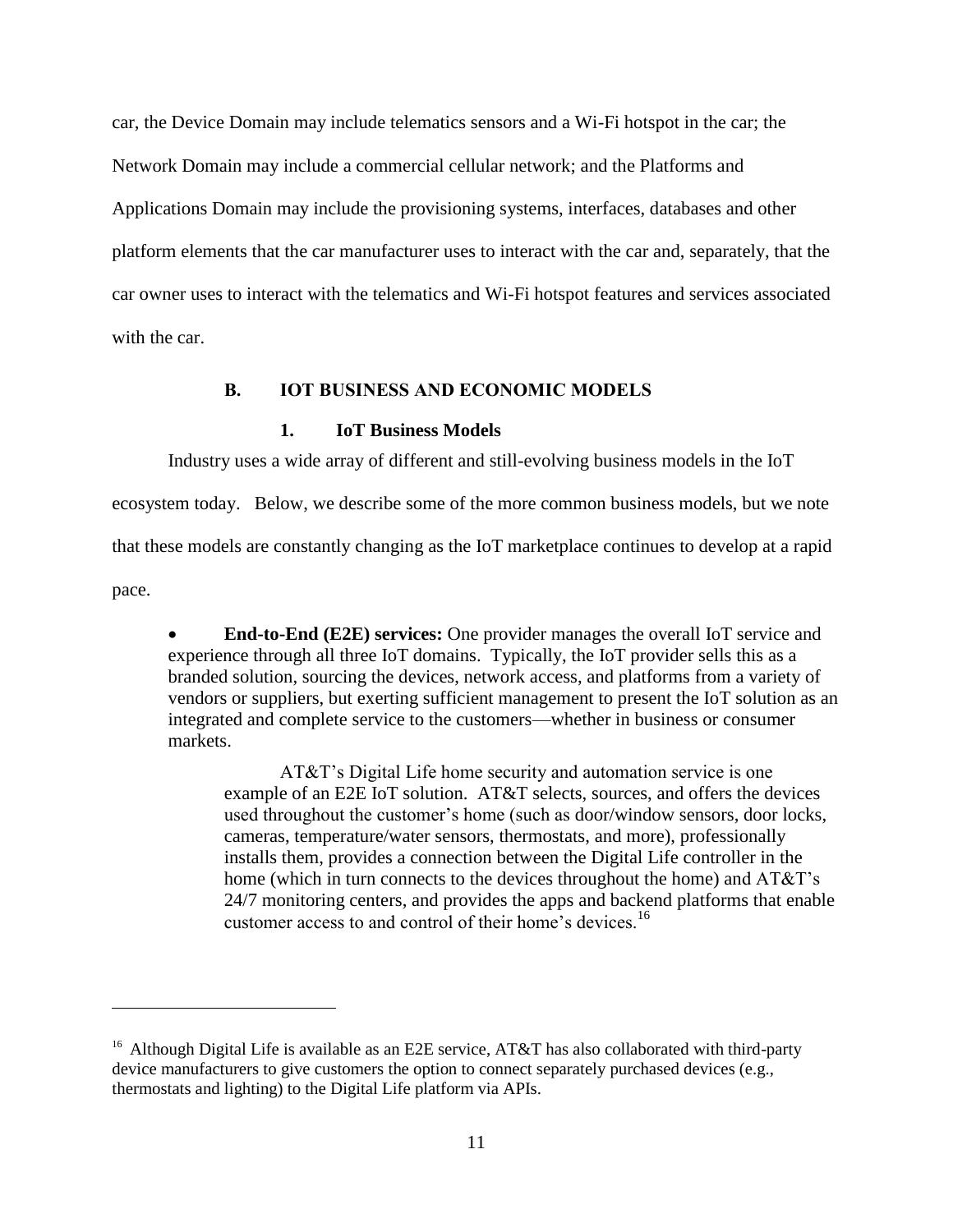car, the Device Domain may include telematics sensors and a Wi-Fi hotspot in the car; the Network Domain may include a commercial cellular network; and the Platforms and Applications Domain may include the provisioning systems, interfaces, databases and other platform elements that the car manufacturer uses to interact with the car and, separately, that the car owner uses to interact with the telematics and Wi-Fi hotspot features and services associated with the car.

### B. IOT BUSINESS AND ECONOMIC MODELS

#### 1. IoT Business Models

Industry uses a wide array of different and still-evolving business models in the IoT ecosystem today. Below, we describe some of the more common business models, but we note that these models are constantly changing as the IoT marketplace continues to develop at a rapid pace.

- **End-to-End (E2E) services:** One provider manages the overall IoT service and experience through all three IoT domains. Typically, the IoT provider sells this as a branded solution, sourcing the devices, network access, and platforms from a variety of vendors or suppliers, but exerting sufficient management to present the IoT solution as an integrated and complete service to the customers—whether in business or consumer markets.

  AT&T's Digital Life home security and automation service is one example of an E2E IoT solution. AT&T selects, sources, and offers the devices used throughout the customer's home (such as door/window sensors, door locks, cameras, temperature/water sensors, thermostats, and more), professionally installs them, provides a connection between the Digital Life controller in the home (which in turn connects to the devices throughout the home) and AT&T's 24/7 monitoring centers, and provides the apps and backend platforms that enable customer access to and control of their home's devices.[16]

---

[16] Although Digital Life is available as an E2E service, AT&T has also collaborated with third-party device manufacturers to give customers the option to connect separately purchased devices (e.g., thermostats and lighting) to the Digital Life platform via APIs.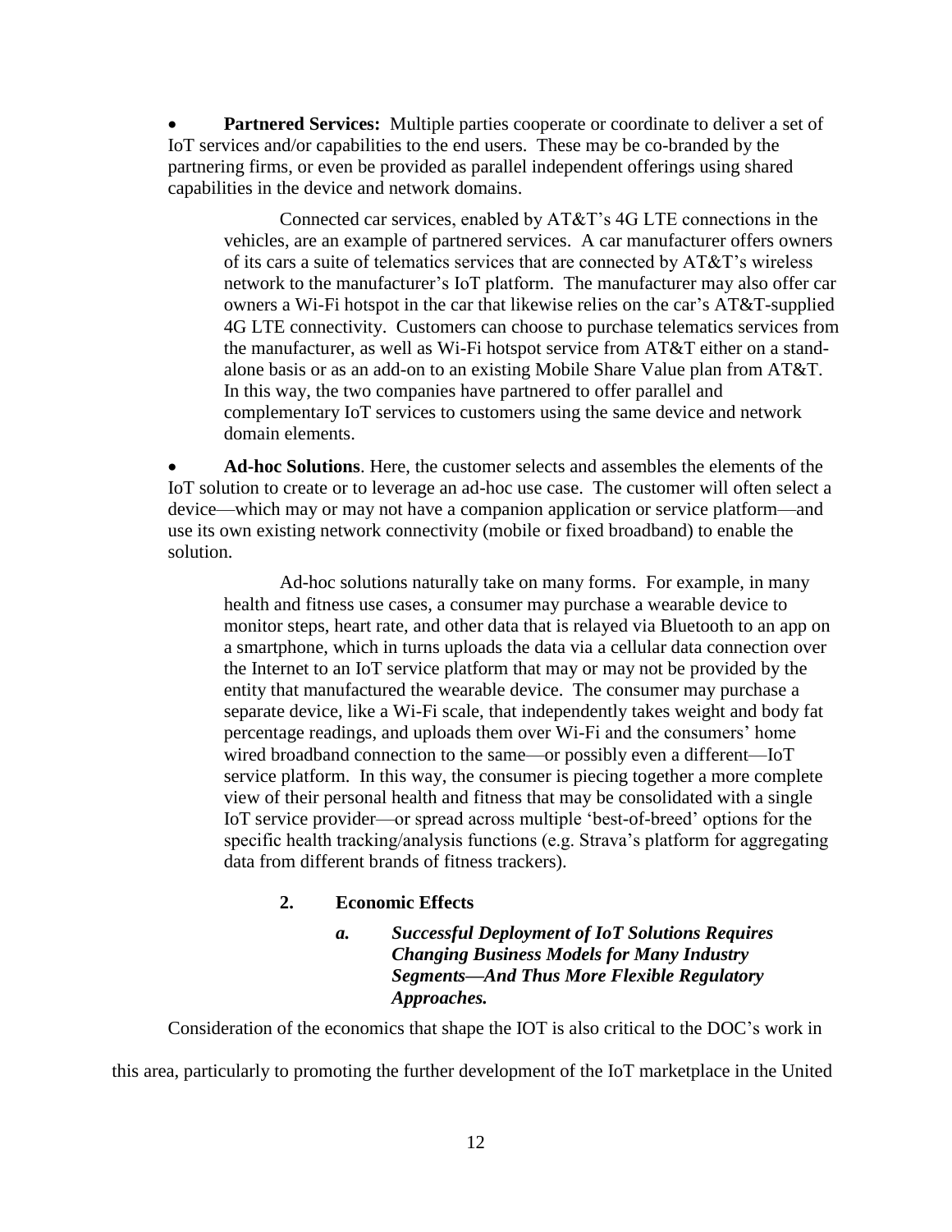- **Partnered Services:** Multiple parties cooperate or coordinate to deliver a set of IoT services and/or capabilities to the end users. These may be co-branded by the partnering firms, or even be provided as parallel independent offerings using shared capabilities in the device and network domains.

  Connected car services, enabled by AT&T's 4G LTE connections in the vehicles, are an example of partnered services. A car manufacturer offers owners of its cars a suite of telematics services that are connected by AT&T's wireless network to the manufacturer's IoT platform. The manufacturer may also offer car owners a Wi-Fi hotspot in the car that likewise relies on the car's AT&T-supplied 4G LTE connectivity. Customers can choose to purchase telematics services from the manufacturer, as well as Wi-Fi hotspot service from AT&T either on a stand-alone basis or as an add-on to an existing Mobile Share Value plan from AT&T. In this way, the two companies have partnered to offer parallel and complementary IoT services to customers using the same device and network domain elements.

- **Ad-hoc Solutions**. Here, the customer selects and assembles the elements of the IoT solution to create or to leverage an ad-hoc use case. The customer will often select a device—which may or may not have a companion application or service platform—and use its own existing network connectivity (mobile or fixed broadband) to enable the solution.

  Ad-hoc solutions naturally take on many forms. For example, in many health and fitness use cases, a consumer may purchase a wearable device to monitor steps, heart rate, and other data that is relayed via Bluetooth to an app on a smartphone, which in turns uploads the data via a cellular data connection over the Internet to an IoT service platform that may or may not be provided by the entity that manufactured the wearable device. The consumer may purchase a separate device, like a Wi-Fi scale, that independently takes weight and body fat percentage readings, and uploads them over Wi-Fi and the consumers' home wired broadband connection to the same—or possibly even a different—IoT service platform. In this way, the consumer is piecing together a more complete view of their personal health and fitness that may be consolidated with a single IoT service provider—or spread across multiple 'best-of-breed' options for the specific health tracking/analysis functions (e.g. Strava's platform for aggregating data from different brands of fitness trackers).

### 2. Economic Effects

#### *a. Successful Deployment of IoT Solutions Requires Changing Business Models for Many Industry Segments—And Thus More Flexible Regulatory Approaches.*

Consideration of the economics that shape the IOT is also critical to the DOC's work in this area, particularly to promoting the further development of the IoT marketplace in the United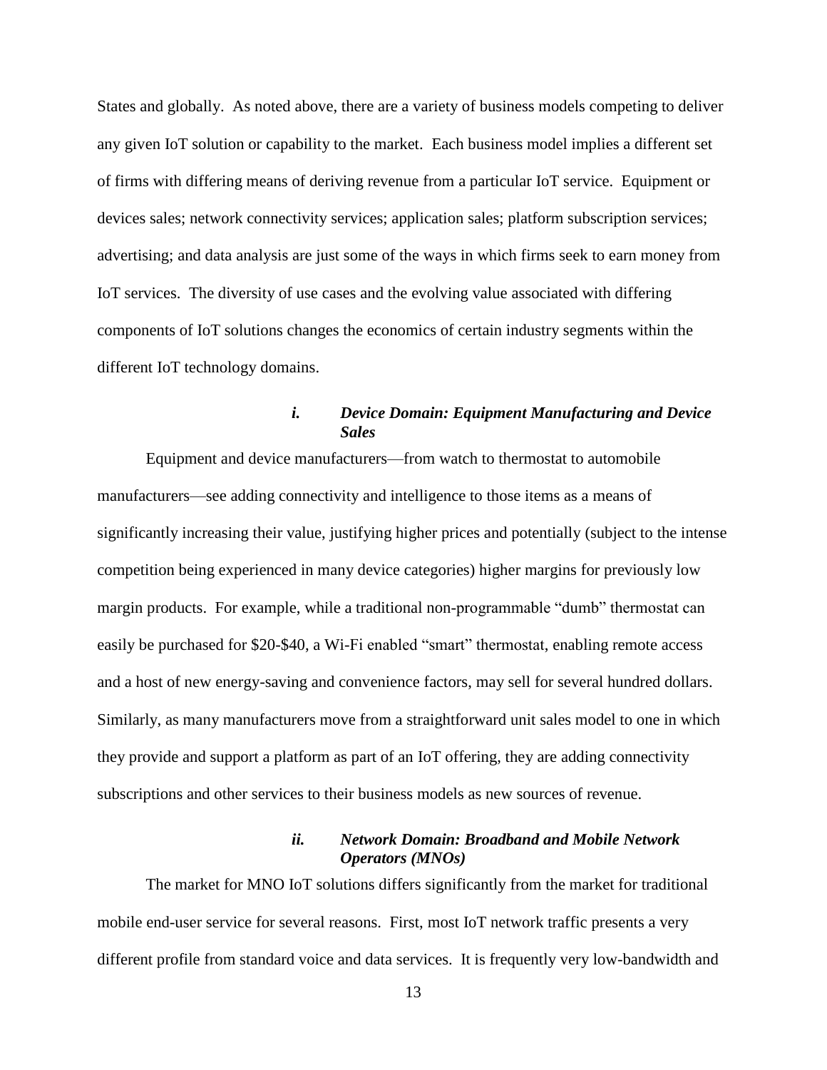States and globally. As noted above, there are a variety of business models competing to deliver any given IoT solution or capability to the market. Each business model implies a different set of firms with differing means of deriving revenue from a particular IoT service. Equipment or devices sales; network connectivity services; application sales; platform subscription services; advertising; and data analysis are just some of the ways in which firms seek to earn money from IoT services. The diversity of use cases and the evolving value associated with differing components of IoT solutions changes the economics of certain industry segments within the different IoT technology domains.

#### *i. Device Domain: Equipment Manufacturing and Device Sales*

Equipment and device manufacturers—from watch to thermostat to automobile manufacturers—see adding connectivity and intelligence to those items as a means of significantly increasing their value, justifying higher prices and potentially (subject to the intense competition being experienced in many device categories) higher margins for previously low margin products. For example, while a traditional non-programmable "dumb" thermostat can easily be purchased for \$20-\$40, a Wi-Fi enabled "smart" thermostat, enabling remote access and a host of new energy-saving and convenience factors, may sell for several hundred dollars. Similarly, as many manufacturers move from a straightforward unit sales model to one in which they provide and support a platform as part of an IoT offering, they are adding connectivity subscriptions and other services to their business models as new sources of revenue.

#### *ii. Network Domain: Broadband and Mobile Network Operators (MNOs)*

The market for MNO IoT solutions differs significantly from the market for traditional mobile end-user service for several reasons. First, most IoT network traffic presents a very different profile from standard voice and data services. It is frequently very low-bandwidth and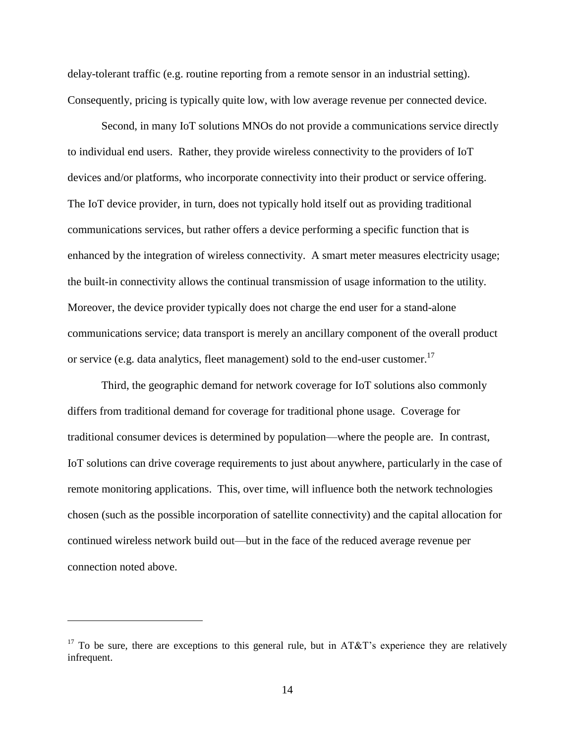delay-tolerant traffic (e.g. routine reporting from a remote sensor in an industrial setting). Consequently, pricing is typically quite low, with low average revenue per connected device.

Second, in many IoT solutions MNOs do not provide a communications service directly to individual end users. Rather, they provide wireless connectivity to the providers of IoT devices and/or platforms, who incorporate connectivity into their product or service offering. The IoT device provider, in turn, does not typically hold itself out as providing traditional communications services, but rather offers a device performing a specific function that is enhanced by the integration of wireless connectivity. A smart meter measures electricity usage; the built-in connectivity allows the continual transmission of usage information to the utility. Moreover, the device provider typically does not charge the end user for a stand-alone communications service; data transport is merely an ancillary component of the overall product or service (e.g. data analytics, fleet management) sold to the end-user customer.[17]

Third, the geographic demand for network coverage for IoT solutions also commonly differs from traditional demand for coverage for traditional phone usage. Coverage for traditional consumer devices is determined by population—where the people are. In contrast, IoT solutions can drive coverage requirements to just about anywhere, particularly in the case of remote monitoring applications. This, over time, will influence both the network technologies chosen (such as the possible incorporation of satellite connectivity) and the capital allocation for continued wireless network build out—but in the face of the reduced average revenue per connection noted above.

---

[17] To be sure, there are exceptions to this general rule, but in AT&T's experience they are relatively infrequent.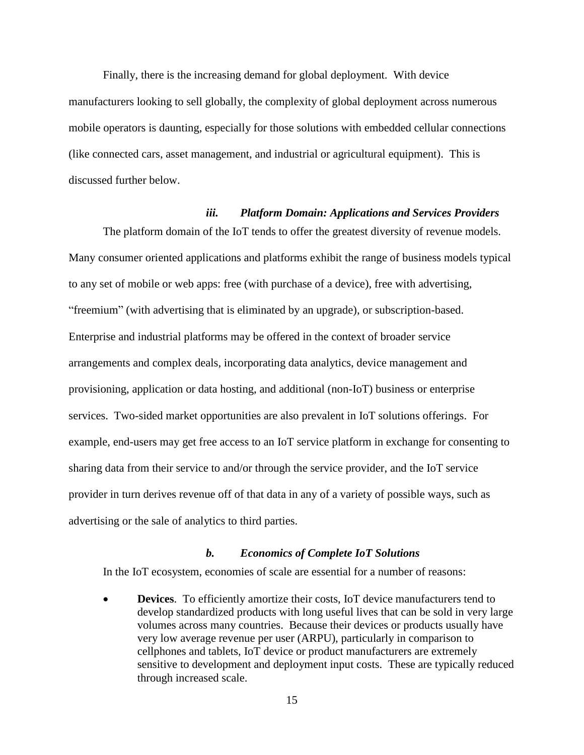Finally, there is the increasing demand for global deployment. With device manufacturers looking to sell globally, the complexity of global deployment across numerous mobile operators is daunting, especially for those solutions with embedded cellular connections (like connected cars, asset management, and industrial or agricultural equipment). This is discussed further below.

#### *iii. Platform Domain: Applications and Services Providers*

The platform domain of the IoT tends to offer the greatest diversity of revenue models. Many consumer oriented applications and platforms exhibit the range of business models typical to any set of mobile or web apps: free (with purchase of a device), free with advertising, "freemium" (with advertising that is eliminated by an upgrade), or subscription-based. Enterprise and industrial platforms may be offered in the context of broader service arrangements and complex deals, incorporating data analytics, device management and provisioning, application or data hosting, and additional (non-IoT) business or enterprise services. Two-sided market opportunities are also prevalent in IoT solutions offerings. For example, end-users may get free access to an IoT service platform in exchange for consenting to sharing data from their service to and/or through the service provider, and the IoT service provider in turn derives revenue off of that data in any of a variety of possible ways, such as advertising or the sale of analytics to third parties.

### *b. Economics of Complete IoT Solutions*

In the IoT ecosystem, economies of scale are essential for a number of reasons:

- **Devices**. To efficiently amortize their costs, IoT device manufacturers tend to develop standardized products with long useful lives that can be sold in very large volumes across many countries. Because their devices or products usually have very low average revenue per user (ARPU), particularly in comparison to cellphones and tablets, IoT device or product manufacturers are extremely sensitive to development and deployment input costs. These are typically reduced through increased scale.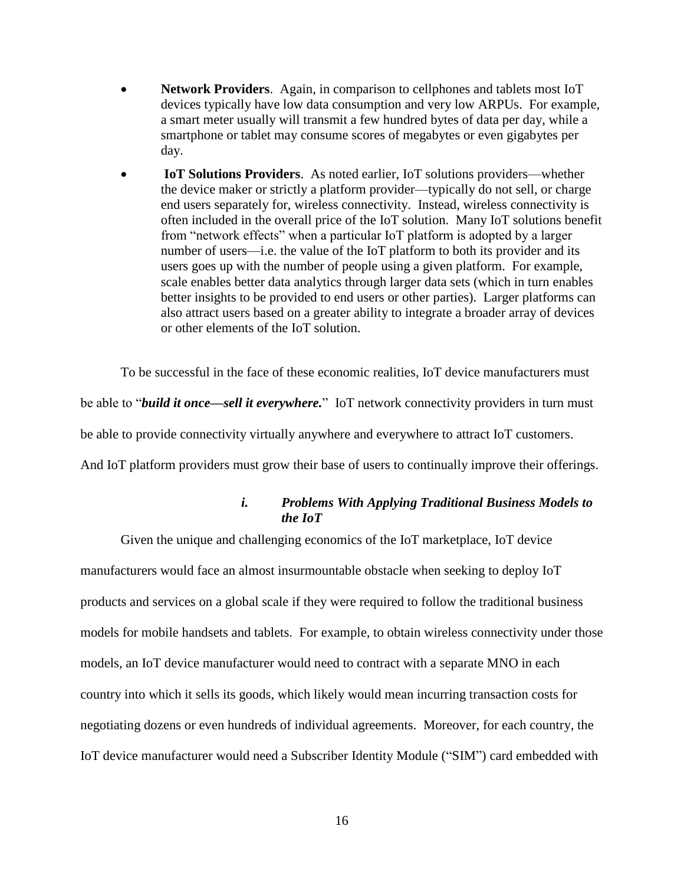- **Network Providers**. Again, in comparison to cellphones and tablets most IoT devices typically have low data consumption and very low ARPUs. For example, a smart meter usually will transmit a few hundred bytes of data per day, while a smartphone or tablet may consume scores of megabytes or even gigabytes per day.
- **IoT Solutions Providers**. As noted earlier, IoT solutions providers—whether the device maker or strictly a platform provider—typically do not sell, or charge end users separately for, wireless connectivity. Instead, wireless connectivity is often included in the overall price of the IoT solution. Many IoT solutions benefit from "network effects" when a particular IoT platform is adopted by a larger number of users—i.e. the value of the IoT platform to both its provider and its users goes up with the number of people using a given platform. For example, scale enables better data analytics through larger data sets (which in turn enables better insights to be provided to end users or other parties). Larger platforms can also attract users based on a greater ability to integrate a broader array of devices or other elements of the IoT solution.

To be successful in the face of these economic realities, IoT device manufacturers must be able to "***build it once—sell it everywhere.***" IoT network connectivity providers in turn must be able to provide connectivity virtually anywhere and everywhere to attract IoT customers. And IoT platform providers must grow their base of users to continually improve their offerings.

#### *i. Problems With Applying Traditional Business Models to the IoT*

Given the unique and challenging economics of the IoT marketplace, IoT device manufacturers would face an almost insurmountable obstacle when seeking to deploy IoT products and services on a global scale if they were required to follow the traditional business models for mobile handsets and tablets. For example, to obtain wireless connectivity under those models, an IoT device manufacturer would need to contract with a separate MNO in each country into which it sells its goods, which likely would mean incurring transaction costs for negotiating dozens or even hundreds of individual agreements. Moreover, for each country, the IoT device manufacturer would need a Subscriber Identity Module ("SIM") card embedded with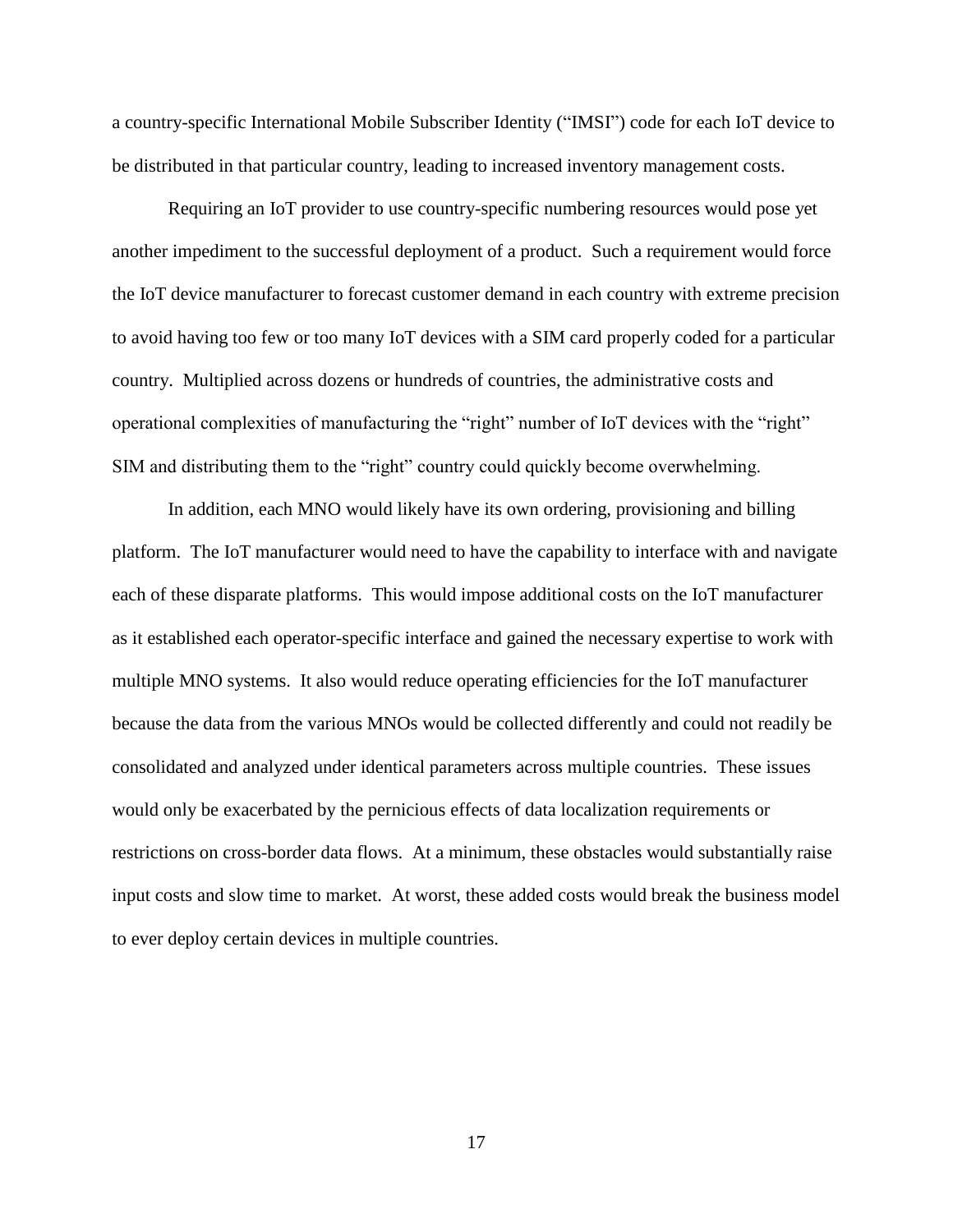a country-specific International Mobile Subscriber Identity ("IMSI") code for each IoT device to be distributed in that particular country, leading to increased inventory management costs.

Requiring an IoT provider to use country-specific numbering resources would pose yet another impediment to the successful deployment of a product. Such a requirement would force the IoT device manufacturer to forecast customer demand in each country with extreme precision to avoid having too few or too many IoT devices with a SIM card properly coded for a particular country. Multiplied across dozens or hundreds of countries, the administrative costs and operational complexities of manufacturing the "right" number of IoT devices with the "right" SIM and distributing them to the "right" country could quickly become overwhelming.

In addition, each MNO would likely have its own ordering, provisioning and billing platform. The IoT manufacturer would need to have the capability to interface with and navigate each of these disparate platforms. This would impose additional costs on the IoT manufacturer as it established each operator-specific interface and gained the necessary expertise to work with multiple MNO systems. It also would reduce operating efficiencies for the IoT manufacturer because the data from the various MNOs would be collected differently and could not readily be consolidated and analyzed under identical parameters across multiple countries. These issues would only be exacerbated by the pernicious effects of data localization requirements or restrictions on cross-border data flows. At a minimum, these obstacles would substantially raise input costs and slow time to market. At worst, these added costs would break the business model to ever deploy certain devices in multiple countries.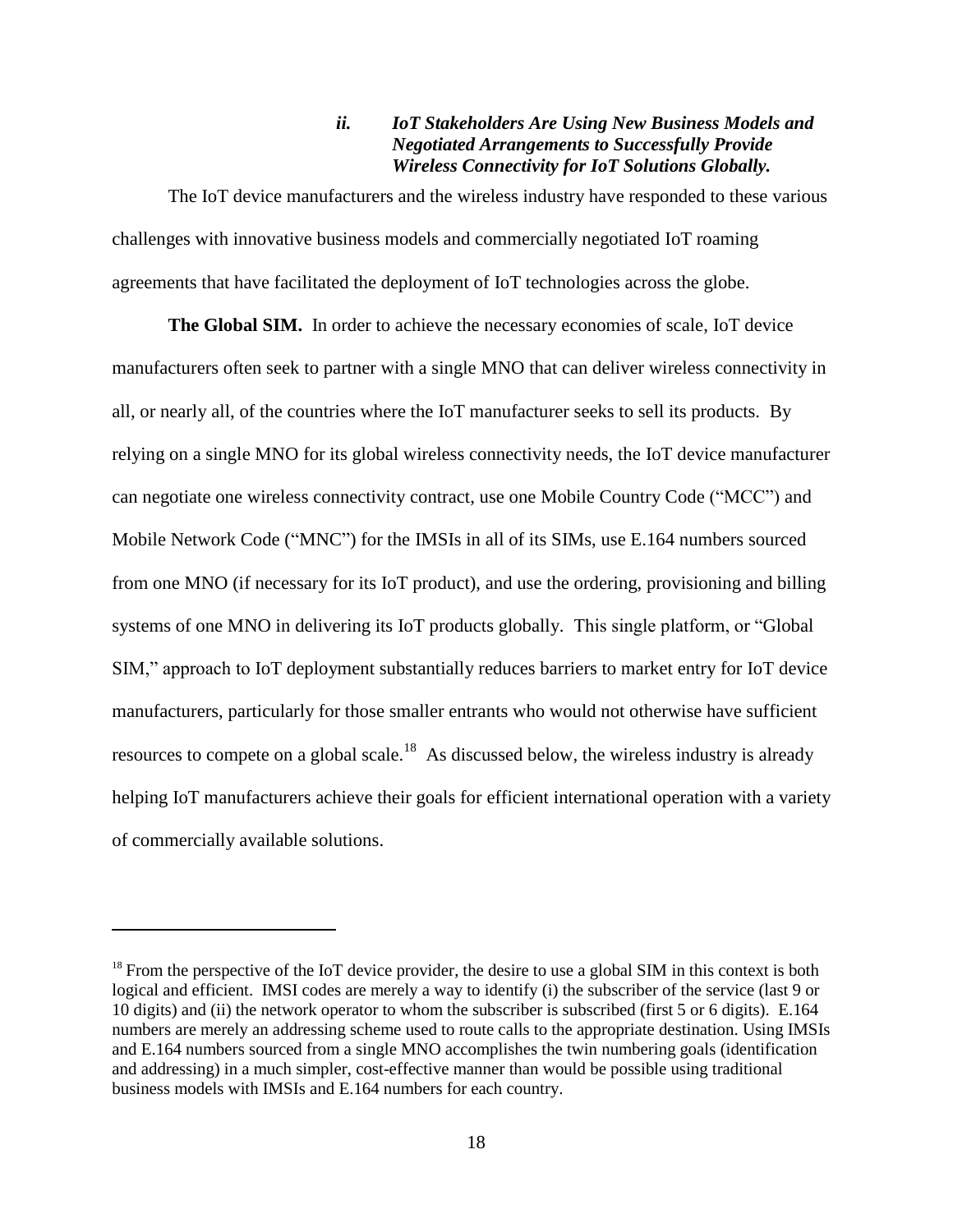#### *ii. IoT Stakeholders Are Using New Business Models and Negotiated Arrangements to Successfully Provide Wireless Connectivity for IoT Solutions Globally.*

The IoT device manufacturers and the wireless industry have responded to these various challenges with innovative business models and commercially negotiated IoT roaming agreements that have facilitated the deployment of IoT technologies across the globe.

**The Global SIM.** In order to achieve the necessary economies of scale, IoT device manufacturers often seek to partner with a single MNO that can deliver wireless connectivity in all, or nearly all, of the countries where the IoT manufacturer seeks to sell its products. By relying on a single MNO for its global wireless connectivity needs, the IoT device manufacturer can negotiate one wireless connectivity contract, use one Mobile Country Code ("MCC") and Mobile Network Code ("MNC") for the IMSIs in all of its SIMs, use E.164 numbers sourced from one MNO (if necessary for its IoT product), and use the ordering, provisioning and billing systems of one MNO in delivering its IoT products globally. This single platform, or "Global SIM," approach to IoT deployment substantially reduces barriers to market entry for IoT device manufacturers, particularly for those smaller entrants who would not otherwise have sufficient resources to compete on a global scale.[18] As discussed below, the wireless industry is already helping IoT manufacturers achieve their goals for efficient international operation with a variety of commercially available solutions.

---

[18] From the perspective of the IoT device provider, the desire to use a global SIM in this context is both logical and efficient. IMSI codes are merely a way to identify (i) the subscriber of the service (last 9 or 10 digits) and (ii) the network operator to whom the subscriber is subscribed (first 5 or 6 digits). E.164 numbers are merely an addressing scheme used to route calls to the appropriate destination. Using IMSIs and E.164 numbers sourced from a single MNO accomplishes the twin numbering goals (identification and addressing) in a much simpler, cost-effective manner than would be possible using traditional business models with IMSIs and E.164 numbers for each country.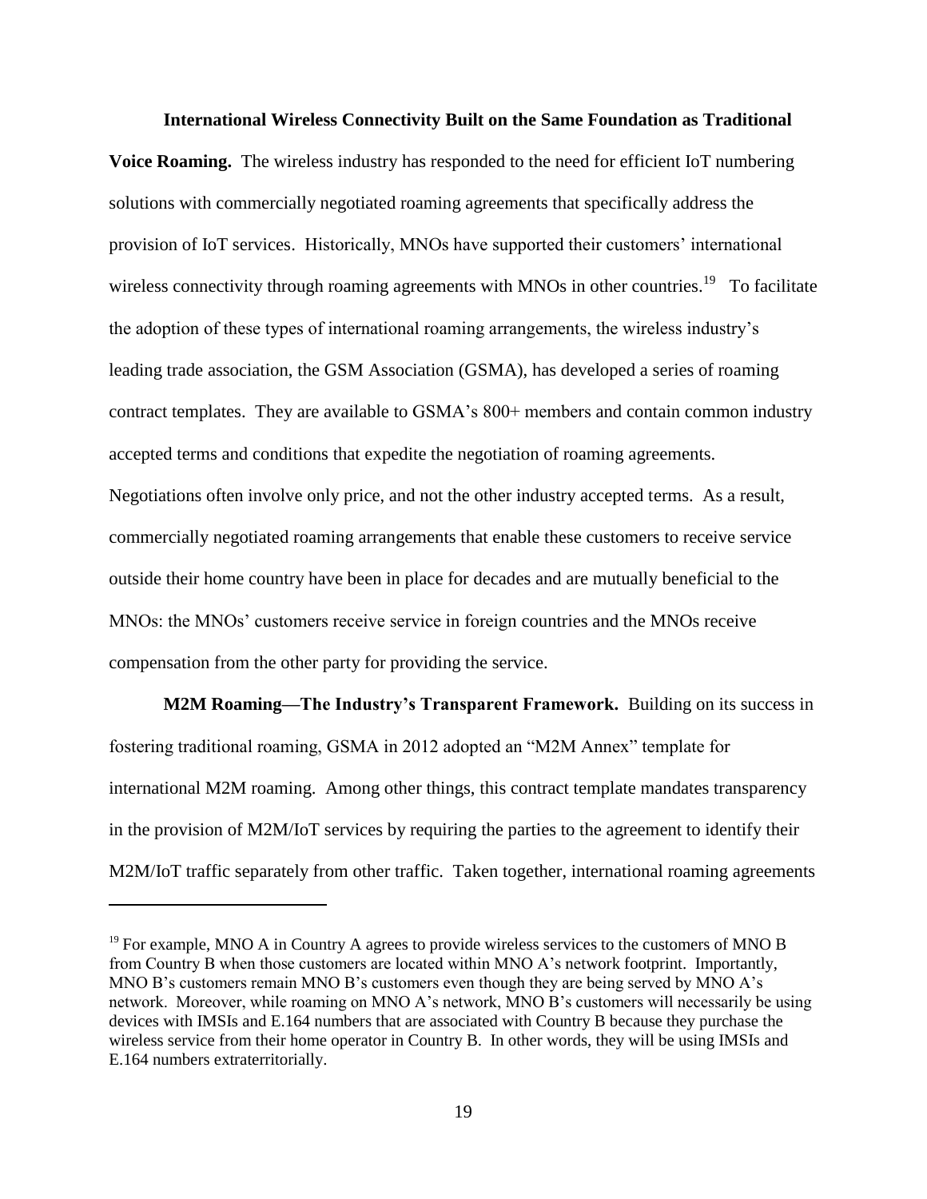**International Wireless Connectivity Built on the Same Foundation as Traditional Voice Roaming.** The wireless industry has responded to the need for efficient IoT numbering solutions with commercially negotiated roaming agreements that specifically address the provision of IoT services. Historically, MNOs have supported their customers' international wireless connectivity through roaming agreements with MNOs in other countries.[19] To facilitate the adoption of these types of international roaming arrangements, the wireless industry's leading trade association, the GSM Association (GSMA), has developed a series of roaming contract templates. They are available to GSMA's 800+ members and contain common industry accepted terms and conditions that expedite the negotiation of roaming agreements. Negotiations often involve only price, and not the other industry accepted terms. As a result, commercially negotiated roaming arrangements that enable these customers to receive service outside their home country have been in place for decades and are mutually beneficial to the MNOs: the MNOs' customers receive service in foreign countries and the MNOs receive compensation from the other party for providing the service.

**M2M Roaming—The Industry's Transparent Framework.** Building on its success in fostering traditional roaming, GSMA in 2012 adopted an "M2M Annex" template for international M2M roaming. Among other things, this contract template mandates transparency in the provision of M2M/IoT services by requiring the parties to the agreement to identify their M2M/IoT traffic separately from other traffic. Taken together, international roaming agreements

---

[19] For example, MNO A in Country A agrees to provide wireless services to the customers of MNO B from Country B when those customers are located within MNO A's network footprint. Importantly, MNO B's customers remain MNO B's customers even though they are being served by MNO A's network. Moreover, while roaming on MNO A's network, MNO B's customers will necessarily be using devices with IMSIs and E.164 numbers that are associated with Country B because they purchase the wireless service from their home operator in Country B. In other words, they will be using IMSIs and E.164 numbers extraterritorially.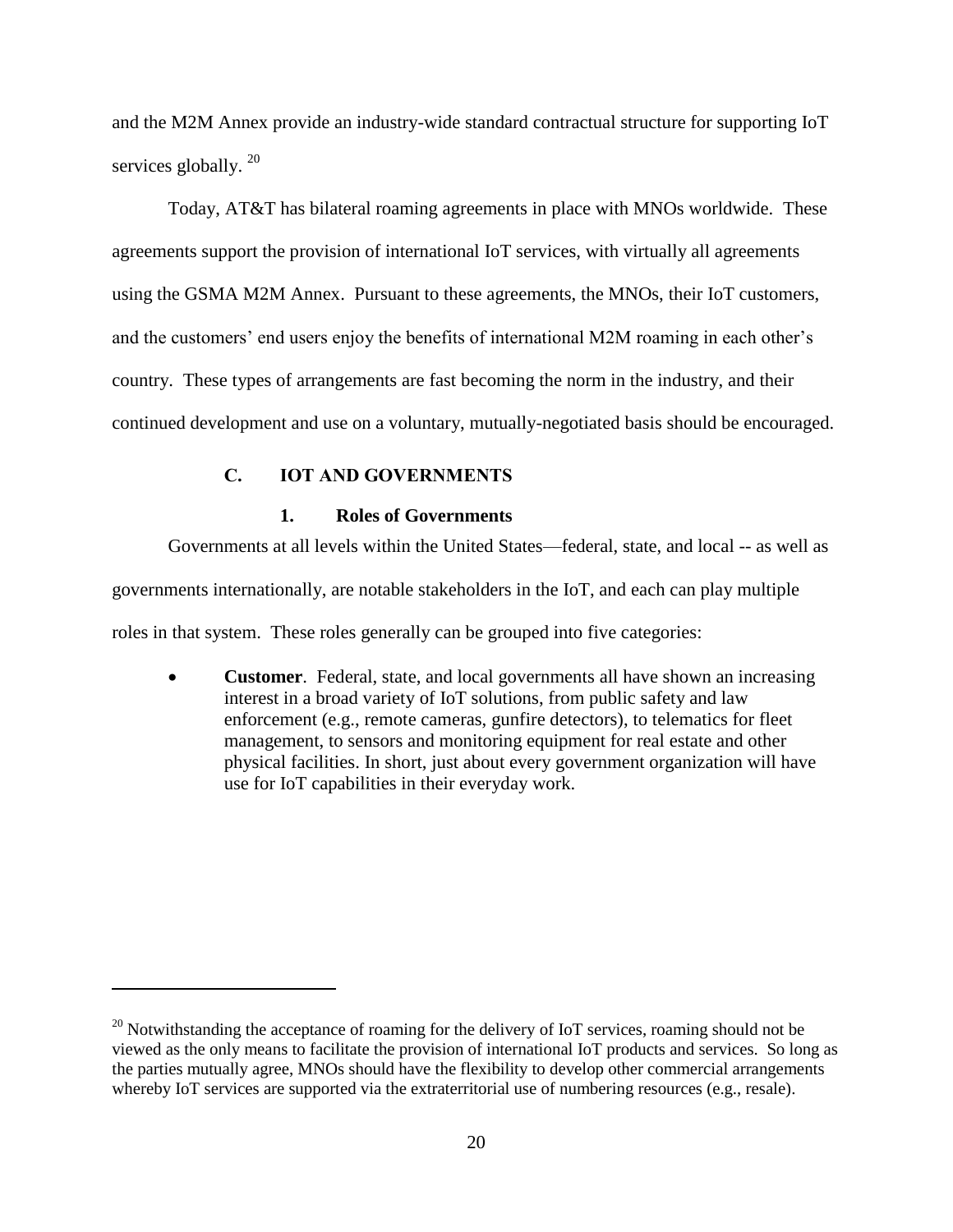and the M2M Annex provide an industry-wide standard contractual structure for supporting IoT services globally. [20]

Today, AT&T has bilateral roaming agreements in place with MNOs worldwide. These agreements support the provision of international IoT services, with virtually all agreements using the GSMA M2M Annex. Pursuant to these agreements, the MNOs, their IoT customers, and the customers' end users enjoy the benefits of international M2M roaming in each other's country. These types of arrangements are fast becoming the norm in the industry, and their continued development and use on a voluntary, mutually-negotiated basis should be encouraged.

### C. IOT AND GOVERNMENTS

#### 1. Roles of Governments

Governments at all levels within the United States—federal, state, and local -- as well as governments internationally, are notable stakeholders in the IoT, and each can play multiple roles in that system. These roles generally can be grouped into five categories:

- **Customer**. Federal, state, and local governments all have shown an increasing interest in a broad variety of IoT solutions, from public safety and law enforcement (e.g., remote cameras, gunfire detectors), to telematics for fleet management, to sensors and monitoring equipment for real estate and other physical facilities. In short, just about every government organization will have use for IoT capabilities in their everyday work.

---

[20] Notwithstanding the acceptance of roaming for the delivery of IoT services, roaming should not be viewed as the only means to facilitate the provision of international IoT products and services. So long as the parties mutually agree, MNOs should have the flexibility to develop other commercial arrangements whereby IoT services are supported via the extraterritorial use of numbering resources (e.g., resale).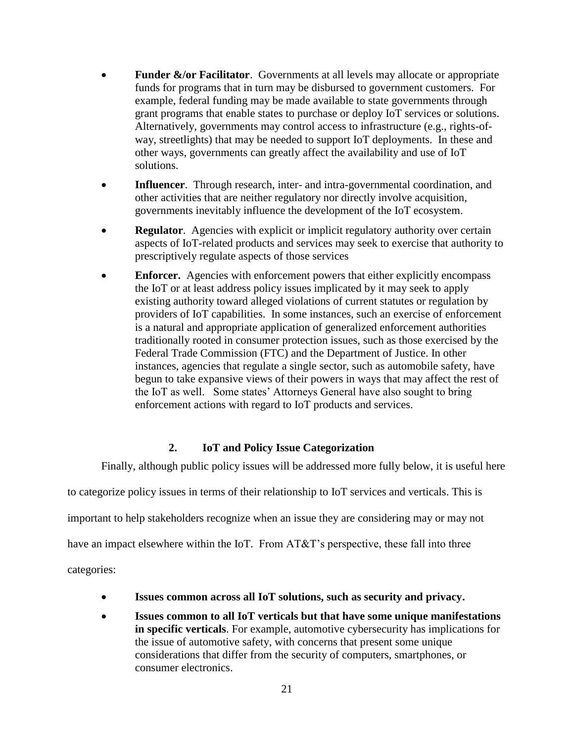- **Funder &/or Facilitator**. Governments at all levels may allocate or appropriate funds for programs that in turn may be disbursed to government customers. For example, federal funding may be made available to state governments through grant programs that enable states to purchase or deploy IoT services or solutions. Alternatively, governments may control access to infrastructure (e.g., rights-of-way, streetlights) that may be needed to support IoT deployments. In these and other ways, governments can greatly affect the availability and use of IoT solutions.
- **Influencer**. Through research, inter- and intra-governmental coordination, and other activities that are neither regulatory nor directly involve acquisition, governments inevitably influence the development of the IoT ecosystem.
- **Regulator**. Agencies with explicit or implicit regulatory authority over certain aspects of IoT-related products and services may seek to exercise that authority to prescriptively regulate aspects of those services
- **Enforcer.** Agencies with enforcement powers that either explicitly encompass the IoT or at least address policy issues implicated by it may seek to apply existing authority toward alleged violations of current statutes or regulation by providers of IoT capabilities. In some instances, such an exercise of enforcement is a natural and appropriate application of generalized enforcement authorities traditionally rooted in consumer protection issues, such as those exercised by the Federal Trade Commission (FTC) and the Department of Justice. In other instances, agencies that regulate a single sector, such as automobile safety, have begun to take expansive views of their powers in ways that may affect the rest of the IoT as well. Some states' Attorneys General have also sought to bring enforcement actions with regard to IoT products and services.

### 2. IoT and Policy Issue Categorization

Finally, although public policy issues will be addressed more fully below, it is useful here to categorize policy issues in terms of their relationship to IoT services and verticals. This is important to help stakeholders recognize when an issue they are considering may or may not have an impact elsewhere within the IoT. From AT&T's perspective, these fall into three categories:

- **Issues common across all IoT solutions, such as security and privacy.**
- **Issues common to all IoT verticals but that have some unique manifestations in specific verticals**. For example, automotive cybersecurity has implications for the issue of automotive safety, with concerns that present some unique considerations that differ from the security of computers, smartphones, or consumer electronics.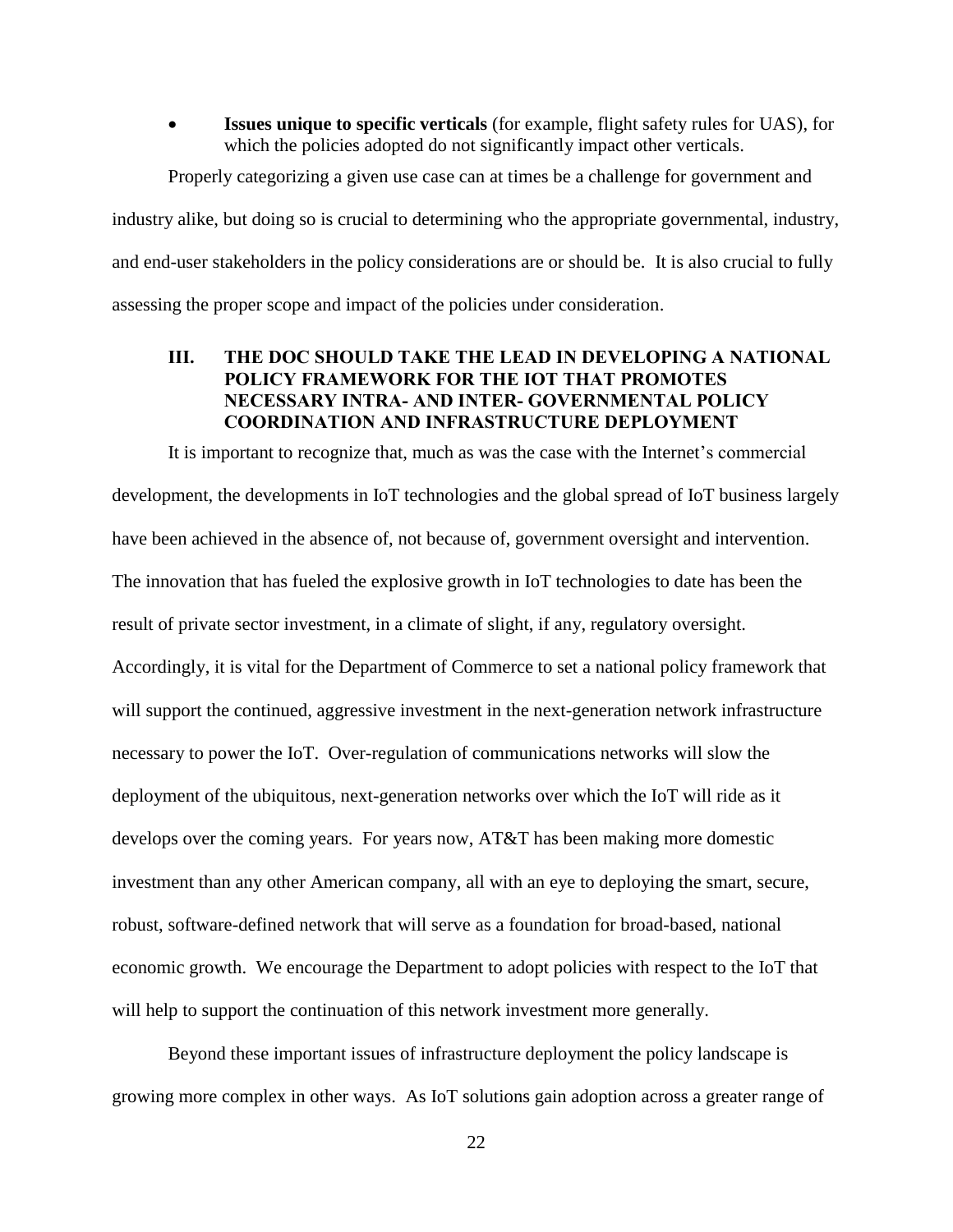- **Issues unique to specific verticals** (for example, flight safety rules for UAS), for which the policies adopted do not significantly impact other verticals.

Properly categorizing a given use case can at times be a challenge for government and industry alike, but doing so is crucial to determining who the appropriate governmental, industry, and end-user stakeholders in the policy considerations are or should be. It is also crucial to fully assessing the proper scope and impact of the policies under consideration.

## III. THE DOC SHOULD TAKE THE LEAD IN DEVELOPING A NATIONAL POLICY FRAMEWORK FOR THE IOT THAT PROMOTES NECESSARY INTRA- AND INTER- GOVERNMENTAL POLICY COORDINATION AND INFRASTRUCTURE DEPLOYMENT

It is important to recognize that, much as was the case with the Internet's commercial development, the developments in IoT technologies and the global spread of IoT business largely have been achieved in the absence of, not because of, government oversight and intervention. The innovation that has fueled the explosive growth in IoT technologies to date has been the result of private sector investment, in a climate of slight, if any, regulatory oversight. Accordingly, it is vital for the Department of Commerce to set a national policy framework that will support the continued, aggressive investment in the next-generation network infrastructure necessary to power the IoT. Over-regulation of communications networks will slow the deployment of the ubiquitous, next-generation networks over which the IoT will ride as it develops over the coming years. For years now, AT&T has been making more domestic investment than any other American company, all with an eye to deploying the smart, secure, robust, software-defined network that will serve as a foundation for broad-based, national economic growth. We encourage the Department to adopt policies with respect to the IoT that will help to support the continuation of this network investment more generally.

Beyond these important issues of infrastructure deployment the policy landscape is growing more complex in other ways. As IoT solutions gain adoption across a greater range of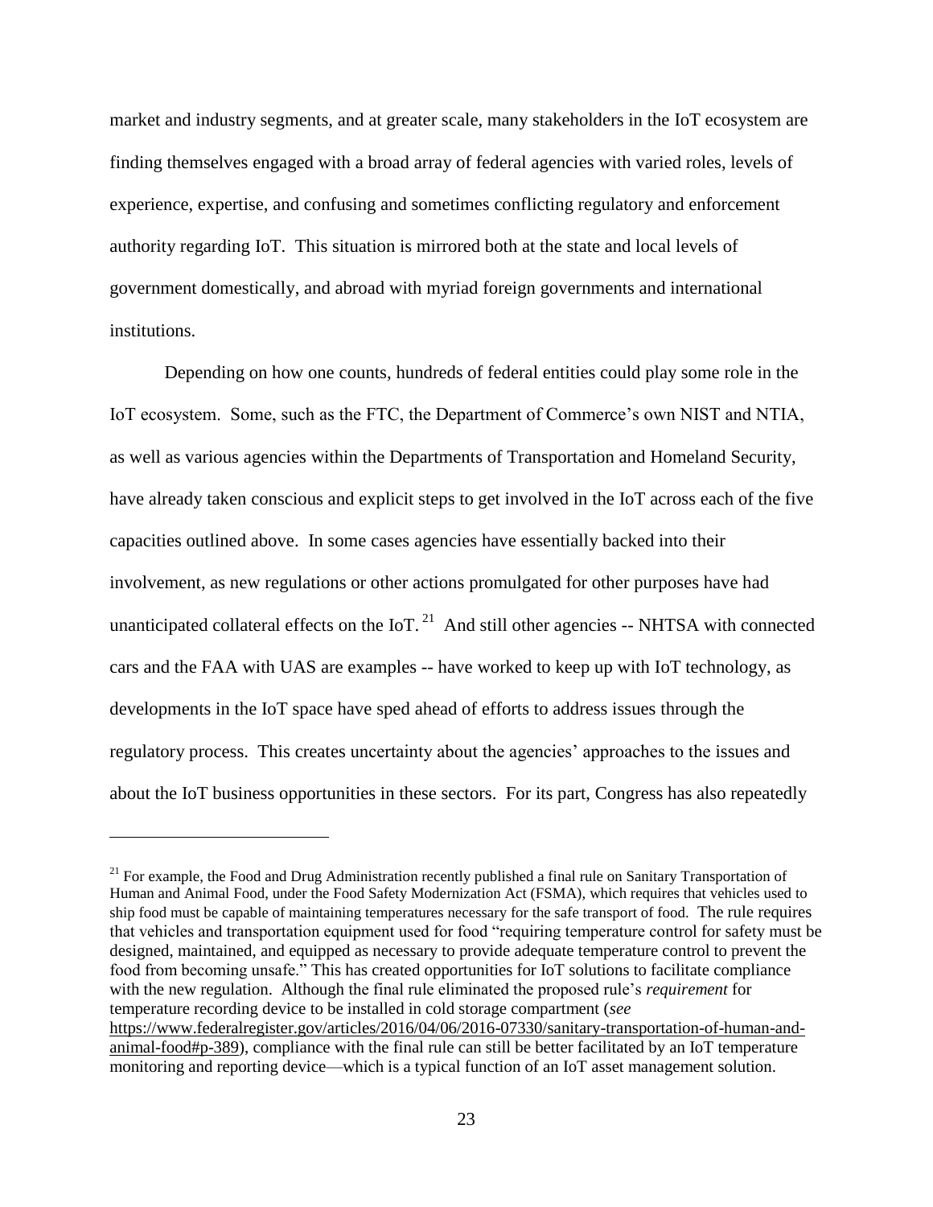market and industry segments, and at greater scale, many stakeholders in the IoT ecosystem are finding themselves engaged with a broad array of federal agencies with varied roles, levels of experience, expertise, and confusing and sometimes conflicting regulatory and enforcement authority regarding IoT. This situation is mirrored both at the state and local levels of government domestically, and abroad with myriad foreign governments and international institutions.

Depending on how one counts, hundreds of federal entities could play some role in the IoT ecosystem. Some, such as the FTC, the Department of Commerce's own NIST and NTIA, as well as various agencies within the Departments of Transportation and Homeland Security, have already taken conscious and explicit steps to get involved in the IoT across each of the five capacities outlined above. In some cases agencies have essentially backed into their involvement, as new regulations or other actions promulgated for other purposes have had unanticipated collateral effects on the IoT.[21] And still other agencies -- NHTSA with connected cars and the FAA with UAS are examples -- have worked to keep up with IoT technology, as developments in the IoT space have sped ahead of efforts to address issues through the regulatory process. This creates uncertainty about the agencies' approaches to the issues and about the IoT business opportunities in these sectors. For its part, Congress has also repeatedly

---

[21] For example, the Food and Drug Administration recently published a final rule on Sanitary Transportation of Human and Animal Food, under the Food Safety Modernization Act (FSMA), which requires that vehicles used to ship food must be capable of maintaining temperatures necessary for the safe transport of food. The rule requires that vehicles and transportation equipment used for food "requiring temperature control for safety must be designed, maintained, and equipped as necessary to provide adequate temperature control to prevent the food from becoming unsafe." This has created opportunities for IoT solutions to facilitate compliance with the new regulation. Although the final rule eliminated the proposed rule's *requirement* for temperature recording device to be installed in cold storage compartment (*see* https://www.federalregister.gov/articles/2016/04/06/2016-07330/sanitary-transportation-of-human-and-animal-food#p-389), compliance with the final rule can still be better facilitated by an IoT temperature monitoring and reporting device—which is a typical function of an IoT asset management solution.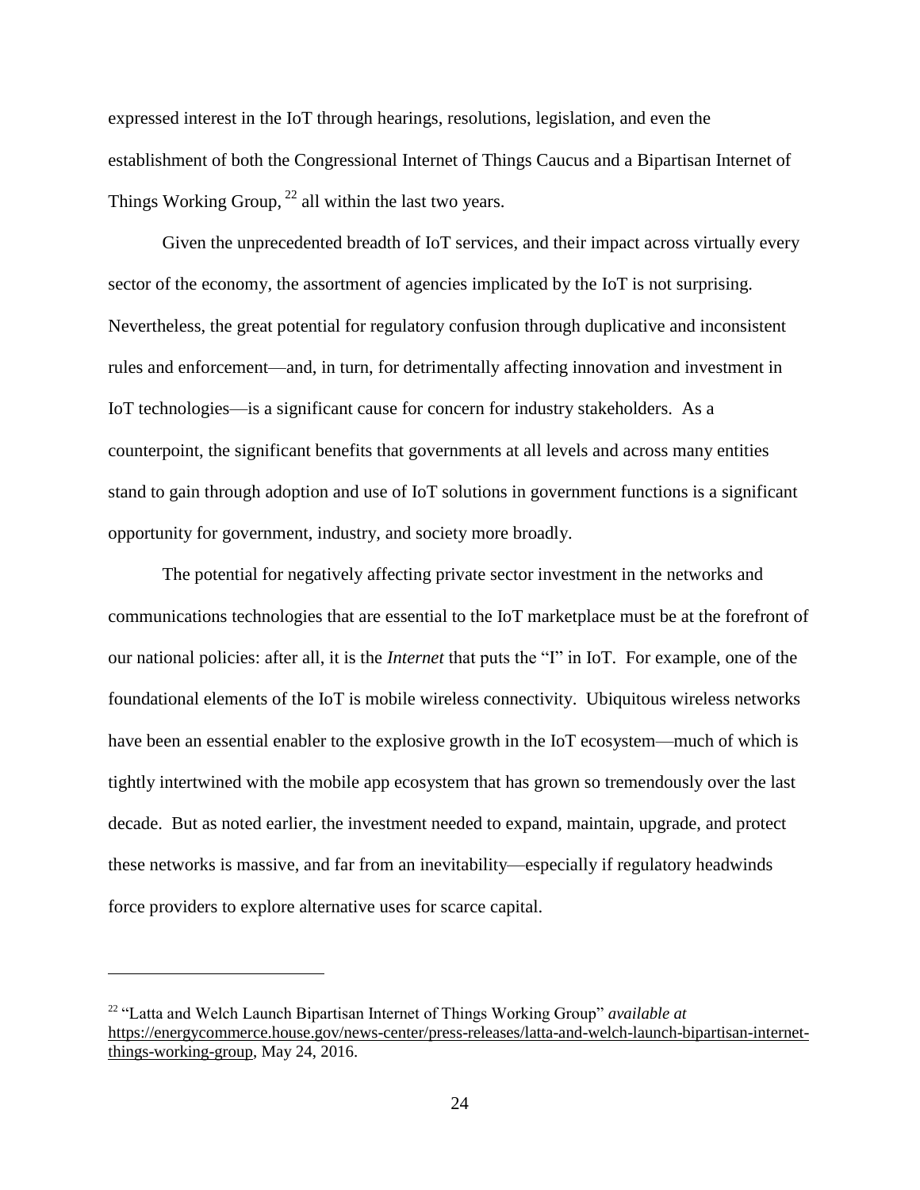expressed interest in the IoT through hearings, resolutions, legislation, and even the establishment of both the Congressional Internet of Things Caucus and a Bipartisan Internet of Things Working Group, [22] all within the last two years.

Given the unprecedented breadth of IoT services, and their impact across virtually every sector of the economy, the assortment of agencies implicated by the IoT is not surprising. Nevertheless, the great potential for regulatory confusion through duplicative and inconsistent rules and enforcement—and, in turn, for detrimentally affecting innovation and investment in IoT technologies—is a significant cause for concern for industry stakeholders. As a counterpoint, the significant benefits that governments at all levels and across many entities stand to gain through adoption and use of IoT solutions in government functions is a significant opportunity for government, industry, and society more broadly.

The potential for negatively affecting private sector investment in the networks and communications technologies that are essential to the IoT marketplace must be at the forefront of our national policies: after all, it is the *Internet* that puts the "I" in IoT. For example, one of the foundational elements of the IoT is mobile wireless connectivity. Ubiquitous wireless networks have been an essential enabler to the explosive growth in the IoT ecosystem—much of which is tightly intertwined with the mobile app ecosystem that has grown so tremendously over the last decade. But as noted earlier, the investment needed to expand, maintain, upgrade, and protect these networks is massive, and far from an inevitability—especially if regulatory headwinds force providers to explore alternative uses for scarce capital.

---

[22] "Latta and Welch Launch Bipartisan Internet of Things Working Group" *available at* https://energycommerce.house.gov/news-center/press-releases/latta-and-welch-launch-bipartisan-internet-things-working-group, May 24, 2016.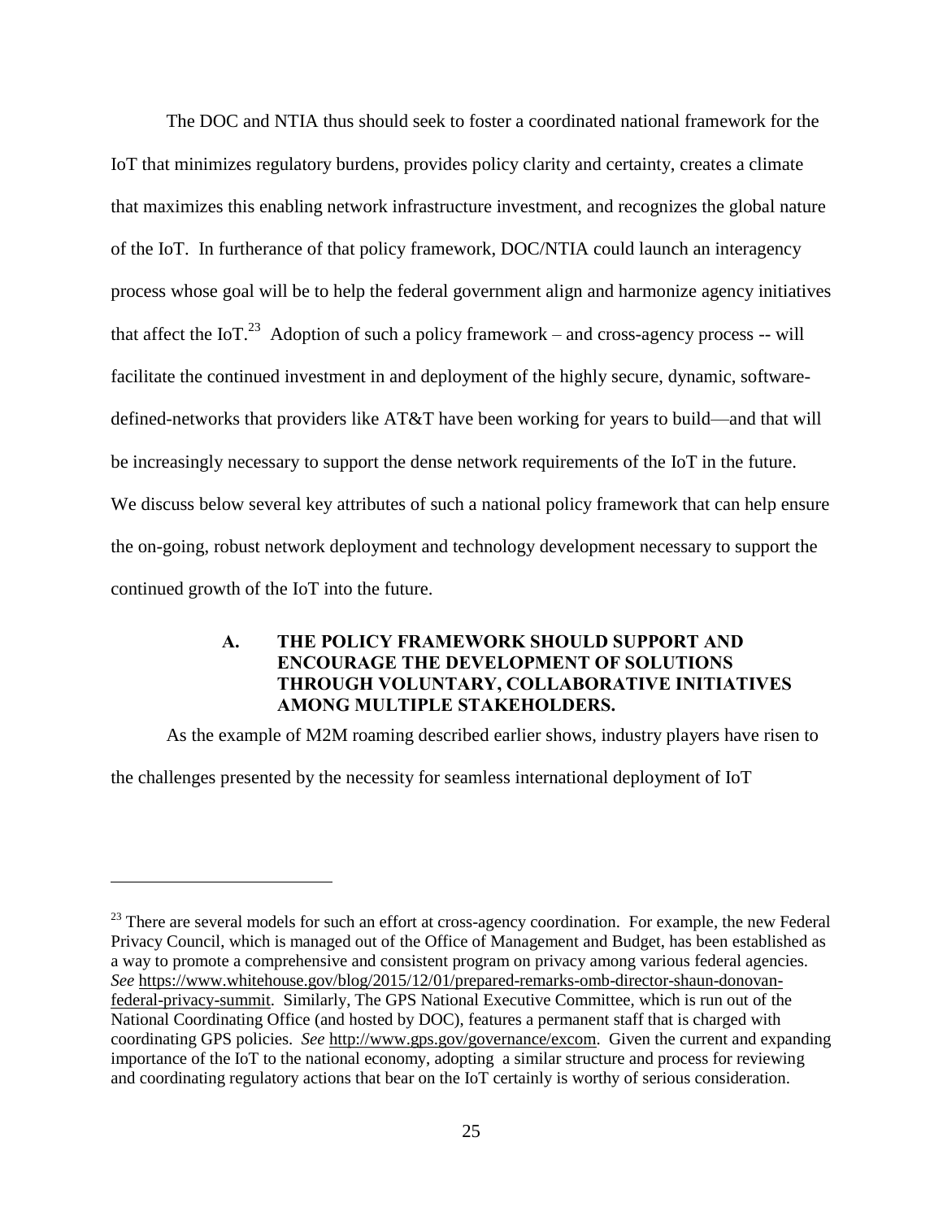The DOC and NTIA thus should seek to foster a coordinated national framework for the IoT that minimizes regulatory burdens, provides policy clarity and certainty, creates a climate that maximizes this enabling network infrastructure investment, and recognizes the global nature of the IoT. In furtherance of that policy framework, DOC/NTIA could launch an interagency process whose goal will be to help the federal government align and harmonize agency initiatives that affect the IoT.[23] Adoption of such a policy framework – and cross-agency process -- will facilitate the continued investment in and deployment of the highly secure, dynamic, software-defined-networks that providers like AT&T have been working for years to build—and that will be increasingly necessary to support the dense network requirements of the IoT in the future. We discuss below several key attributes of such a national policy framework that can help ensure the on-going, robust network deployment and technology development necessary to support the continued growth of the IoT into the future.

### A. THE POLICY FRAMEWORK SHOULD SUPPORT AND ENCOURAGE THE DEVELOPMENT OF SOLUTIONS THROUGH VOLUNTARY, COLLABORATIVE INITIATIVES AMONG MULTIPLE STAKEHOLDERS.

As the example of M2M roaming described earlier shows, industry players have risen to the challenges presented by the necessity for seamless international deployment of IoT

---

[23] There are several models for such an effort at cross-agency coordination. For example, the new Federal Privacy Council, which is managed out of the Office of Management and Budget, has been established as a way to promote a comprehensive and consistent program on privacy among various federal agencies. *See* https://www.whitehouse.gov/blog/2015/12/01/prepared-remarks-omb-director-shaun-donovan-federal-privacy-summit. Similarly, The GPS National Executive Committee, which is run out of the National Coordinating Office (and hosted by DOC), features a permanent staff that is charged with coordinating GPS policies. *See* http://www.gps.gov/governance/excom. Given the current and expanding importance of the IoT to the national economy, adopting a similar structure and process for reviewing and coordinating regulatory actions that bear on the IoT certainly is worthy of serious consideration.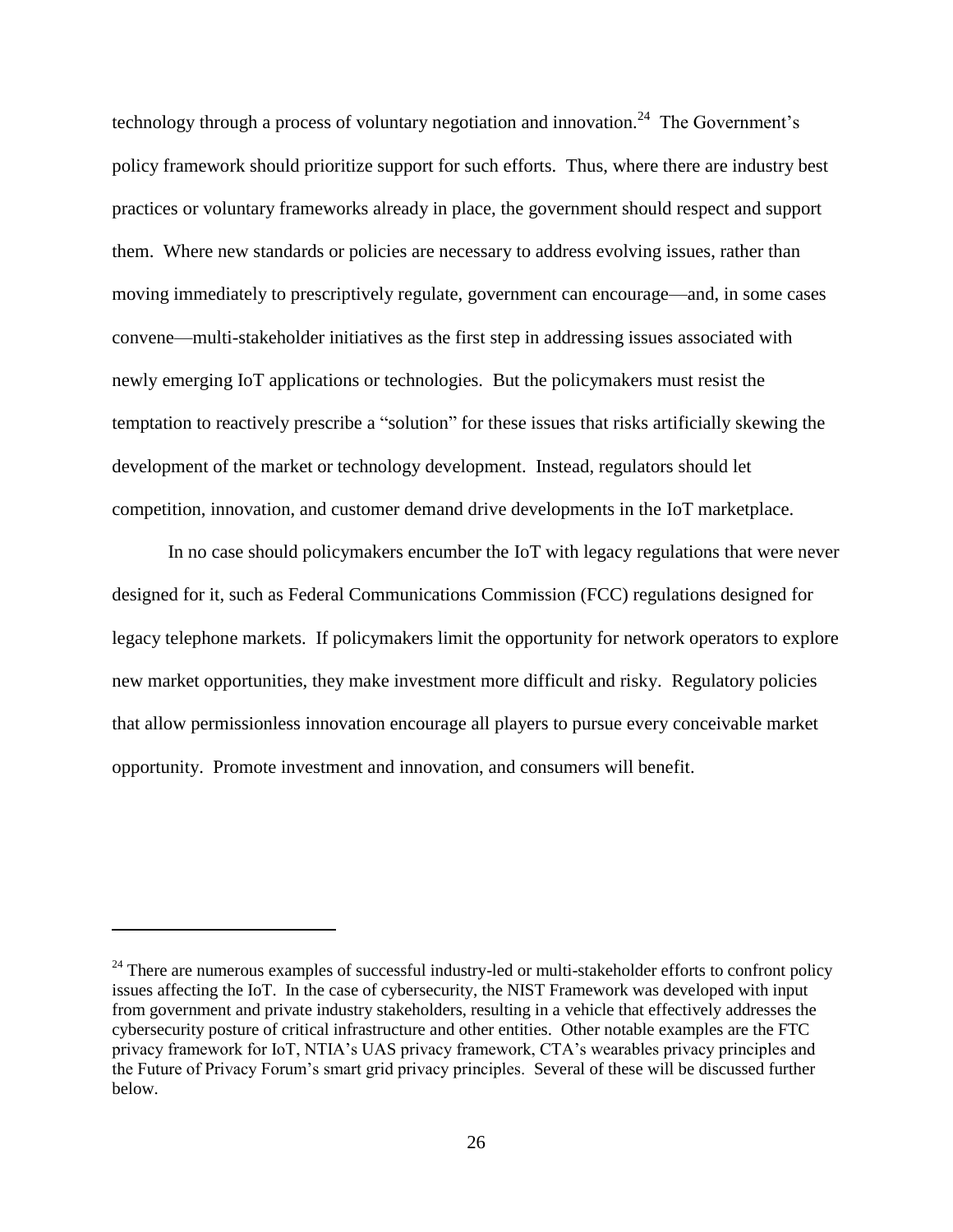technology through a process of voluntary negotiation and innovation.[24] The Government's policy framework should prioritize support for such efforts. Thus, where there are industry best practices or voluntary frameworks already in place, the government should respect and support them. Where new standards or policies are necessary to address evolving issues, rather than moving immediately to prescriptively regulate, government can encourage—and, in some cases convene—multi-stakeholder initiatives as the first step in addressing issues associated with newly emerging IoT applications or technologies. But the policymakers must resist the temptation to reactively prescribe a "solution" for these issues that risks artificially skewing the development of the market or technology development. Instead, regulators should let competition, innovation, and customer demand drive developments in the IoT marketplace.

In no case should policymakers encumber the IoT with legacy regulations that were never designed for it, such as Federal Communications Commission (FCC) regulations designed for legacy telephone markets. If policymakers limit the opportunity for network operators to explore new market opportunities, they make investment more difficult and risky. Regulatory policies that allow permissionless innovation encourage all players to pursue every conceivable market opportunity. Promote investment and innovation, and consumers will benefit.

---

[24] There are numerous examples of successful industry-led or multi-stakeholder efforts to confront policy issues affecting the IoT. In the case of cybersecurity, the NIST Framework was developed with input from government and private industry stakeholders, resulting in a vehicle that effectively addresses the cybersecurity posture of critical infrastructure and other entities. Other notable examples are the FTC privacy framework for IoT, NTIA's UAS privacy framework, CTA's wearables privacy principles and the Future of Privacy Forum's smart grid privacy principles. Several of these will be discussed further below.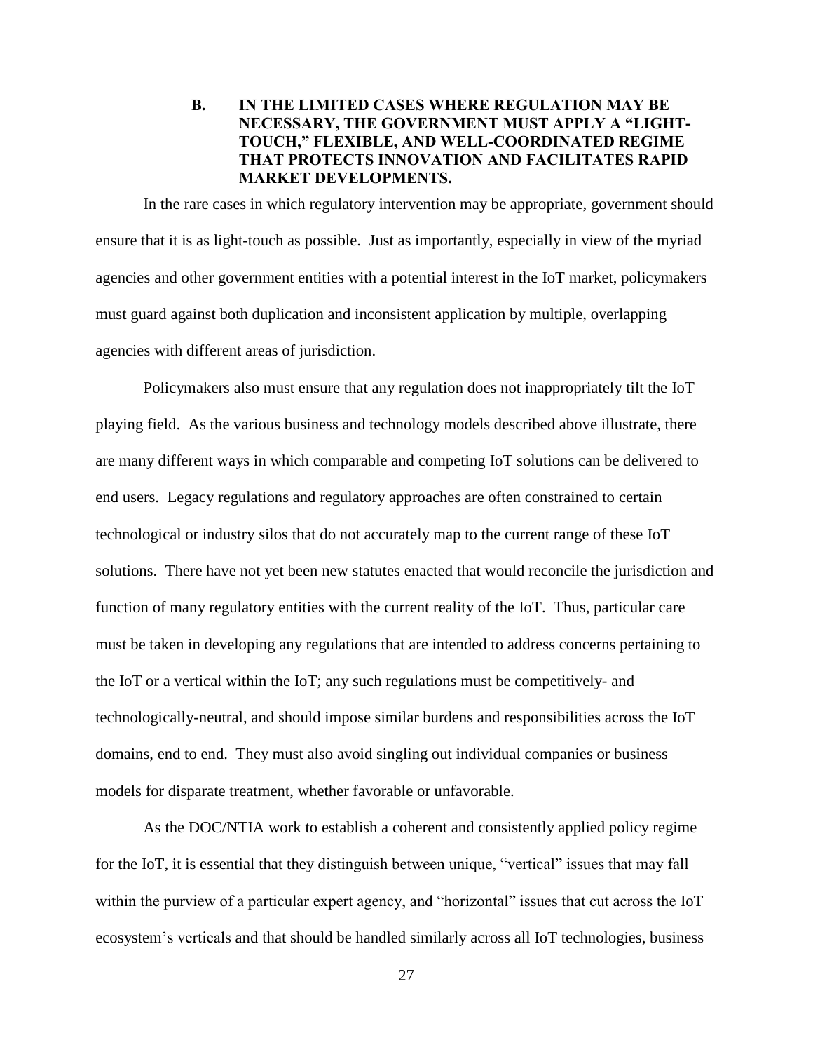### B. IN THE LIMITED CASES WHERE REGULATION MAY BE NECESSARY, THE GOVERNMENT MUST APPLY A "LIGHT-TOUCH," FLEXIBLE, AND WELL-COORDINATED REGIME THAT PROTECTS INNOVATION AND FACILITATES RAPID MARKET DEVELOPMENTS.

In the rare cases in which regulatory intervention may be appropriate, government should ensure that it is as light-touch as possible. Just as importantly, especially in view of the myriad agencies and other government entities with a potential interest in the IoT market, policymakers must guard against both duplication and inconsistent application by multiple, overlapping agencies with different areas of jurisdiction.

Policymakers also must ensure that any regulation does not inappropriately tilt the IoT playing field. As the various business and technology models described above illustrate, there are many different ways in which comparable and competing IoT solutions can be delivered to end users. Legacy regulations and regulatory approaches are often constrained to certain technological or industry silos that do not accurately map to the current range of these IoT solutions. There have not yet been new statutes enacted that would reconcile the jurisdiction and function of many regulatory entities with the current reality of the IoT. Thus, particular care must be taken in developing any regulations that are intended to address concerns pertaining to the IoT or a vertical within the IoT; any such regulations must be competitively- and technologically-neutral, and should impose similar burdens and responsibilities across the IoT domains, end to end. They must also avoid singling out individual companies or business models for disparate treatment, whether favorable or unfavorable.

As the DOC/NTIA work to establish a coherent and consistently applied policy regime for the IoT, it is essential that they distinguish between unique, "vertical" issues that may fall within the purview of a particular expert agency, and "horizontal" issues that cut across the IoT ecosystem's verticals and that should be handled similarly across all IoT technologies, business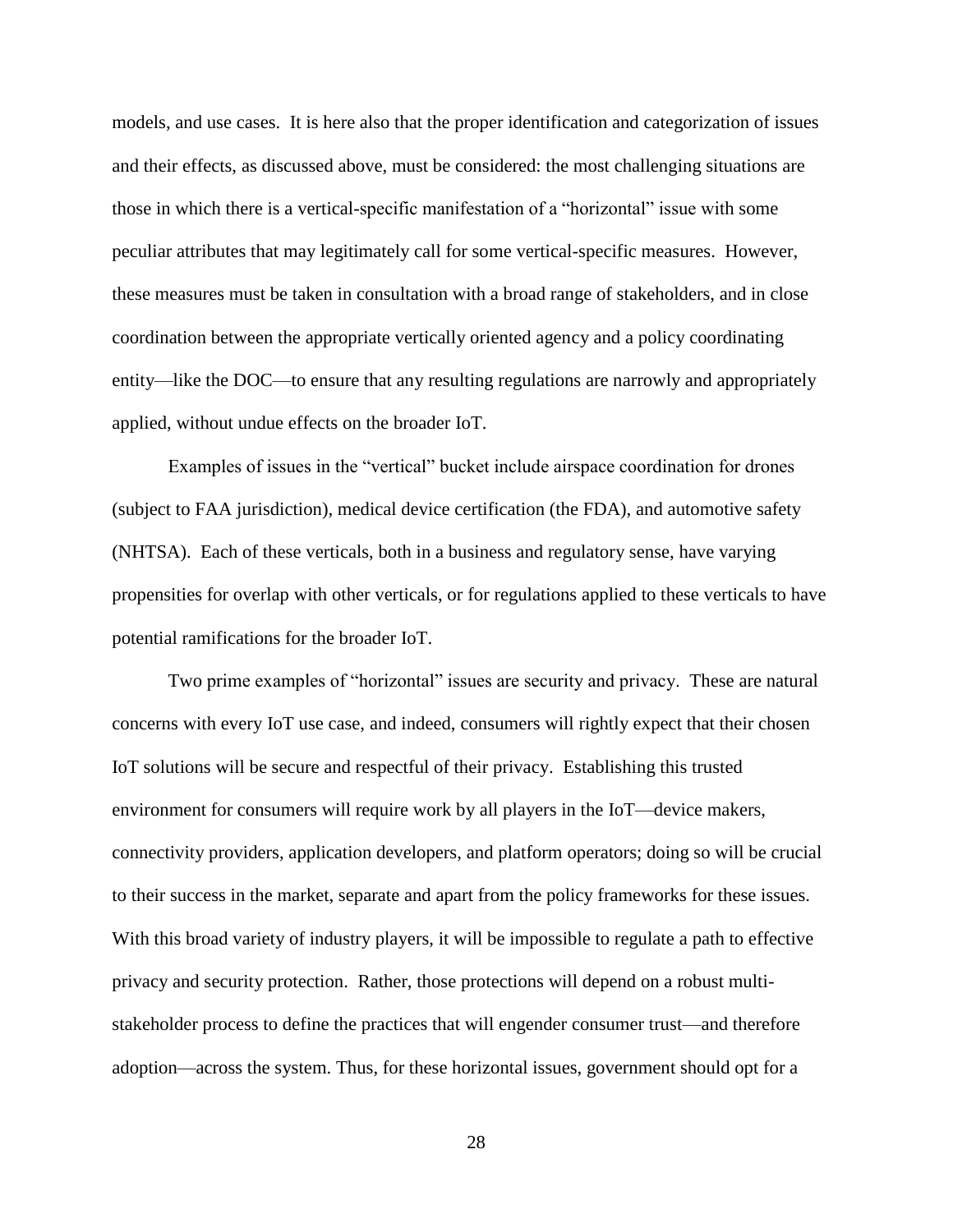models, and use cases. It is here also that the proper identification and categorization of issues and their effects, as discussed above, must be considered: the most challenging situations are those in which there is a vertical-specific manifestation of a "horizontal" issue with some peculiar attributes that may legitimately call for some vertical-specific measures. However, these measures must be taken in consultation with a broad range of stakeholders, and in close coordination between the appropriate vertically oriented agency and a policy coordinating entity—like the DOC—to ensure that any resulting regulations are narrowly and appropriately applied, without undue effects on the broader IoT.

Examples of issues in the "vertical" bucket include airspace coordination for drones (subject to FAA jurisdiction), medical device certification (the FDA), and automotive safety (NHTSA). Each of these verticals, both in a business and regulatory sense, have varying propensities for overlap with other verticals, or for regulations applied to these verticals to have potential ramifications for the broader IoT.

Two prime examples of "horizontal" issues are security and privacy. These are natural concerns with every IoT use case, and indeed, consumers will rightly expect that their chosen IoT solutions will be secure and respectful of their privacy. Establishing this trusted environment for consumers will require work by all players in the IoT—device makers, connectivity providers, application developers, and platform operators; doing so will be crucial to their success in the market, separate and apart from the policy frameworks for these issues. With this broad variety of industry players, it will be impossible to regulate a path to effective privacy and security protection. Rather, those protections will depend on a robust multi-stakeholder process to define the practices that will engender consumer trust—and therefore adoption—across the system. Thus, for these horizontal issues, government should opt for a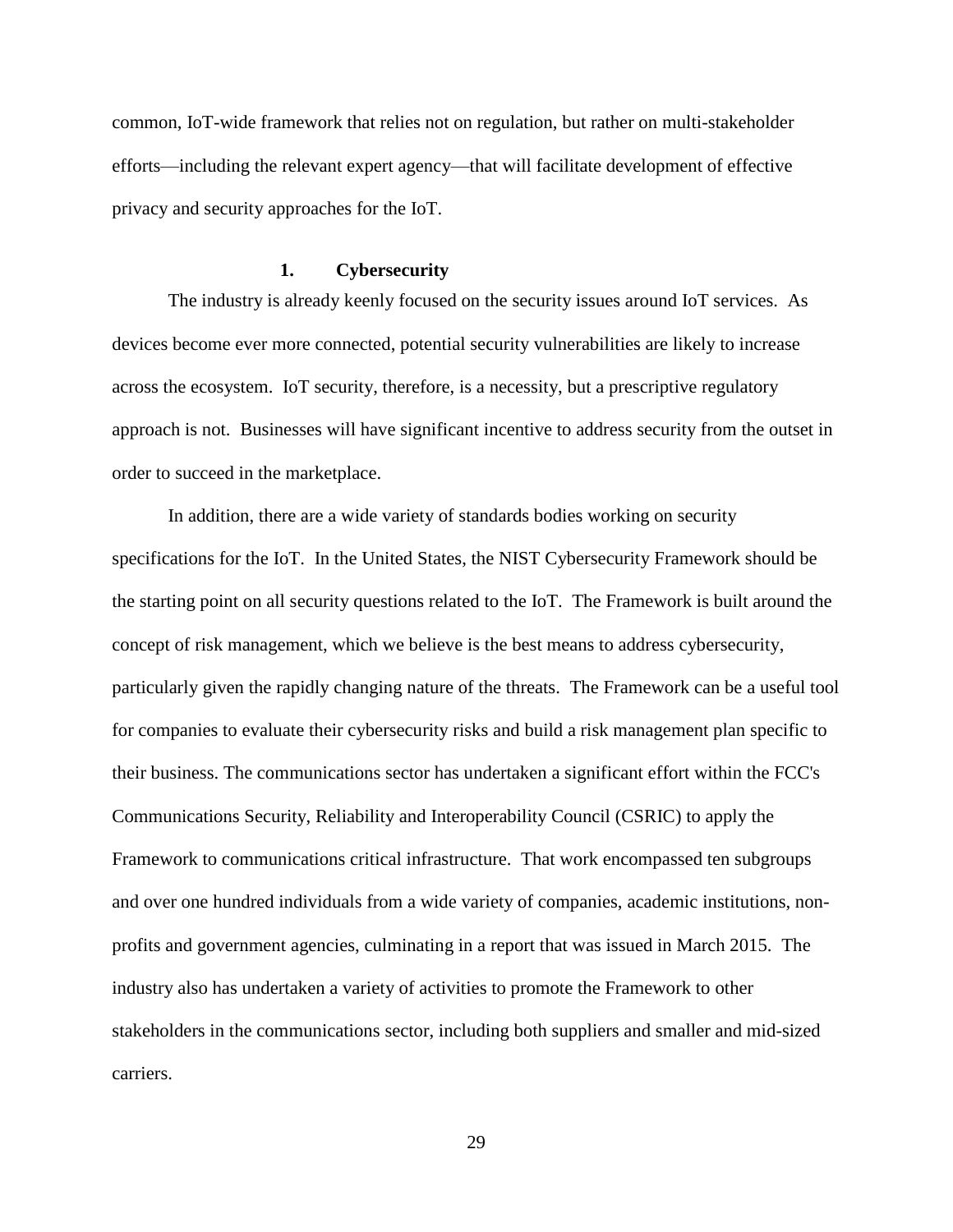common, IoT-wide framework that relies not on regulation, but rather on multi-stakeholder efforts—including the relevant expert agency—that will facilitate development of effective privacy and security approaches for the IoT.

### 1. Cybersecurity

The industry is already keenly focused on the security issues around IoT services. As devices become ever more connected, potential security vulnerabilities are likely to increase across the ecosystem. IoT security, therefore, is a necessity, but a prescriptive regulatory approach is not. Businesses will have significant incentive to address security from the outset in order to succeed in the marketplace.

In addition, there are a wide variety of standards bodies working on security specifications for the IoT. In the United States, the NIST Cybersecurity Framework should be the starting point on all security questions related to the IoT. The Framework is built around the concept of risk management, which we believe is the best means to address cybersecurity, particularly given the rapidly changing nature of the threats. The Framework can be a useful tool for companies to evaluate their cybersecurity risks and build a risk management plan specific to their business. The communications sector has undertaken a significant effort within the FCC's Communications Security, Reliability and Interoperability Council (CSRIC) to apply the Framework to communications critical infrastructure. That work encompassed ten subgroups and over one hundred individuals from a wide variety of companies, academic institutions, non-profits and government agencies, culminating in a report that was issued in March 2015. The industry also has undertaken a variety of activities to promote the Framework to other stakeholders in the communications sector, including both suppliers and smaller and mid-sized carriers.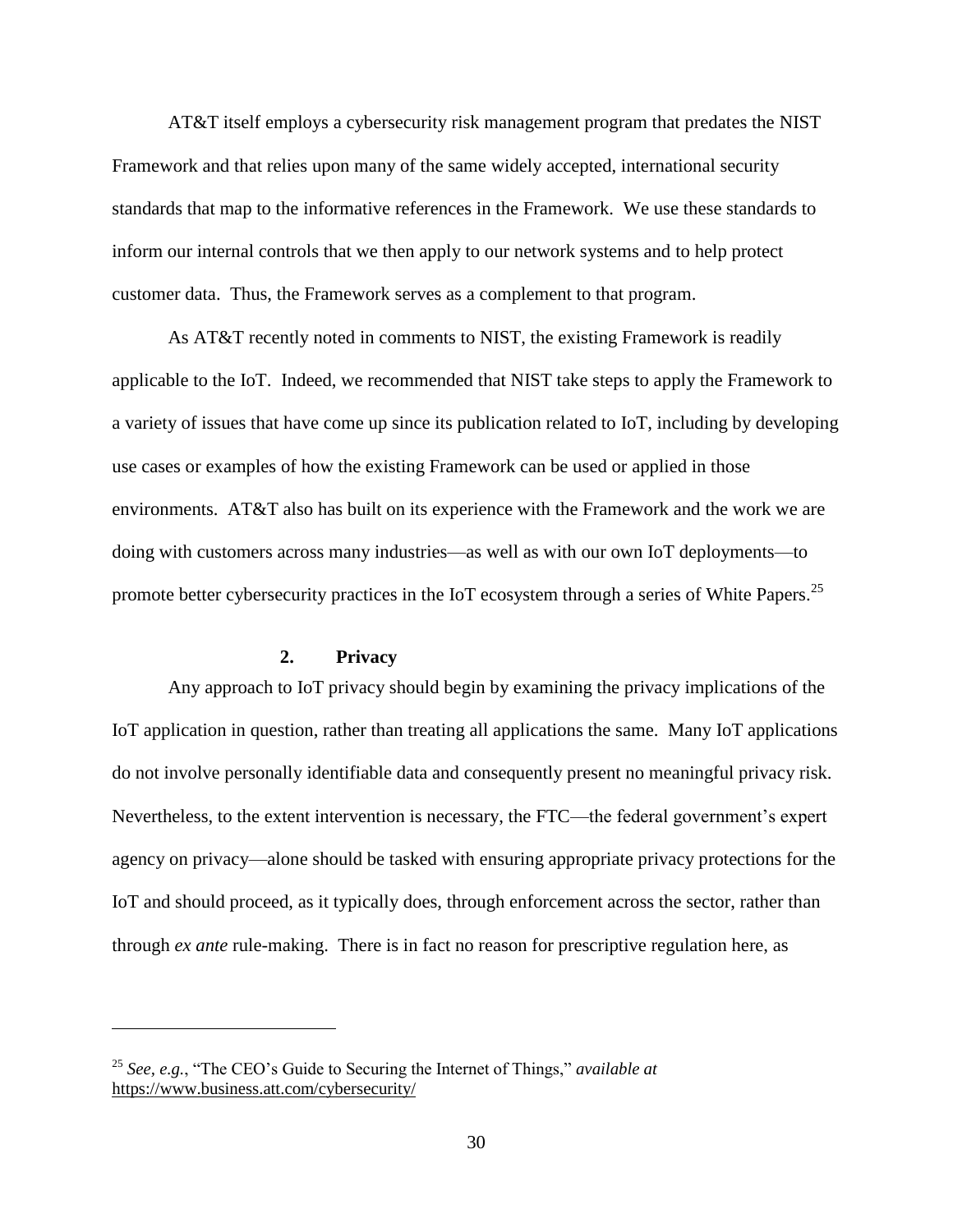AT&T itself employs a cybersecurity risk management program that predates the NIST Framework and that relies upon many of the same widely accepted, international security standards that map to the informative references in the Framework. We use these standards to inform our internal controls that we then apply to our network systems and to help protect customer data. Thus, the Framework serves as a complement to that program.

As AT&T recently noted in comments to NIST, the existing Framework is readily applicable to the IoT. Indeed, we recommended that NIST take steps to apply the Framework to a variety of issues that have come up since its publication related to IoT, including by developing use cases or examples of how the existing Framework can be used or applied in those environments. AT&T also has built on its experience with the Framework and the work we are doing with customers across many industries—as well as with our own IoT deployments—to promote better cybersecurity practices in the IoT ecosystem through a series of White Papers.[25]

### 2. Privacy

Any approach to IoT privacy should begin by examining the privacy implications of the IoT application in question, rather than treating all applications the same. Many IoT applications do not involve personally identifiable data and consequently present no meaningful privacy risk. Nevertheless, to the extent intervention is necessary, the FTC—the federal government's expert agency on privacy—alone should be tasked with ensuring appropriate privacy protections for the IoT and should proceed, as it typically does, through enforcement across the sector, rather than through *ex ante* rule-making. There is in fact no reason for prescriptive regulation here, as

---

[25] *See, e.g.*, "The CEO's Guide to Securing the Internet of Things," *available at* https://www.business.att.com/cybersecurity/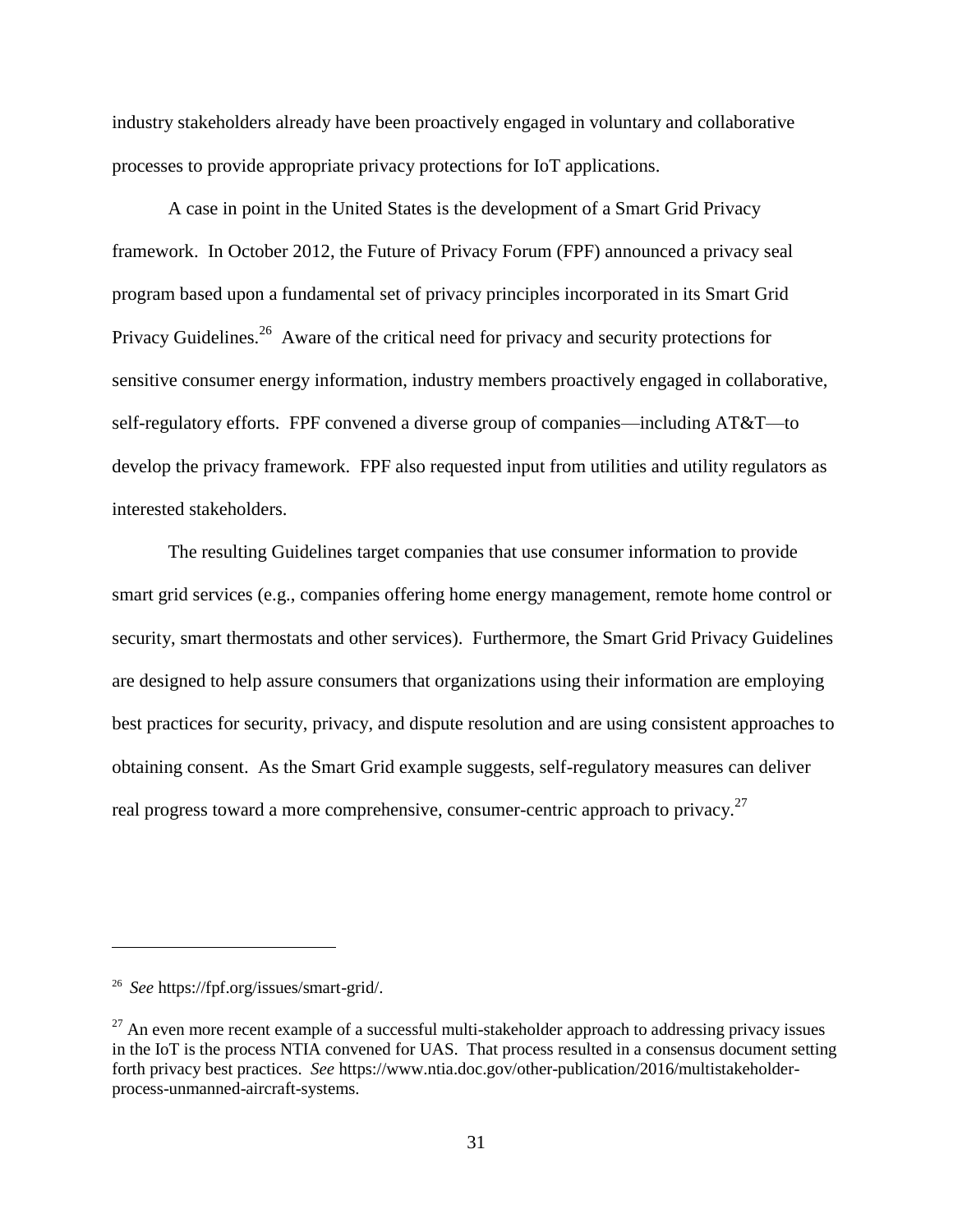industry stakeholders already have been proactively engaged in voluntary and collaborative processes to provide appropriate privacy protections for IoT applications.

A case in point in the United States is the development of a Smart Grid Privacy framework. In October 2012, the Future of Privacy Forum (FPF) announced a privacy seal program based upon a fundamental set of privacy principles incorporated in its Smart Grid Privacy Guidelines.[26] Aware of the critical need for privacy and security protections for sensitive consumer energy information, industry members proactively engaged in collaborative, self-regulatory efforts. FPF convened a diverse group of companies—including AT&T—to develop the privacy framework. FPF also requested input from utilities and utility regulators as interested stakeholders.

The resulting Guidelines target companies that use consumer information to provide smart grid services (e.g., companies offering home energy management, remote home control or security, smart thermostats and other services). Furthermore, the Smart Grid Privacy Guidelines are designed to help assure consumers that organizations using their information are employing best practices for security, privacy, and dispute resolution and are using consistent approaches to obtaining consent. As the Smart Grid example suggests, self-regulatory measures can deliver real progress toward a more comprehensive, consumer-centric approach to privacy.[27]

---

[26] *See* https://fpf.org/issues/smart-grid/.

[27] An even more recent example of a successful multi-stakeholder approach to addressing privacy issues in the IoT is the process NTIA convened for UAS. That process resulted in a consensus document setting forth privacy best practices. *See* https://www.ntia.doc.gov/other-publication/2016/multistakeholder-process-unmanned-aircraft-systems.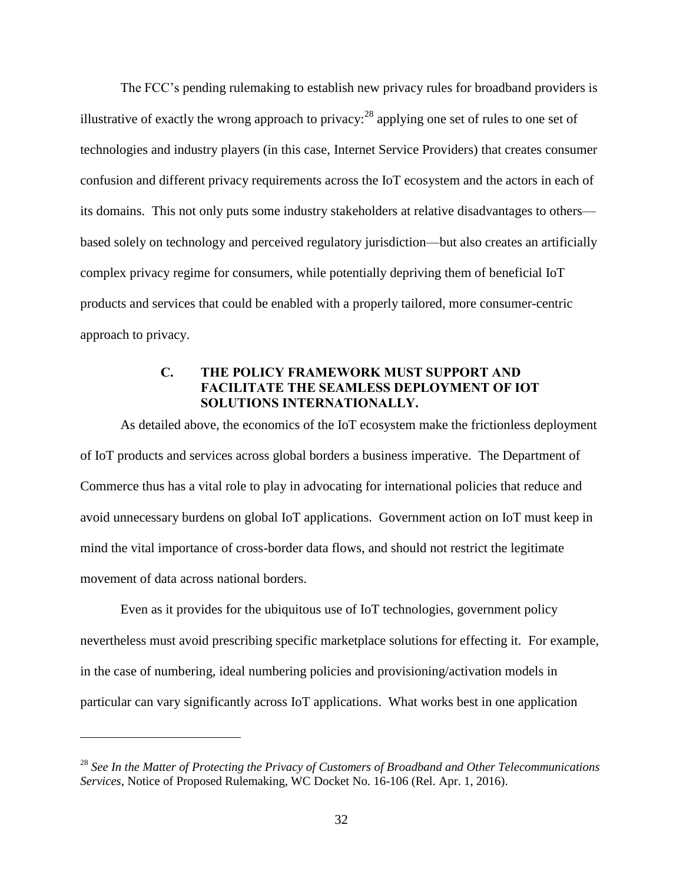The FCC's pending rulemaking to establish new privacy rules for broadband providers is illustrative of exactly the wrong approach to privacy:[28] applying one set of rules to one set of technologies and industry players (in this case, Internet Service Providers) that creates consumer confusion and different privacy requirements across the IoT ecosystem and the actors in each of its domains. This not only puts some industry stakeholders at relative disadvantages to others—based solely on technology and perceived regulatory jurisdiction—but also creates an artificially complex privacy regime for consumers, while potentially depriving them of beneficial IoT products and services that could be enabled with a properly tailored, more consumer-centric approach to privacy.

### C. THE POLICY FRAMEWORK MUST SUPPORT AND FACILITATE THE SEAMLESS DEPLOYMENT OF IOT SOLUTIONS INTERNATIONALLY.

As detailed above, the economics of the IoT ecosystem make the frictionless deployment of IoT products and services across global borders a business imperative. The Department of Commerce thus has a vital role to play in advocating for international policies that reduce and avoid unnecessary burdens on global IoT applications. Government action on IoT must keep in mind the vital importance of cross-border data flows, and should not restrict the legitimate movement of data across national borders.

Even as it provides for the ubiquitous use of IoT technologies, government policy nevertheless must avoid prescribing specific marketplace solutions for effecting it. For example, in the case of numbering, ideal numbering policies and provisioning/activation models in particular can vary significantly across IoT applications. What works best in one application

---

[28] *See In the Matter of Protecting the Privacy of Customers of Broadband and Other Telecommunications Services*, Notice of Proposed Rulemaking, WC Docket No. 16-106 (Rel. Apr. 1, 2016).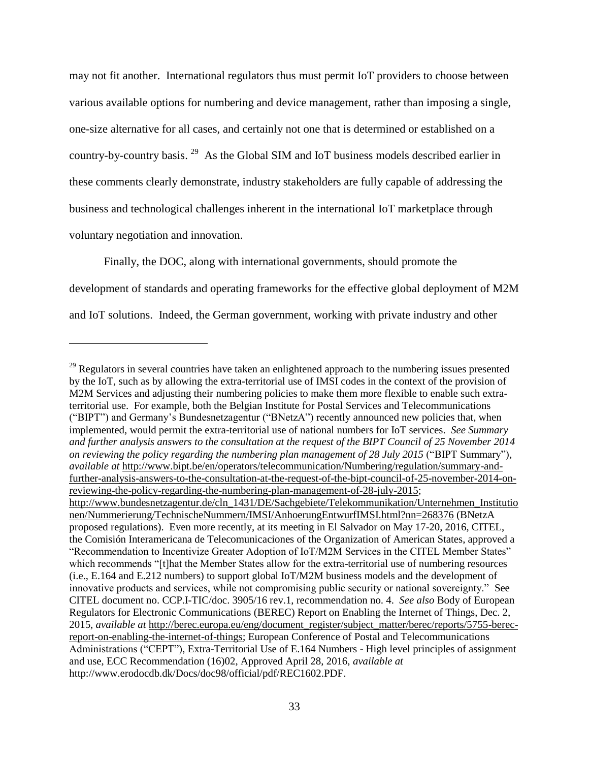may not fit another. International regulators thus must permit IoT providers to choose between various available options for numbering and device management, rather than imposing a single, one-size alternative for all cases, and certainly not one that is determined or established on a country-by-country basis. [29] As the Global SIM and IoT business models described earlier in these comments clearly demonstrate, industry stakeholders are fully capable of addressing the business and technological challenges inherent in the international IoT marketplace through voluntary negotiation and innovation.

Finally, the DOC, along with international governments, should promote the development of standards and operating frameworks for the effective global deployment of M2M and IoT solutions. Indeed, the German government, working with private industry and other

---

[29] Regulators in several countries have taken an enlightened approach to the numbering issues presented by the IoT, such as by allowing the extra-territorial use of IMSI codes in the context of the provision of M2M Services and adjusting their numbering policies to make them more flexible to enable such extra-territorial use. For example, both the Belgian Institute for Postal Services and Telecommunications ("BIPT") and Germany's Bundesnetzagentur ("BNetzA") recently announced new policies that, when implemented, would permit the extra-territorial use of national numbers for IoT services. *See Summary and further analysis answers to the consultation at the request of the BIPT Council of 25 November 2014 on reviewing the policy regarding the numbering plan management of 28 July 2015* ("BIPT Summary"), *available at* http://www.bipt.be/en/operators/telecommunication/Numbering/regulation/summary-and-further-analysis-answers-to-the-consultation-at-the-request-of-the-bipt-council-of-25-november-2014-on-reviewing-the-policy-regarding-the-numbering-plan-management-of-28-july-2015; http://www.bundesnetzagentur.de/cln_1431/DE/Sachgebiete/Telekommunikation/Unternehmen_Institutionen/Nummerierung/TechnischeNummern/IMSI/AnhoerungEntwurfIMSI.html?nn=268376 (BNetzA proposed regulations). Even more recently, at its meeting in El Salvador on May 17-20, 2016, CITEL, the Comisión Interamericana de Telecomunicaciones of the Organization of American States, approved a "Recommendation to Incentivize Greater Adoption of IoT/M2M Services in the CITEL Member States" which recommends "[t]hat the Member States allow for the extra-territorial use of numbering resources (i.e., E.164 and E.212 numbers) to support global IoT/M2M business models and the development of innovative products and services, while not compromising public security or national sovereignty." See CITEL document no. CCP.I-TIC/doc. 3905/16 rev.1, recommendation no. 4. *See also* Body of European Regulators for Electronic Communications (BEREC) Report on Enabling the Internet of Things, Dec. 2, 2015, *available at* http://berec.europa.eu/eng/document_register/subject_matter/berec/reports/5755-berec-report-on-enabling-the-internet-of-things; European Conference of Postal and Telecommunications Administrations ("CEPT"), Extra-Territorial Use of E.164 Numbers - High level principles of assignment and use, ECC Recommendation (16)02, Approved April 28, 2016, *available at* http://www.erodocdb.dk/Docs/doc98/official/pdf/REC1602.PDF.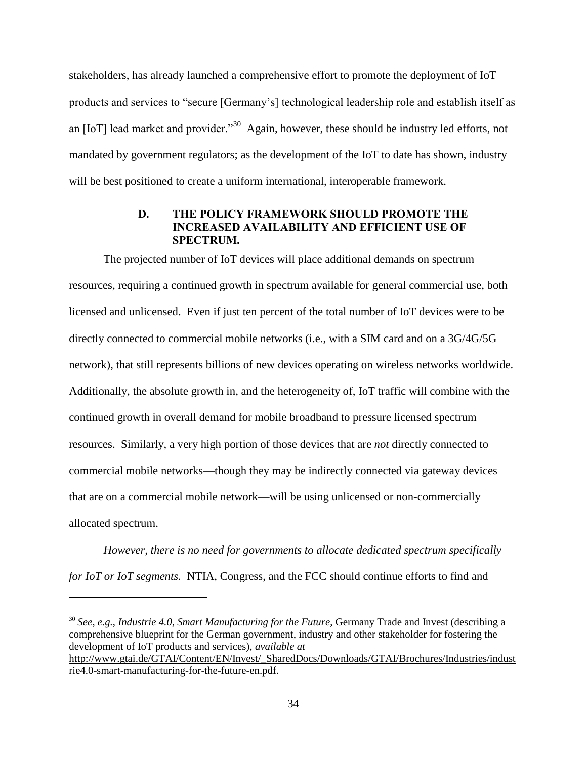stakeholders, has already launched a comprehensive effort to promote the deployment of IoT products and services to "secure [Germany's] technological leadership role and establish itself as an [IoT] lead market and provider."[30] Again, however, these should be industry led efforts, not mandated by government regulators; as the development of the IoT to date has shown, industry will be best positioned to create a uniform international, interoperable framework.

### D. THE POLICY FRAMEWORK SHOULD PROMOTE THE INCREASED AVAILABILITY AND EFFICIENT USE OF SPECTRUM.

The projected number of IoT devices will place additional demands on spectrum resources, requiring a continued growth in spectrum available for general commercial use, both licensed and unlicensed. Even if just ten percent of the total number of IoT devices were to be directly connected to commercial mobile networks (i.e., with a SIM card and on a 3G/4G/5G network), that still represents billions of new devices operating on wireless networks worldwide. Additionally, the absolute growth in, and the heterogeneity of, IoT traffic will combine with the continued growth in overall demand for mobile broadband to pressure licensed spectrum resources. Similarly, a very high portion of those devices that are *not* directly connected to commercial mobile networks—though they may be indirectly connected via gateway devices that are on a commercial mobile network—will be using unlicensed or non-commercially allocated spectrum.

*However, there is no need for governments to allocate dedicated spectrum specifically for IoT or IoT segments.* NTIA, Congress, and the FCC should continue efforts to find and

---

[30] *See, e.g.*, *Industrie 4.0*, *Smart Manufacturing for the Future*, Germany Trade and Invest (describing a comprehensive blueprint for the German government, industry and other stakeholder for fostering the development of IoT products and services), *available at* http://www.gtai.de/GTAI/Content/EN/Invest/_SharedDocs/Downloads/GTAI/Brochures/Industries/industrie4.0-smart-manufacturing-for-the-future-en.pdf.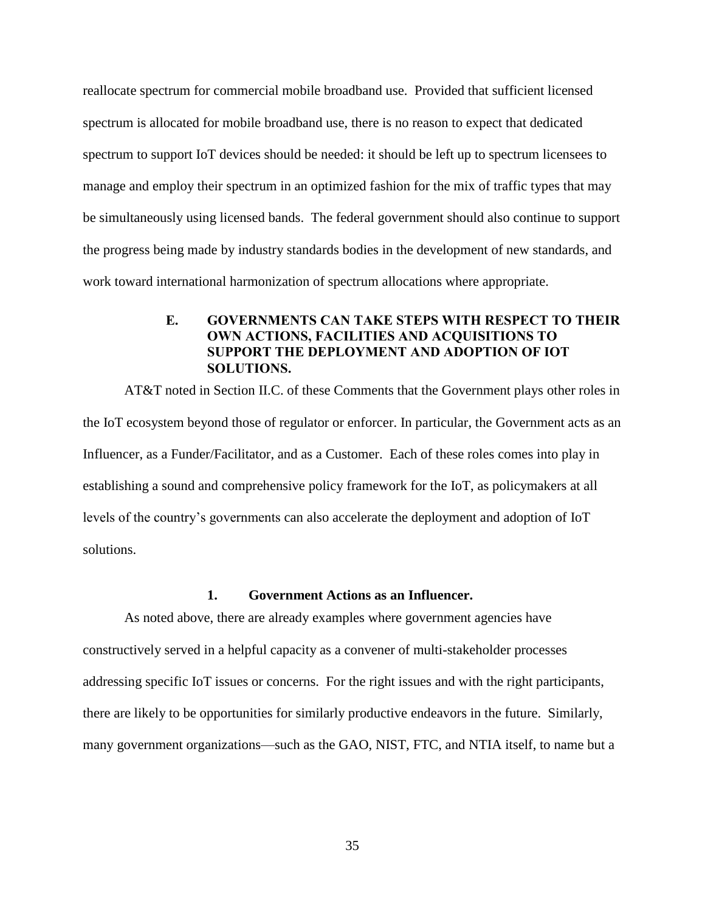reallocate spectrum for commercial mobile broadband use. Provided that sufficient licensed spectrum is allocated for mobile broadband use, there is no reason to expect that dedicated spectrum to support IoT devices should be needed: it should be left up to spectrum licensees to manage and employ their spectrum in an optimized fashion for the mix of traffic types that may be simultaneously using licensed bands. The federal government should also continue to support the progress being made by industry standards bodies in the development of new standards, and work toward international harmonization of spectrum allocations where appropriate.

### E. GOVERNMENTS CAN TAKE STEPS WITH RESPECT TO THEIR OWN ACTIONS, FACILITIES AND ACQUISITIONS TO SUPPORT THE DEPLOYMENT AND ADOPTION OF IOT SOLUTIONS.

AT&T noted in Section II.C. of these Comments that the Government plays other roles in the IoT ecosystem beyond those of regulator or enforcer. In particular, the Government acts as an Influencer, as a Funder/Facilitator, and as a Customer. Each of these roles comes into play in establishing a sound and comprehensive policy framework for the IoT, as policymakers at all levels of the country's governments can also accelerate the deployment and adoption of IoT solutions.

#### 1. Government Actions as an Influencer.

As noted above, there are already examples where government agencies have constructively served in a helpful capacity as a convener of multi-stakeholder processes addressing specific IoT issues or concerns. For the right issues and with the right participants, there are likely to be opportunities for similarly productive endeavors in the future. Similarly, many government organizations—such as the GAO, NIST, FTC, and NTIA itself, to name but a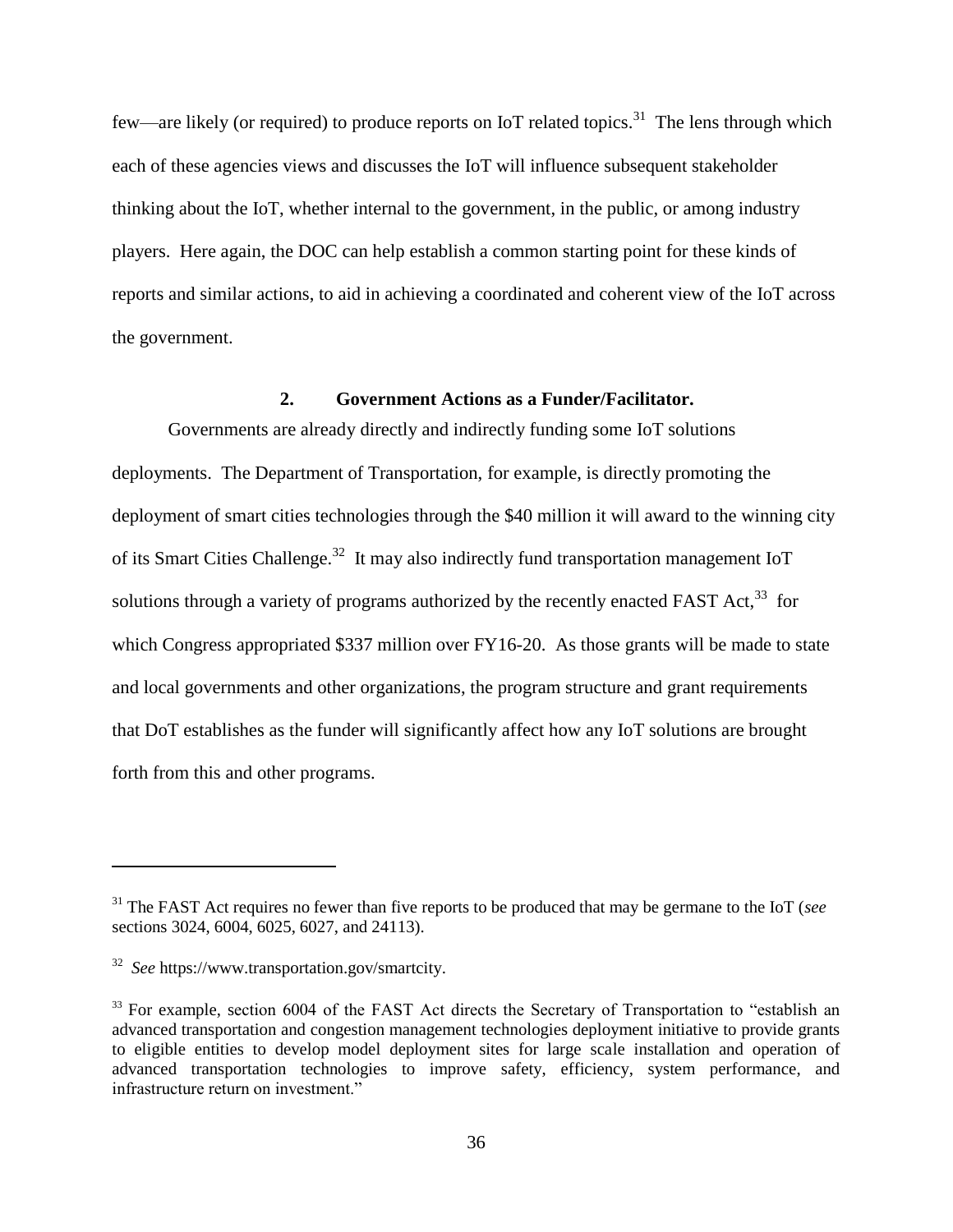few—are likely (or required) to produce reports on IoT related topics.[31] The lens through which each of these agencies views and discusses the IoT will influence subsequent stakeholder thinking about the IoT, whether internal to the government, in the public, or among industry players. Here again, the DOC can help establish a common starting point for these kinds of reports and similar actions, to aid in achieving a coordinated and coherent view of the IoT across the government.

### 2. Government Actions as a Funder/Facilitator.

Governments are already directly and indirectly funding some IoT solutions deployments. The Department of Transportation, for example, is directly promoting the deployment of smart cities technologies through the $40 million it will award to the winning city of its Smart Cities Challenge.[32] It may also indirectly fund transportation management IoT solutions through a variety of programs authorized by the recently enacted FAST Act,[33] for which Congress appropriated $337 million over FY16-20. As those grants will be made to state and local governments and other organizations, the program structure and grant requirements that DoT establishes as the funder will significantly affect how any IoT solutions are brought forth from this and other programs.

---

[31] The FAST Act requires no fewer than five reports to be produced that may be germane to the IoT (*see* sections 3024, 6004, 6025, 6027, and 24113).

[32] *See* https://www.transportation.gov/smartcity.

[33] For example, section 6004 of the FAST Act directs the Secretary of Transportation to "establish an advanced transportation and congestion management technologies deployment initiative to provide grants to eligible entities to develop model deployment sites for large scale installation and operation of advanced transportation technologies to improve safety, efficiency, system performance, and infrastructure return on investment."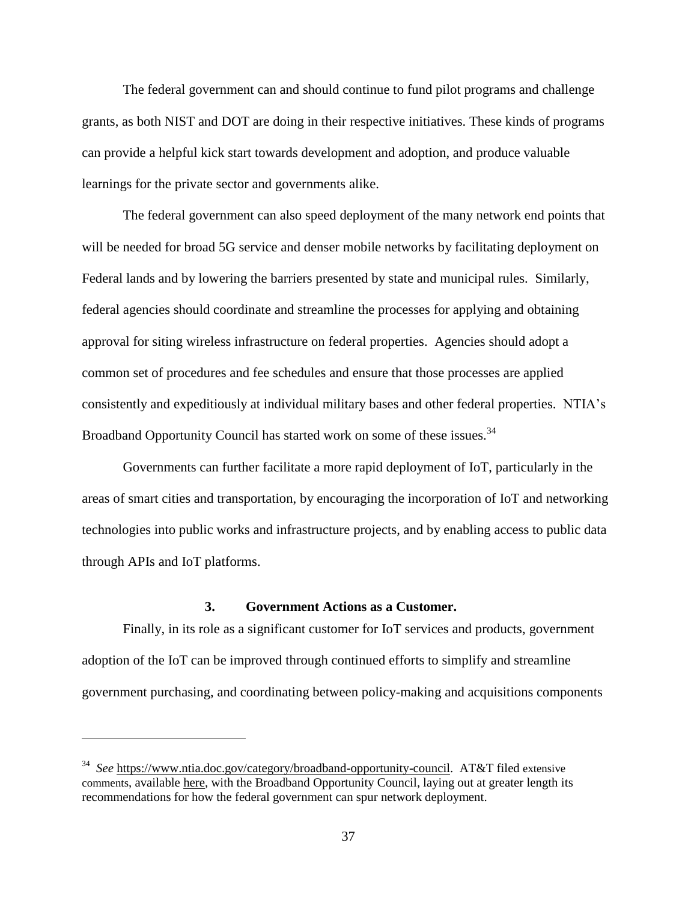The federal government can and should continue to fund pilot programs and challenge grants, as both NIST and DOT are doing in their respective initiatives. These kinds of programs can provide a helpful kick start towards development and adoption, and produce valuable learnings for the private sector and governments alike.

The federal government can also speed deployment of the many network end points that will be needed for broad 5G service and denser mobile networks by facilitating deployment on Federal lands and by lowering the barriers presented by state and municipal rules. Similarly, federal agencies should coordinate and streamline the processes for applying and obtaining approval for siting wireless infrastructure on federal properties. Agencies should adopt a common set of procedures and fee schedules and ensure that those processes are applied consistently and expeditiously at individual military bases and other federal properties. NTIA's Broadband Opportunity Council has started work on some of these issues.[34]

Governments can further facilitate a more rapid deployment of IoT, particularly in the areas of smart cities and transportation, by encouraging the incorporation of IoT and networking technologies into public works and infrastructure projects, and by enabling access to public data through APIs and IoT platforms.

### 3. Government Actions as a Customer.

Finally, in its role as a significant customer for IoT services and products, government adoption of the IoT can be improved through continued efforts to simplify and streamline government purchasing, and coordinating between policy-making and acquisitions components

---

[34] *See* https://www.ntia.doc.gov/category/broadband-opportunity-council. AT&T filed extensive comments, available here, with the Broadband Opportunity Council, laying out at greater length its recommendations for how the federal government can spur network deployment.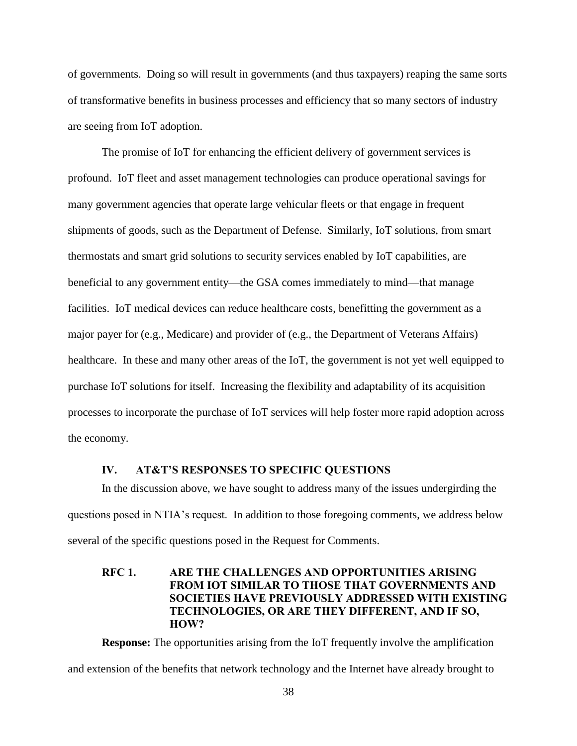of governments. Doing so will result in governments (and thus taxpayers) reaping the same sorts of transformative benefits in business processes and efficiency that so many sectors of industry are seeing from IoT adoption.

The promise of IoT for enhancing the efficient delivery of government services is profound. IoT fleet and asset management technologies can produce operational savings for many government agencies that operate large vehicular fleets or that engage in frequent shipments of goods, such as the Department of Defense. Similarly, IoT solutions, from smart thermostats and smart grid solutions to security services enabled by IoT capabilities, are beneficial to any government entity—the GSA comes immediately to mind—that manage facilities. IoT medical devices can reduce healthcare costs, benefitting the government as a major payer for (e.g., Medicare) and provider of (e.g., the Department of Veterans Affairs) healthcare. In these and many other areas of the IoT, the government is not yet well equipped to purchase IoT solutions for itself. Increasing the flexibility and adaptability of its acquisition processes to incorporate the purchase of IoT services will help foster more rapid adoption across the economy.

## IV. AT&T'S RESPONSES TO SPECIFIC QUESTIONS

In the discussion above, we have sought to address many of the issues undergirding the questions posed in NTIA's request. In addition to those foregoing comments, we address below several of the specific questions posed in the Request for Comments.

### RFC 1. ARE THE CHALLENGES AND OPPORTUNITIES ARISING FROM IOT SIMILAR TO THOSE THAT GOVERNMENTS AND SOCIETIES HAVE PREVIOUSLY ADDRESSED WITH EXISTING TECHNOLOGIES, OR ARE THEY DIFFERENT, AND IF SO, HOW?

**Response:** The opportunities arising from the IoT frequently involve the amplification and extension of the benefits that network technology and the Internet have already brought to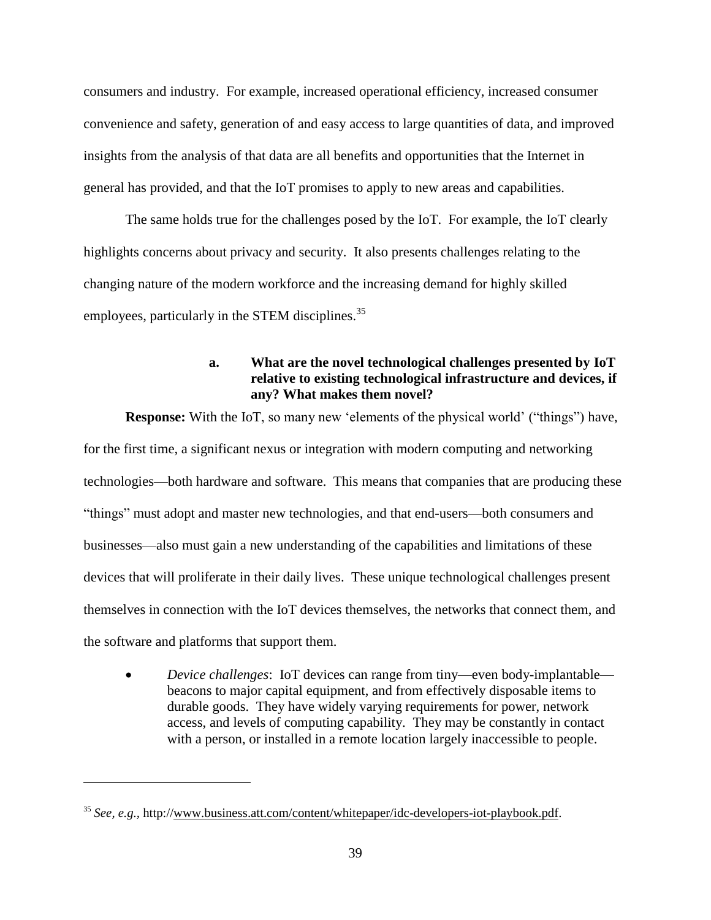consumers and industry. For example, increased operational efficiency, increased consumer convenience and safety, generation of and easy access to large quantities of data, and improved insights from the analysis of that data are all benefits and opportunities that the Internet in general has provided, and that the IoT promises to apply to new areas and capabilities.

The same holds true for the challenges posed by the IoT. For example, the IoT clearly highlights concerns about privacy and security. It also presents challenges relating to the changing nature of the modern workforce and the increasing demand for highly skilled employees, particularly in the STEM disciplines.[35]

**a. What are the novel technological challenges presented by IoT relative to existing technological infrastructure and devices, if any? What makes them novel?**

**Response:** With the IoT, so many new 'elements of the physical world' ("things") have, for the first time, a significant nexus or integration with modern computing and networking technologies—both hardware and software. This means that companies that are producing these "things" must adopt and master new technologies, and that end-users—both consumers and businesses—also must gain a new understanding of the capabilities and limitations of these devices that will proliferate in their daily lives. These unique technological challenges present themselves in connection with the IoT devices themselves, the networks that connect them, and the software and platforms that support them.

- *Device challenges*: IoT devices can range from tiny—even body-implantable—beacons to major capital equipment, and from effectively disposable items to durable goods. They have widely varying requirements for power, network access, and levels of computing capability. They may be constantly in contact with a person, or installed in a remote location largely inaccessible to people.

---

[35] *See, e.g.*, http://www.business.att.com/content/whitepaper/idc-developers-iot-playbook.pdf.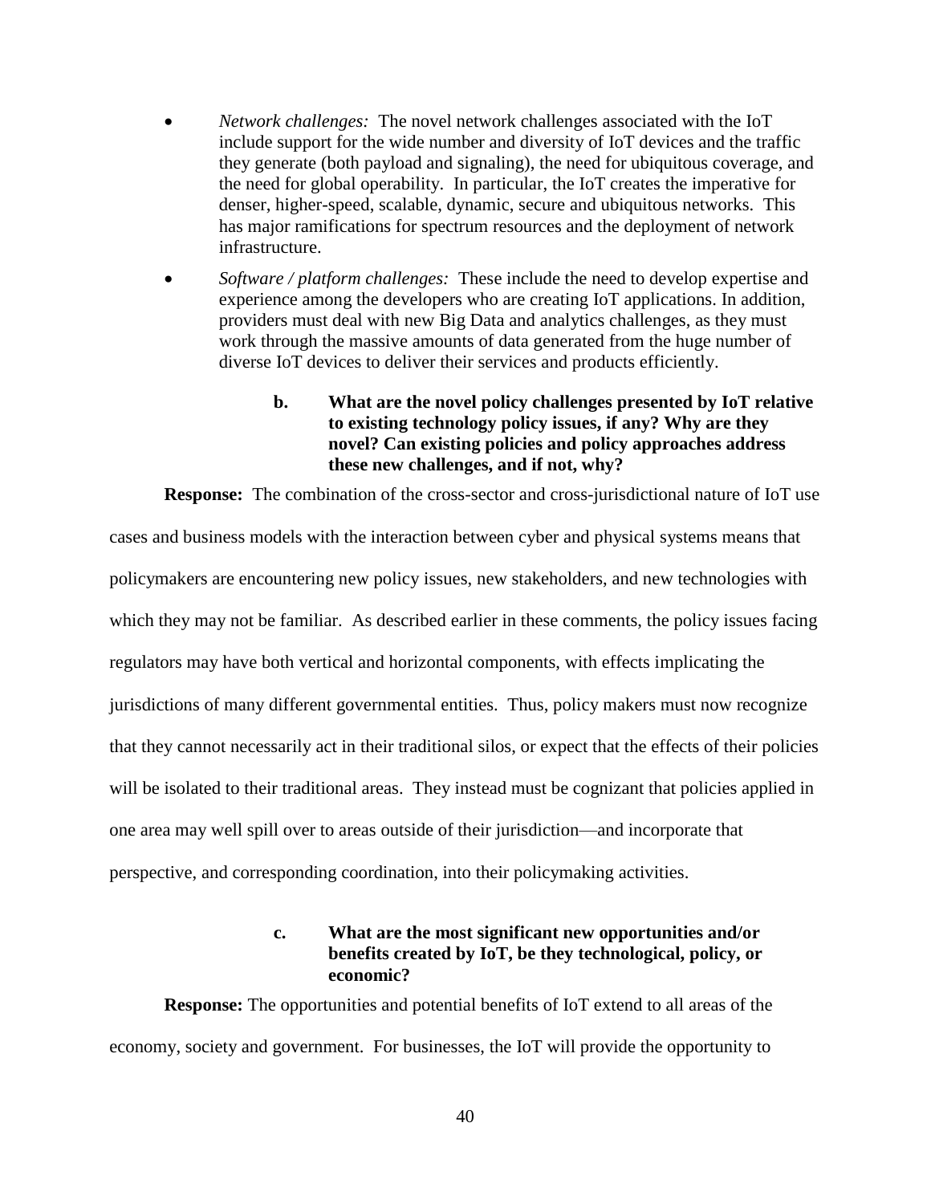- *Network challenges:* The novel network challenges associated with the IoT include support for the wide number and diversity of IoT devices and the traffic they generate (both payload and signaling), the need for ubiquitous coverage, and the need for global operability. In particular, the IoT creates the imperative for denser, higher-speed, scalable, dynamic, secure and ubiquitous networks. This has major ramifications for spectrum resources and the deployment of network infrastructure.
- *Software / platform challenges:* These include the need to develop expertise and experience among the developers who are creating IoT applications. In addition, providers must deal with new Big Data and analytics challenges, as they must work through the massive amounts of data generated from the huge number of diverse IoT devices to deliver their services and products efficiently.

**b. What are the novel policy challenges presented by IoT relative to existing technology policy issues, if any? Why are they novel? Can existing policies and policy approaches address these new challenges, and if not, why?**

**Response:** The combination of the cross-sector and cross-jurisdictional nature of IoT use cases and business models with the interaction between cyber and physical systems means that policymakers are encountering new policy issues, new stakeholders, and new technologies with which they may not be familiar. As described earlier in these comments, the policy issues facing regulators may have both vertical and horizontal components, with effects implicating the jurisdictions of many different governmental entities. Thus, policy makers must now recognize that they cannot necessarily act in their traditional silos, or expect that the effects of their policies will be isolated to their traditional areas. They instead must be cognizant that policies applied in one area may well spill over to areas outside of their jurisdiction—and incorporate that perspective, and corresponding coordination, into their policymaking activities.

**c. What are the most significant new opportunities and/or benefits created by IoT, be they technological, policy, or economic?**

**Response:** The opportunities and potential benefits of IoT extend to all areas of the economy, society and government. For businesses, the IoT will provide the opportunity to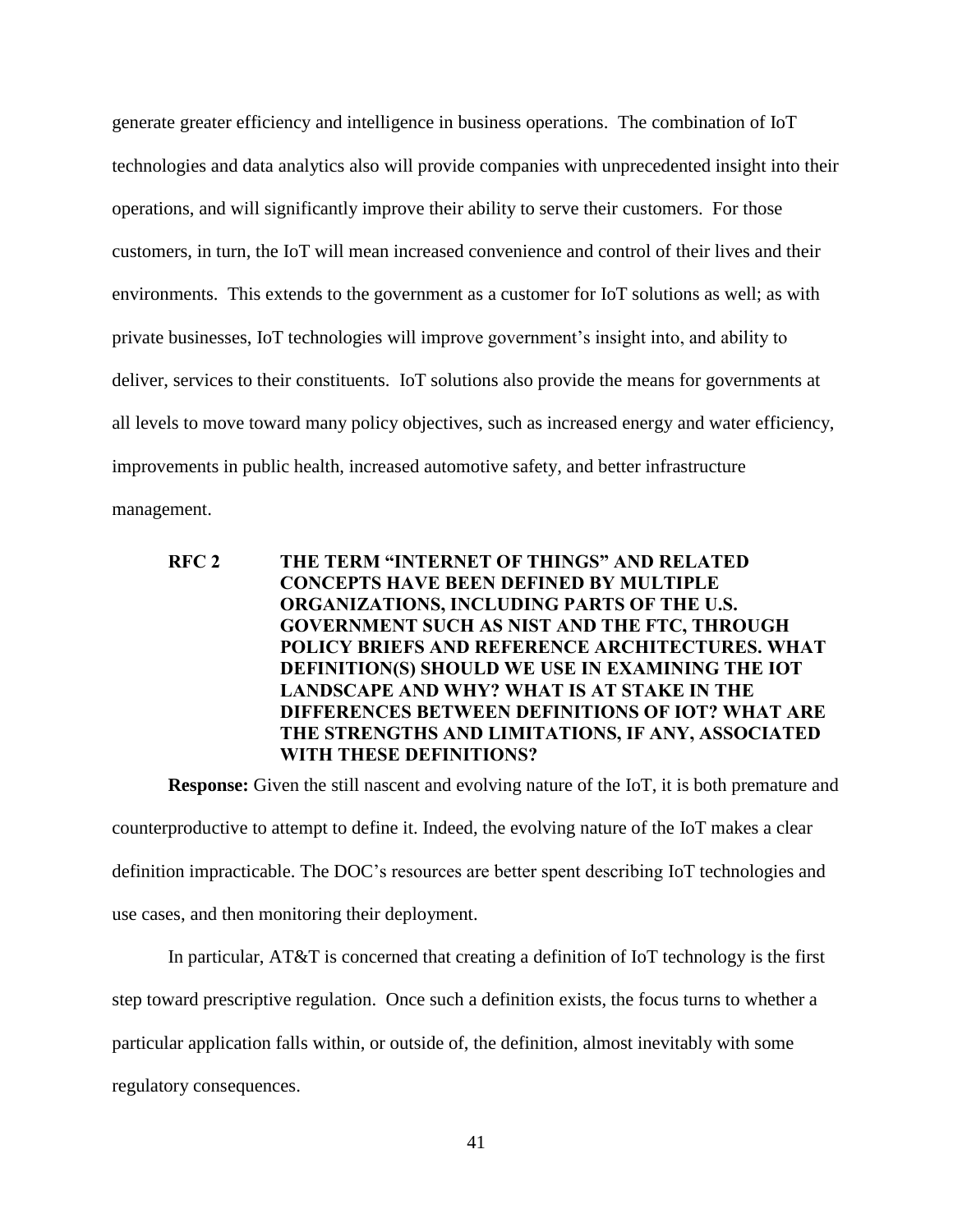generate greater efficiency and intelligence in business operations. The combination of IoT technologies and data analytics also will provide companies with unprecedented insight into their operations, and will significantly improve their ability to serve their customers. For those customers, in turn, the IoT will mean increased convenience and control of their lives and their environments. This extends to the government as a customer for IoT solutions as well; as with private businesses, IoT technologies will improve government's insight into, and ability to deliver, services to their constituents. IoT solutions also provide the means for governments at all levels to move toward many policy objectives, such as increased energy and water efficiency, improvements in public health, increased automotive safety, and better infrastructure management.

### RFC 2 THE TERM "INTERNET OF THINGS" AND RELATED CONCEPTS HAVE BEEN DEFINED BY MULTIPLE ORGANIZATIONS, INCLUDING PARTS OF THE U.S. GOVERNMENT SUCH AS NIST AND THE FTC, THROUGH POLICY BRIEFS AND REFERENCE ARCHITECTURES. WHAT DEFINITION(S) SHOULD WE USE IN EXAMINING THE IOT LANDSCAPE AND WHY? WHAT IS AT STAKE IN THE DIFFERENCES BETWEEN DEFINITIONS OF IOT? WHAT ARE THE STRENGTHS AND LIMITATIONS, IF ANY, ASSOCIATED WITH THESE DEFINITIONS?

**Response:** Given the still nascent and evolving nature of the IoT, it is both premature and counterproductive to attempt to define it. Indeed, the evolving nature of the IoT makes a clear definition impracticable. The DOC's resources are better spent describing IoT technologies and use cases, and then monitoring their deployment.

In particular, AT&T is concerned that creating a definition of IoT technology is the first step toward prescriptive regulation. Once such a definition exists, the focus turns to whether a particular application falls within, or outside of, the definition, almost inevitably with some regulatory consequences.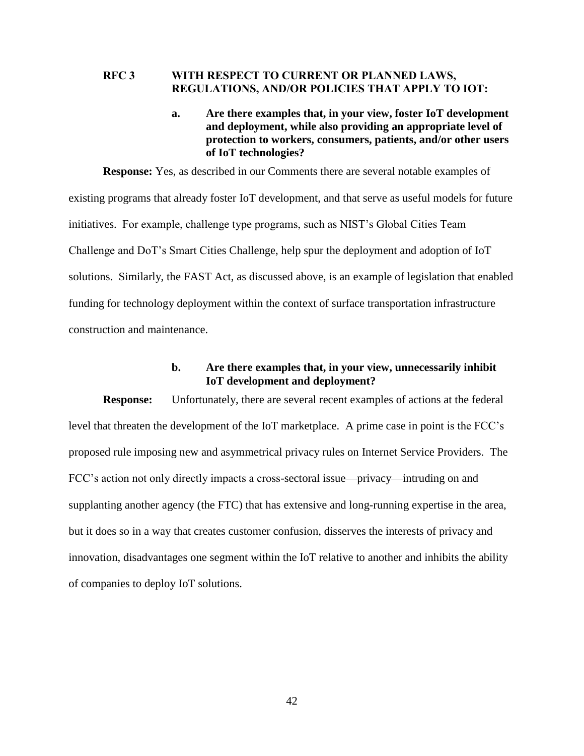**RFC 3 WITH RESPECT TO CURRENT OR PLANNED LAWS, REGULATIONS, AND/OR POLICIES THAT APPLY TO IOT:**

**a. Are there examples that, in your view, foster IoT development and deployment, while also providing an appropriate level of protection to workers, consumers, patients, and/or other users of IoT technologies?**

**Response:** Yes, as described in our Comments there are several notable examples of existing programs that already foster IoT development, and that serve as useful models for future initiatives. For example, challenge type programs, such as NIST's Global Cities Team Challenge and DoT's Smart Cities Challenge, help spur the deployment and adoption of IoT solutions. Similarly, the FAST Act, as discussed above, is an example of legislation that enabled funding for technology deployment within the context of surface transportation infrastructure construction and maintenance.

**b. Are there examples that, in your view, unnecessarily inhibit IoT development and deployment?**

**Response:** Unfortunately, there are several recent examples of actions at the federal level that threaten the development of the IoT marketplace. A prime case in point is the FCC's proposed rule imposing new and asymmetrical privacy rules on Internet Service Providers. The FCC's action not only directly impacts a cross-sectoral issue—privacy—intruding on and supplanting another agency (the FTC) that has extensive and long-running expertise in the area, but it does so in a way that creates customer confusion, disserves the interests of privacy and innovation, disadvantages one segment within the IoT relative to another and inhibits the ability of companies to deploy IoT solutions.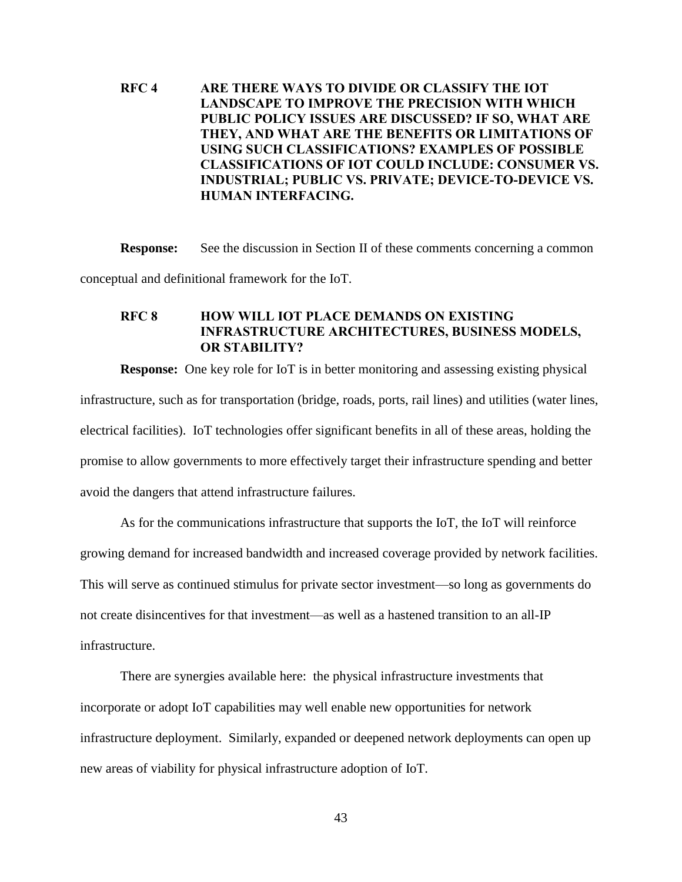### RFC 4 ARE THERE WAYS TO DIVIDE OR CLASSIFY THE IOT LANDSCAPE TO IMPROVE THE PRECISION WITH WHICH PUBLIC POLICY ISSUES ARE DISCUSSED? IF SO, WHAT ARE THEY, AND WHAT ARE THE BENEFITS OR LIMITATIONS OF USING SUCH CLASSIFICATIONS? EXAMPLES OF POSSIBLE CLASSIFICATIONS OF IOT COULD INCLUDE: CONSUMER VS. INDUSTRIAL; PUBLIC VS. PRIVATE; DEVICE-TO-DEVICE VS. HUMAN INTERFACING.

**Response:** See the discussion in Section II of these comments concerning a common conceptual and definitional framework for the IoT.

### RFC 8 HOW WILL IOT PLACE DEMANDS ON EXISTING INFRASTRUCTURE ARCHITECTURES, BUSINESS MODELS, OR STABILITY?

**Response:** One key role for IoT is in better monitoring and assessing existing physical infrastructure, such as for transportation (bridge, roads, ports, rail lines) and utilities (water lines, electrical facilities). IoT technologies offer significant benefits in all of these areas, holding the promise to allow governments to more effectively target their infrastructure spending and better avoid the dangers that attend infrastructure failures.

As for the communications infrastructure that supports the IoT, the IoT will reinforce growing demand for increased bandwidth and increased coverage provided by network facilities. This will serve as continued stimulus for private sector investment—so long as governments do not create disincentives for that investment—as well as a hastened transition to an all-IP infrastructure.

There are synergies available here: the physical infrastructure investments that incorporate or adopt IoT capabilities may well enable new opportunities for network infrastructure deployment. Similarly, expanded or deepened network deployments can open up new areas of viability for physical infrastructure adoption of IoT.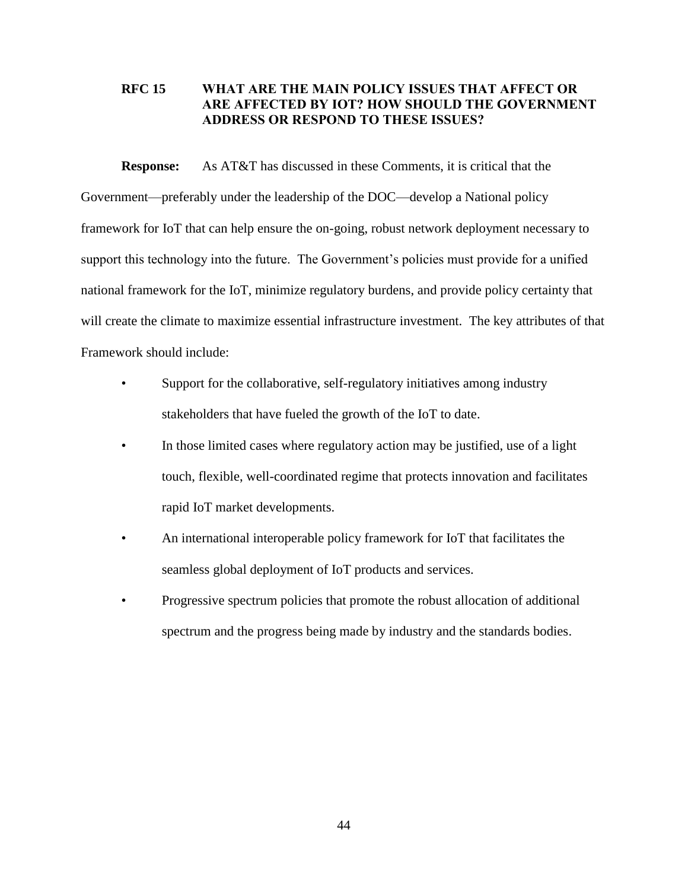## RFC 15 WHAT ARE THE MAIN POLICY ISSUES THAT AFFECT OR ARE AFFECTED BY IOT? HOW SHOULD THE GOVERNMENT ADDRESS OR RESPOND TO THESE ISSUES?

**Response:** As AT&T has discussed in these Comments, it is critical that the Government—preferably under the leadership of the DOC—develop a National policy framework for IoT that can help ensure the on-going, robust network deployment necessary to support this technology into the future. The Government's policies must provide for a unified national framework for the IoT, minimize regulatory burdens, and provide policy certainty that will create the climate to maximize essential infrastructure investment. The key attributes of that Framework should include:

- Support for the collaborative, self-regulatory initiatives among industry stakeholders that have fueled the growth of the IoT to date.
- In those limited cases where regulatory action may be justified, use of a light touch, flexible, well-coordinated regime that protects innovation and facilitates rapid IoT market developments.
- An international interoperable policy framework for IoT that facilitates the seamless global deployment of IoT products and services.
- Progressive spectrum policies that promote the robust allocation of additional spectrum and the progress being made by industry and the standards bodies.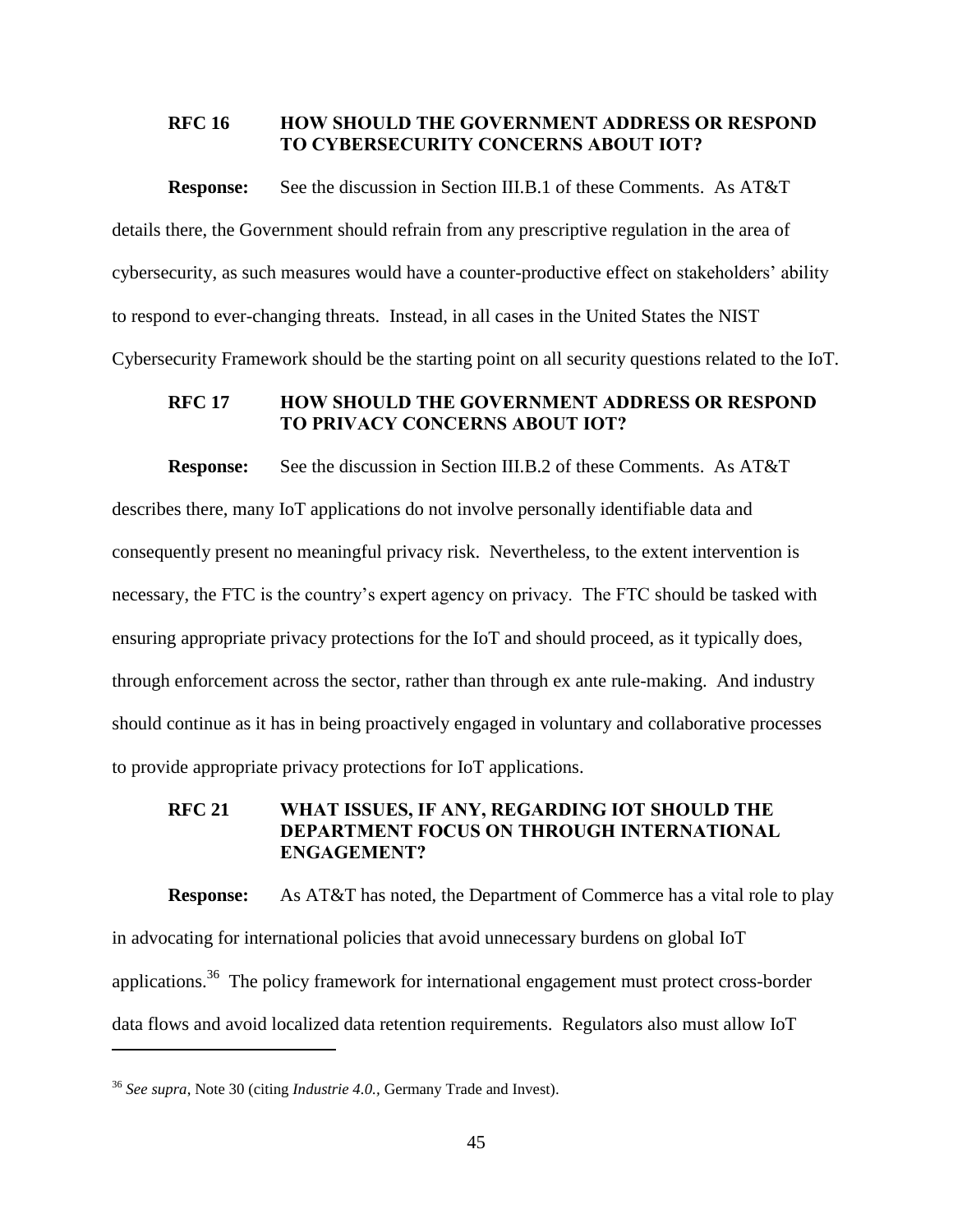### RFC 16 HOW SHOULD THE GOVERNMENT ADDRESS OR RESPOND TO CYBERSECURITY CONCERNS ABOUT IOT?

**Response:** See the discussion in Section III.B.1 of these Comments. As AT&T details there, the Government should refrain from any prescriptive regulation in the area of cybersecurity, as such measures would have a counter-productive effect on stakeholders' ability to respond to ever-changing threats. Instead, in all cases in the United States the NIST Cybersecurity Framework should be the starting point on all security questions related to the IoT.

### RFC 17 HOW SHOULD THE GOVERNMENT ADDRESS OR RESPOND TO PRIVACY CONCERNS ABOUT IOT?

**Response:** See the discussion in Section III.B.2 of these Comments. As AT&T describes there, many IoT applications do not involve personally identifiable data and consequently present no meaningful privacy risk. Nevertheless, to the extent intervention is necessary, the FTC is the country's expert agency on privacy. The FTC should be tasked with ensuring appropriate privacy protections for the IoT and should proceed, as it typically does, through enforcement across the sector, rather than through ex ante rule-making. And industry should continue as it has in being proactively engaged in voluntary and collaborative processes to provide appropriate privacy protections for IoT applications.

### RFC 21 WHAT ISSUES, IF ANY, REGARDING IOT SHOULD THE DEPARTMENT FOCUS ON THROUGH INTERNATIONAL ENGAGEMENT?

**Response:** As AT&T has noted, the Department of Commerce has a vital role to play in advocating for international policies that avoid unnecessary burdens on global IoT applications.[36] The policy framework for international engagement must protect cross-border data flows and avoid localized data retention requirements. Regulators also must allow IoT

---

[36] *See supra*, Note 30 (citing *Industrie 4.0.,* Germany Trade and Invest).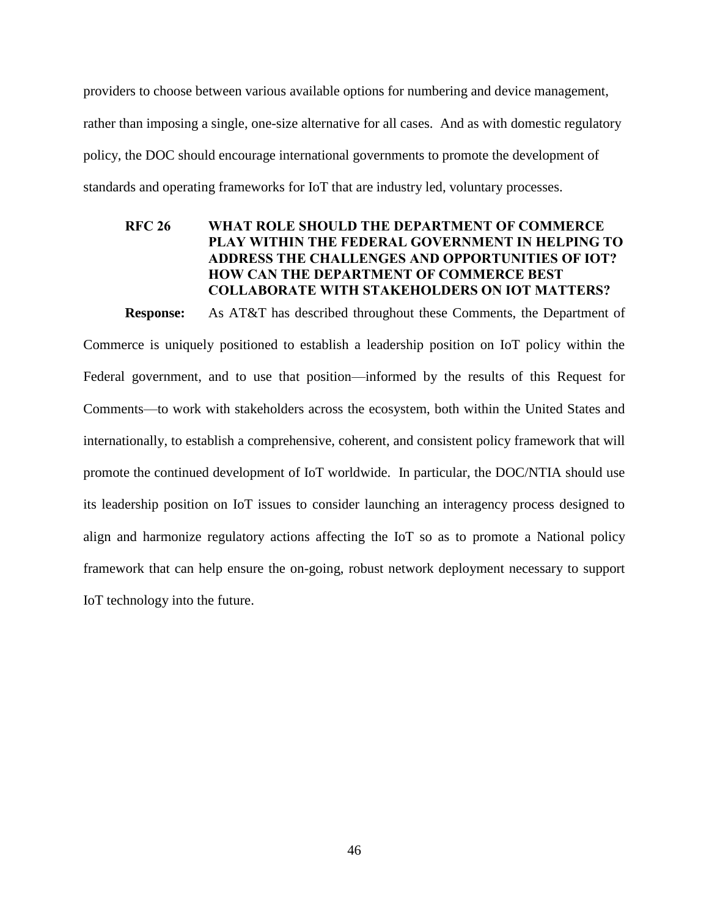providers to choose between various available options for numbering and device management, rather than imposing a single, one-size alternative for all cases. And as with domestic regulatory policy, the DOC should encourage international governments to promote the development of standards and operating frameworks for IoT that are industry led, voluntary processes.

### RFC 26 WHAT ROLE SHOULD THE DEPARTMENT OF COMMERCE PLAY WITHIN THE FEDERAL GOVERNMENT IN HELPING TO ADDRESS THE CHALLENGES AND OPPORTUNITIES OF IOT? HOW CAN THE DEPARTMENT OF COMMERCE BEST COLLABORATE WITH STAKEHOLDERS ON IOT MATTERS?

**Response:** As AT&T has described throughout these Comments, the Department of Commerce is uniquely positioned to establish a leadership position on IoT policy within the Federal government, and to use that position—informed by the results of this Request for Comments—to work with stakeholders across the ecosystem, both within the United States and internationally, to establish a comprehensive, coherent, and consistent policy framework that will promote the continued development of IoT worldwide. In particular, the DOC/NTIA should use its leadership position on IoT issues to consider launching an interagency process designed to align and harmonize regulatory actions affecting the IoT so as to promote a National policy framework that can help ensure the on-going, robust network deployment necessary to support IoT technology into the future.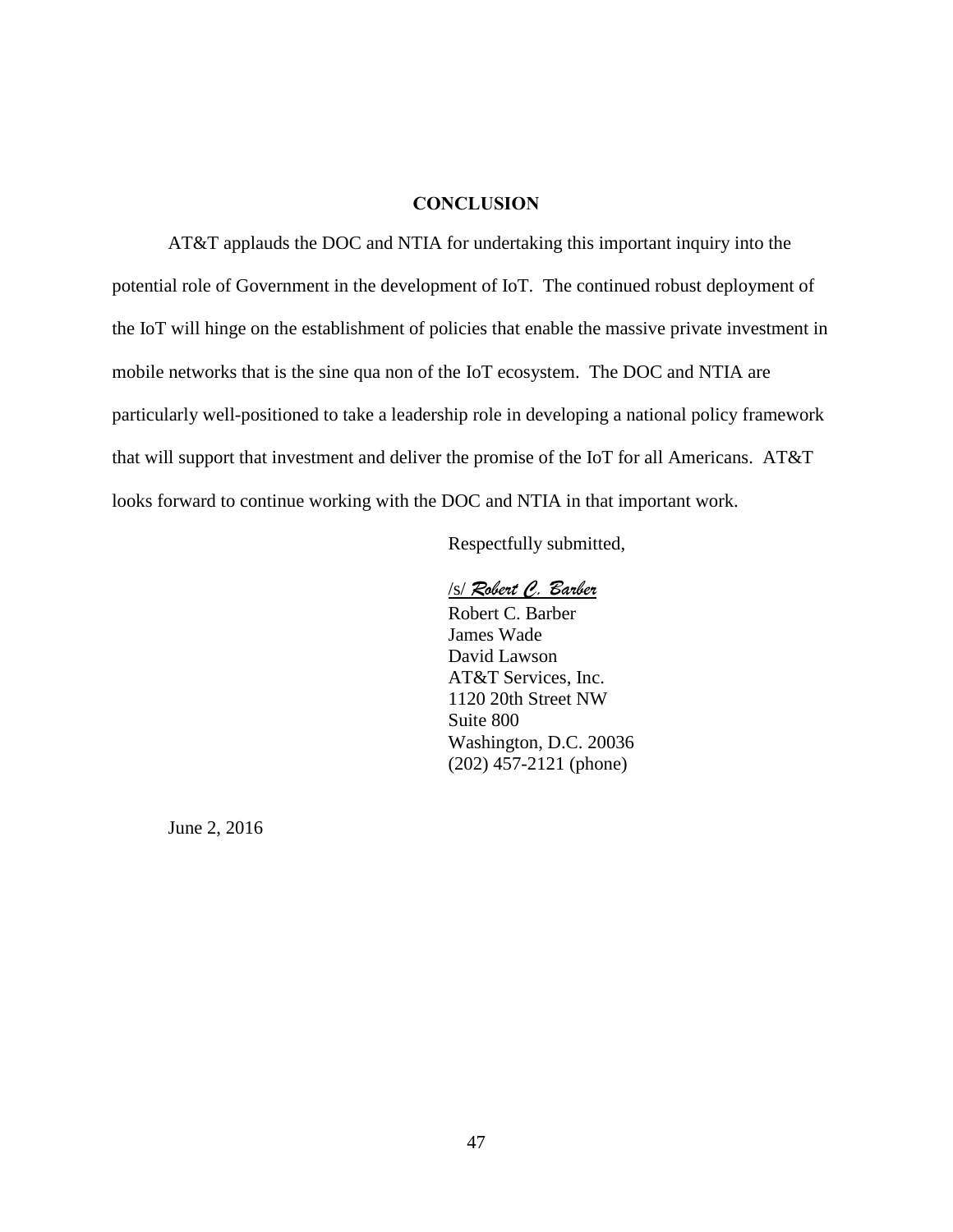## CONCLUSION

AT&T applauds the DOC and NTIA for undertaking this important inquiry into the potential role of Government in the development of IoT. The continued robust deployment of the IoT will hinge on the establishment of policies that enable the massive private investment in mobile networks that is the sine qua non of the IoT ecosystem. The DOC and NTIA are particularly well-positioned to take a leadership role in developing a national policy framework that will support that investment and deliver the promise of the IoT for all Americans. AT&T looks forward to continue working with the DOC and NTIA in that important work.

Respectfully submitted,

/s/ *Robert C. Barber*
Robert C. Barber
James Wade
David Lawson
AT&T Services, Inc.
1120 20th Street NW
Suite 800
Washington, D.C. 20036
(202) 457-2121 (phone)

June 2, 2016